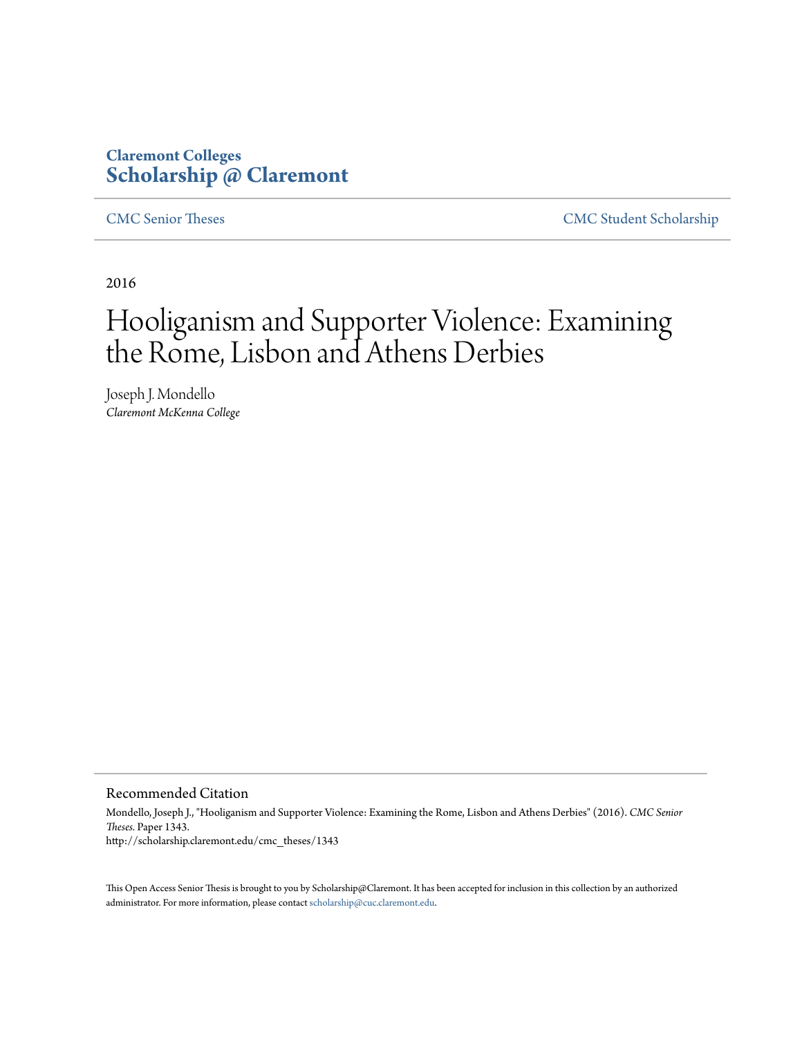Claremont Colleges
**Scholarship @ Claremont**

CMC Senior Theses

CMC Student Scholarship

2016

# Hooliganism and Supporter Violence: Examining the Rome, Lisbon and Athens Derbies

Joseph J. Mondello
*Claremont McKenna College*

## Recommended Citation

Mondello, Joseph J., "Hooliganism and Supporter Violence: Examining the Rome, Lisbon and Athens Derbies" (2016). *CMC Senior Theses.* Paper 1343.
http://scholarship.claremont.edu/cmc_theses/1343

This Open Access Senior Thesis is brought to you by Scholarship@Claremont. It has been accepted for inclusion in this collection by an authorized administrator. For more information, please contact scholarship@cuc.claremont.edu.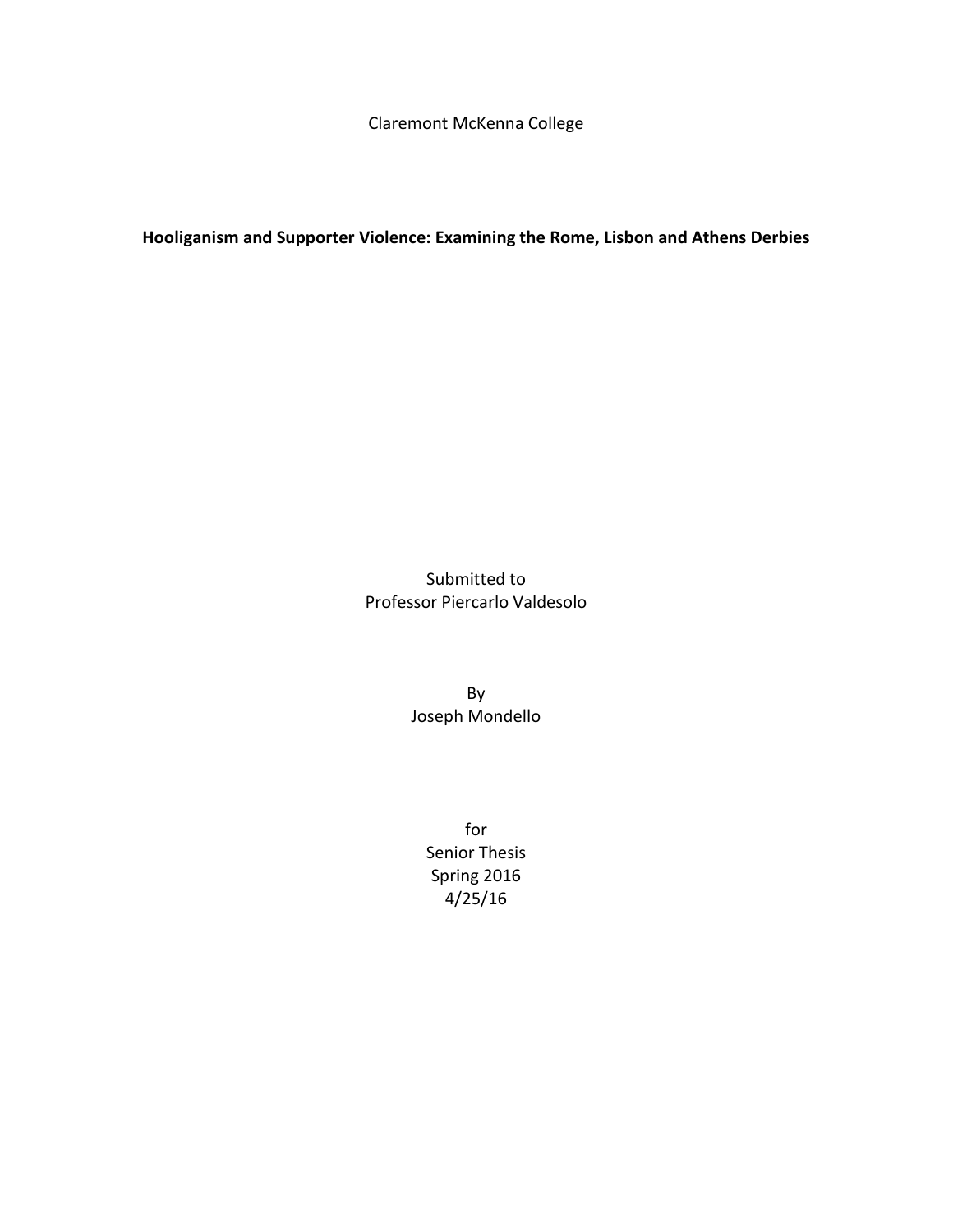Claremont McKenna College

**Hooliganism and Supporter Violence: Examining the Rome, Lisbon and Athens Derbies**

Submitted to
Professor Piercarlo Valdesolo

By
Joseph Mondello

for
Senior Thesis
Spring 2016
4/25/16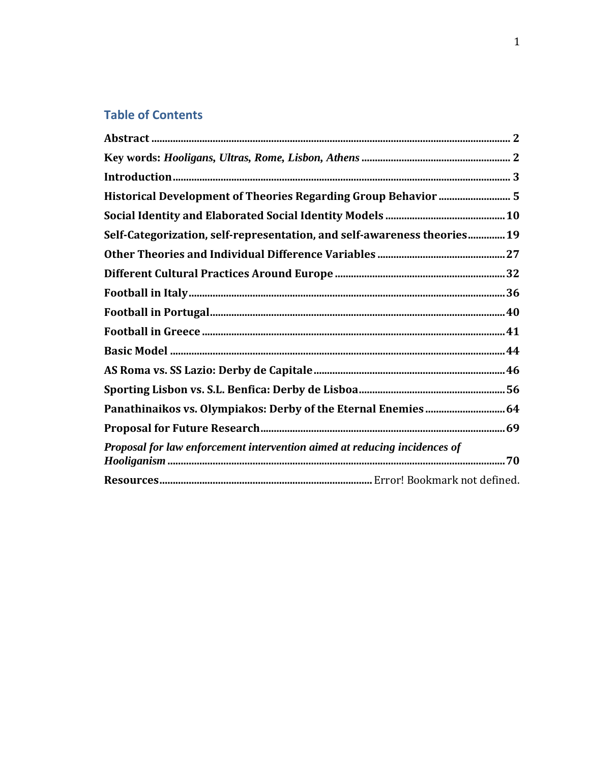## Table of Contents

**Abstract** .......... 2

**Key words:** ***Hooligans, Ultras, Rome, Lisbon, Athens*** .......... 2

**Introduction** .......... 3

**Historical Development of Theories Regarding Group Behavior** .......... 5

**Social Identity and Elaborated Social Identity Models** .......... 10

**Self-Categorization, self-representation, and self-awareness theories** .......... 19

**Other Theories and Individual Difference Variables** .......... 27

**Different Cultural Practices Around Europe** .......... 32

**Football in Italy** .......... 36

**Football in Portugal** .......... 40

**Football in Greece** .......... 41

**Basic Model** .......... 44

**AS Roma vs. SS Lazio: Derby de Capitale** .......... 46

**Sporting Lisbon vs. S.L. Benfica: Derby de Lisboa** .......... 56

**Panathinaikos vs. Olympiakos: Derby of the Eternal Enemies** .......... 64

**Proposal for Future Research** .......... 69

***Proposal for law enforcement intervention aimed at reducing incidences of Hooliganism*** .......... 70

**Resources** .......... Error! Bookmark not defined.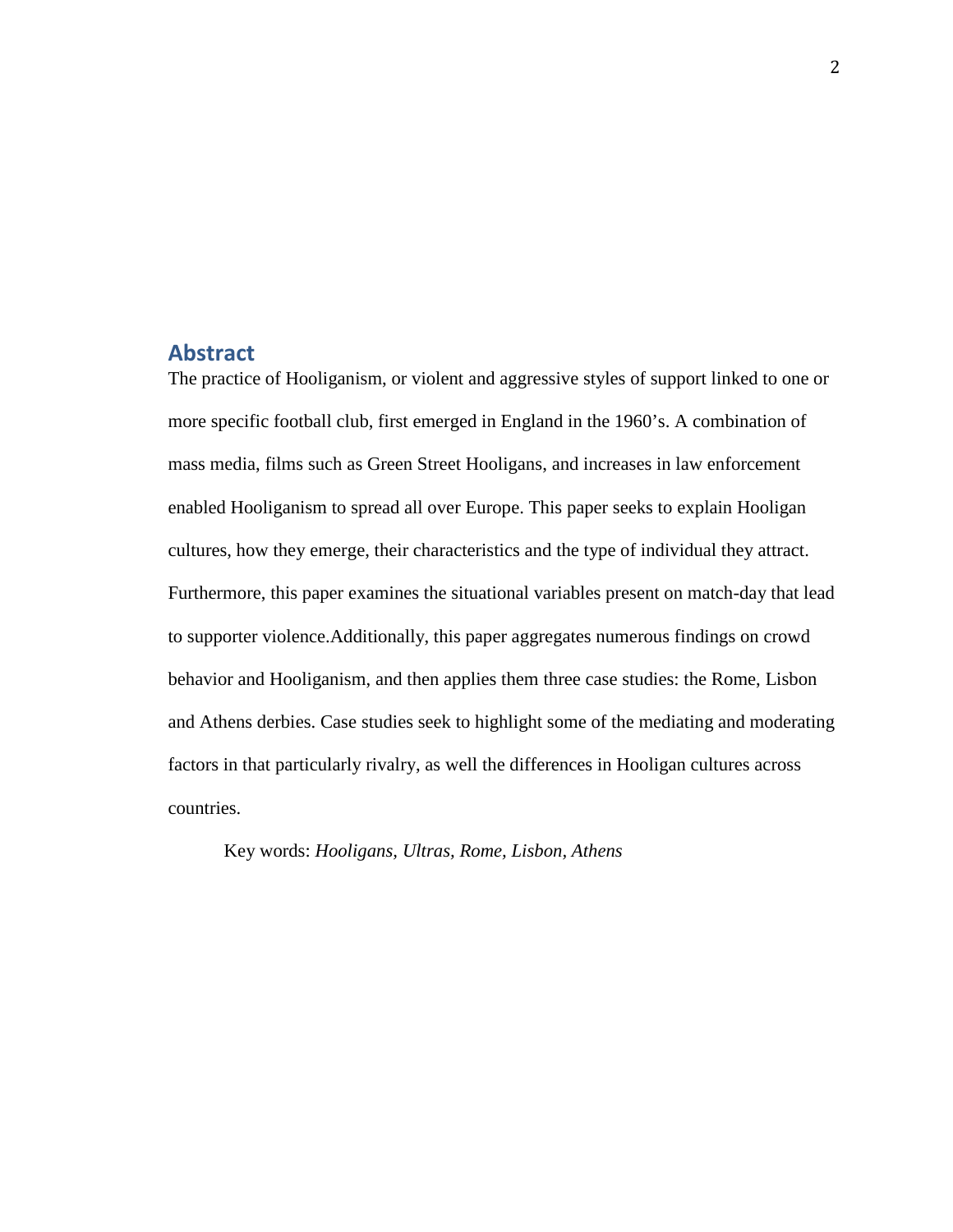## Abstract

The practice of Hooliganism, or violent and aggressive styles of support linked to one or more specific football club, first emerged in England in the 1960's. A combination of mass media, films such as Green Street Hooligans, and increases in law enforcement enabled Hooliganism to spread all over Europe. This paper seeks to explain Hooligan cultures, how they emerge, their characteristics and the type of individual they attract. Furthermore, this paper examines the situational variables present on match-day that lead to supporter violence.Additionally, this paper aggregates numerous findings on crowd behavior and Hooliganism, and then applies them three case studies: the Rome, Lisbon and Athens derbies. Case studies seek to highlight some of the mediating and moderating factors in that particularly rivalry, as well the differences in Hooligan cultures across countries.

Key words: *Hooligans, Ultras, Rome, Lisbon, Athens*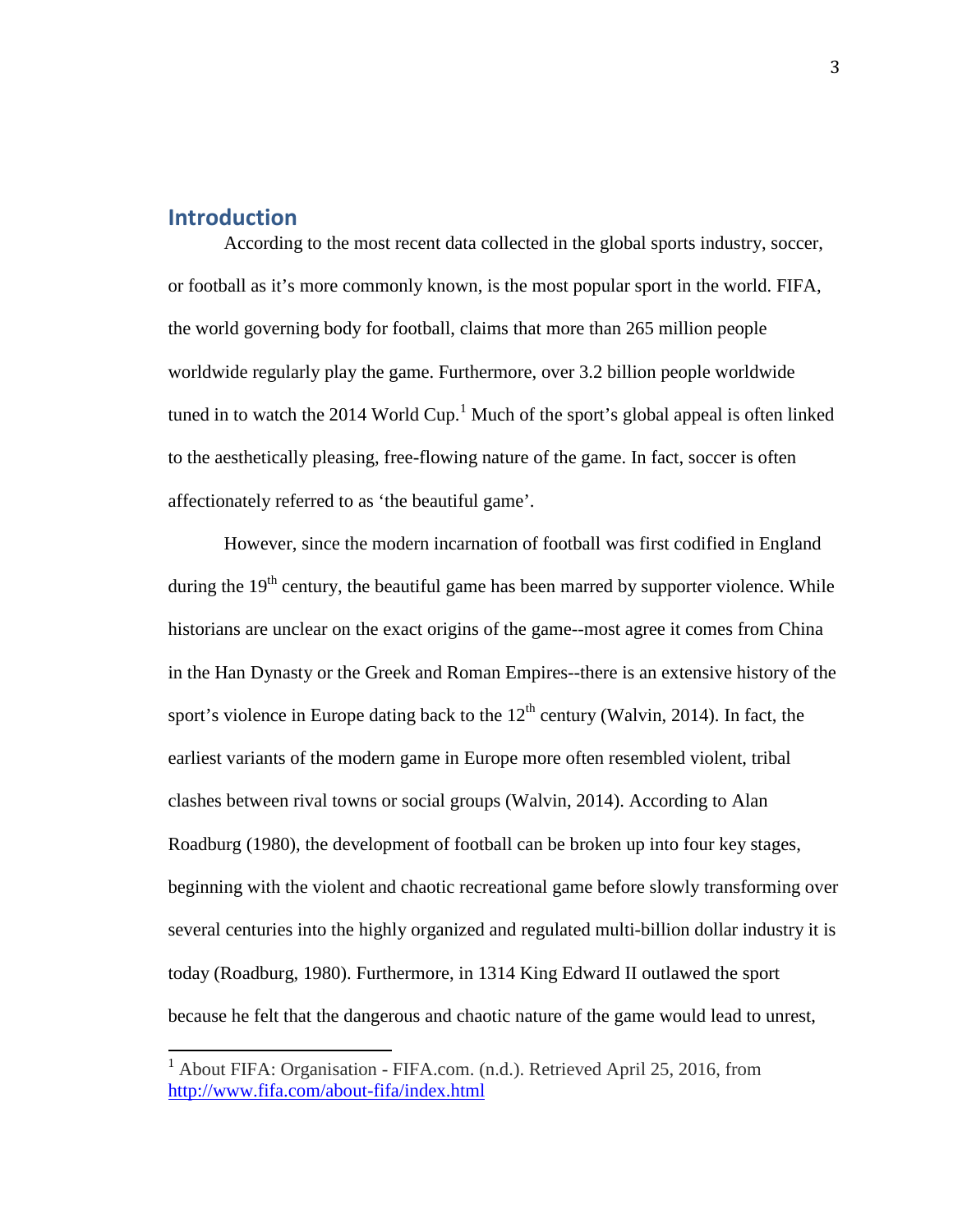## Introduction

According to the most recent data collected in the global sports industry, soccer, or football as it's more commonly known, is the most popular sport in the world. FIFA, the world governing body for football, claims that more than 265 million people worldwide regularly play the game. Furthermore, over 3.2 billion people worldwide tuned in to watch the 2014 World Cup.[1] Much of the sport's global appeal is often linked to the aesthetically pleasing, free-flowing nature of the game. In fact, soccer is often affectionately referred to as 'the beautiful game'.

However, since the modern incarnation of football was first codified in England during the 19th century, the beautiful game has been marred by supporter violence. While historians are unclear on the exact origins of the game--most agree it comes from China in the Han Dynasty or the Greek and Roman Empires--there is an extensive history of the sport's violence in Europe dating back to the 12th century (Walvin, 2014). In fact, the earliest variants of the modern game in Europe more often resembled violent, tribal clashes between rival towns or social groups (Walvin, 2014). According to Alan Roadburg (1980), the development of football can be broken up into four key stages, beginning with the violent and chaotic recreational game before slowly transforming over several centuries into the highly organized and regulated multi-billion dollar industry it is today (Roadburg, 1980). Furthermore, in 1314 King Edward II outlawed the sport because he felt that the dangerous and chaotic nature of the game would lead to unrest,

[1] About FIFA: Organisation - FIFA.com. (n.d.). Retrieved April 25, 2016, from http://www.fifa.com/about-fifa/index.html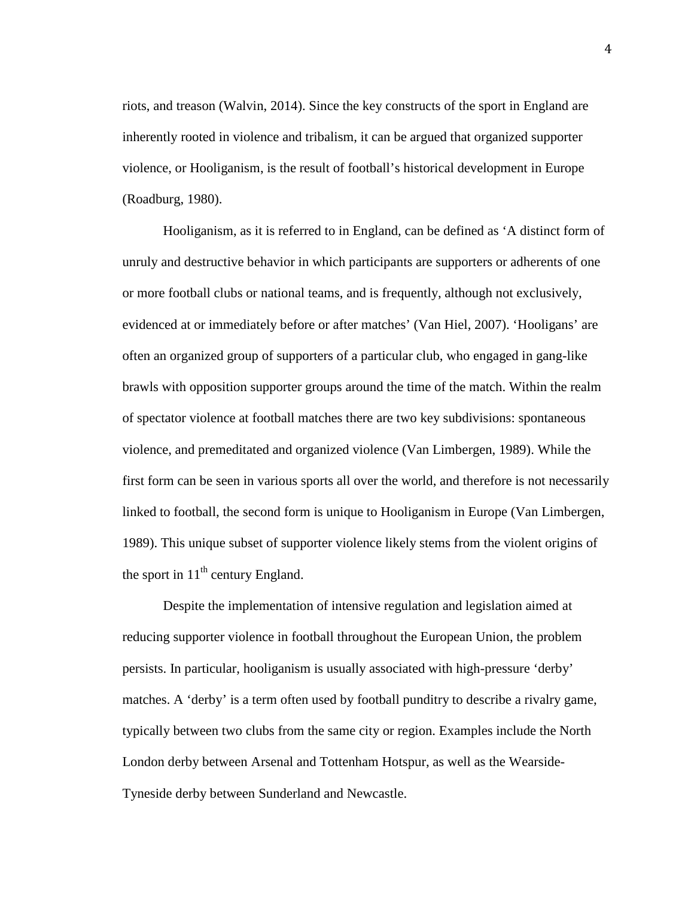riots, and treason (Walvin, 2014). Since the key constructs of the sport in England are inherently rooted in violence and tribalism, it can be argued that organized supporter violence, or Hooliganism, is the result of football's historical development in Europe (Roadburg, 1980).

Hooliganism, as it is referred to in England, can be defined as 'A distinct form of unruly and destructive behavior in which participants are supporters or adherents of one or more football clubs or national teams, and is frequently, although not exclusively, evidenced at or immediately before or after matches' (Van Hiel, 2007). 'Hooligans' are often an organized group of supporters of a particular club, who engaged in gang-like brawls with opposition supporter groups around the time of the match. Within the realm of spectator violence at football matches there are two key subdivisions: spontaneous violence, and premeditated and organized violence (Van Limbergen, 1989). While the first form can be seen in various sports all over the world, and therefore is not necessarily linked to football, the second form is unique to Hooliganism in Europe (Van Limbergen, 1989). This unique subset of supporter violence likely stems from the violent origins of the sport in 11th century England.

Despite the implementation of intensive regulation and legislation aimed at reducing supporter violence in football throughout the European Union, the problem persists. In particular, hooliganism is usually associated with high-pressure 'derby' matches. A 'derby' is a term often used by football punditry to describe a rivalry game, typically between two clubs from the same city or region. Examples include the North London derby between Arsenal and Tottenham Hotspur, as well as the Wearside-Tyneside derby between Sunderland and Newcastle.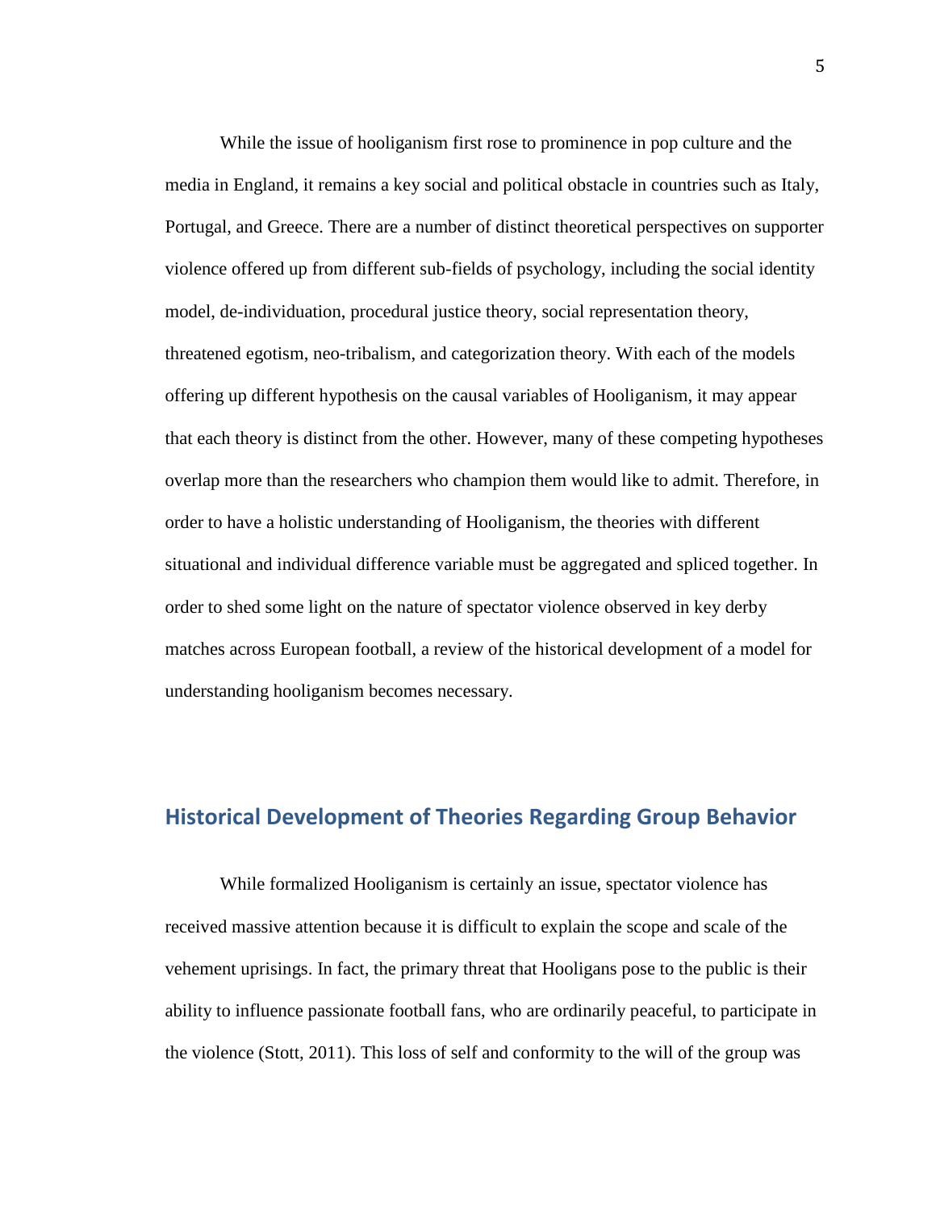While the issue of hooliganism first rose to prominence in pop culture and the media in England, it remains a key social and political obstacle in countries such as Italy, Portugal, and Greece. There are a number of distinct theoretical perspectives on supporter violence offered up from different sub-fields of psychology, including the social identity model, de-individuation, procedural justice theory, social representation theory, threatened egotism, neo-tribalism, and categorization theory. With each of the models offering up different hypothesis on the causal variables of Hooliganism, it may appear that each theory is distinct from the other. However, many of these competing hypotheses overlap more than the researchers who champion them would like to admit. Therefore, in order to have a holistic understanding of Hooliganism, the theories with different situational and individual difference variable must be aggregated and spliced together. In order to shed some light on the nature of spectator violence observed in key derby matches across European football, a review of the historical development of a model for understanding hooliganism becomes necessary.

## Historical Development of Theories Regarding Group Behavior

While formalized Hooliganism is certainly an issue, spectator violence has received massive attention because it is difficult to explain the scope and scale of the vehement uprisings. In fact, the primary threat that Hooligans pose to the public is their ability to influence passionate football fans, who are ordinarily peaceful, to participate in the violence (Stott, 2011). This loss of self and conformity to the will of the group was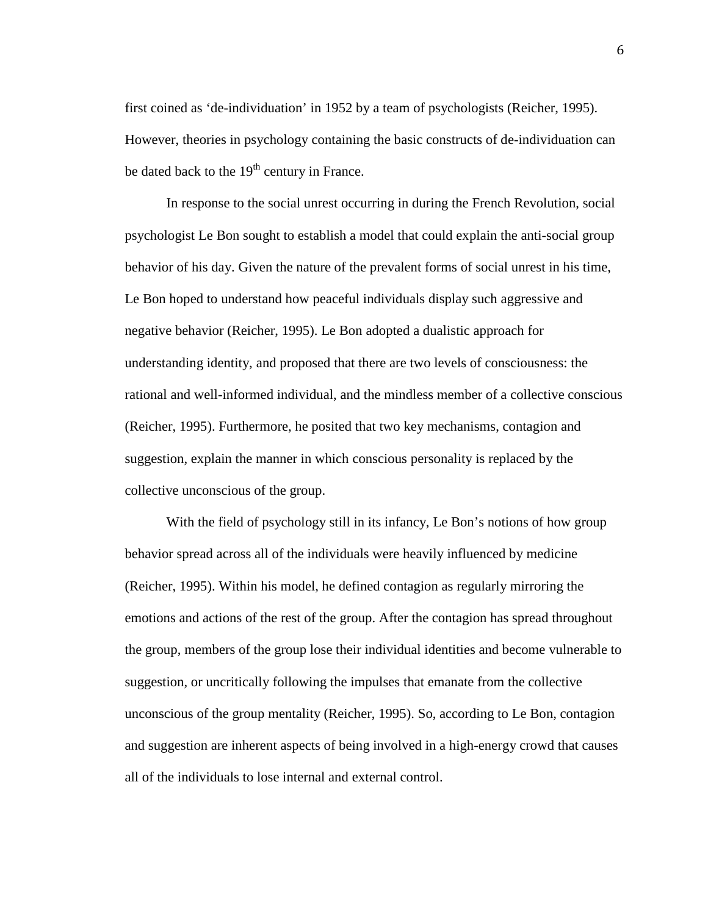first coined as 'de-individuation' in 1952 by a team of psychologists (Reicher, 1995). However, theories in psychology containing the basic constructs of de-individuation can be dated back to the 19th century in France.

In response to the social unrest occurring in during the French Revolution, social psychologist Le Bon sought to establish a model that could explain the anti-social group behavior of his day. Given the nature of the prevalent forms of social unrest in his time, Le Bon hoped to understand how peaceful individuals display such aggressive and negative behavior (Reicher, 1995). Le Bon adopted a dualistic approach for understanding identity, and proposed that there are two levels of consciousness: the rational and well-informed individual, and the mindless member of a collective conscious (Reicher, 1995). Furthermore, he posited that two key mechanisms, contagion and suggestion, explain the manner in which conscious personality is replaced by the collective unconscious of the group.

With the field of psychology still in its infancy, Le Bon's notions of how group behavior spread across all of the individuals were heavily influenced by medicine (Reicher, 1995). Within his model, he defined contagion as regularly mirroring the emotions and actions of the rest of the group. After the contagion has spread throughout the group, members of the group lose their individual identities and become vulnerable to suggestion, or uncritically following the impulses that emanate from the collective unconscious of the group mentality (Reicher, 1995). So, according to Le Bon, contagion and suggestion are inherent aspects of being involved in a high-energy crowd that causes all of the individuals to lose internal and external control.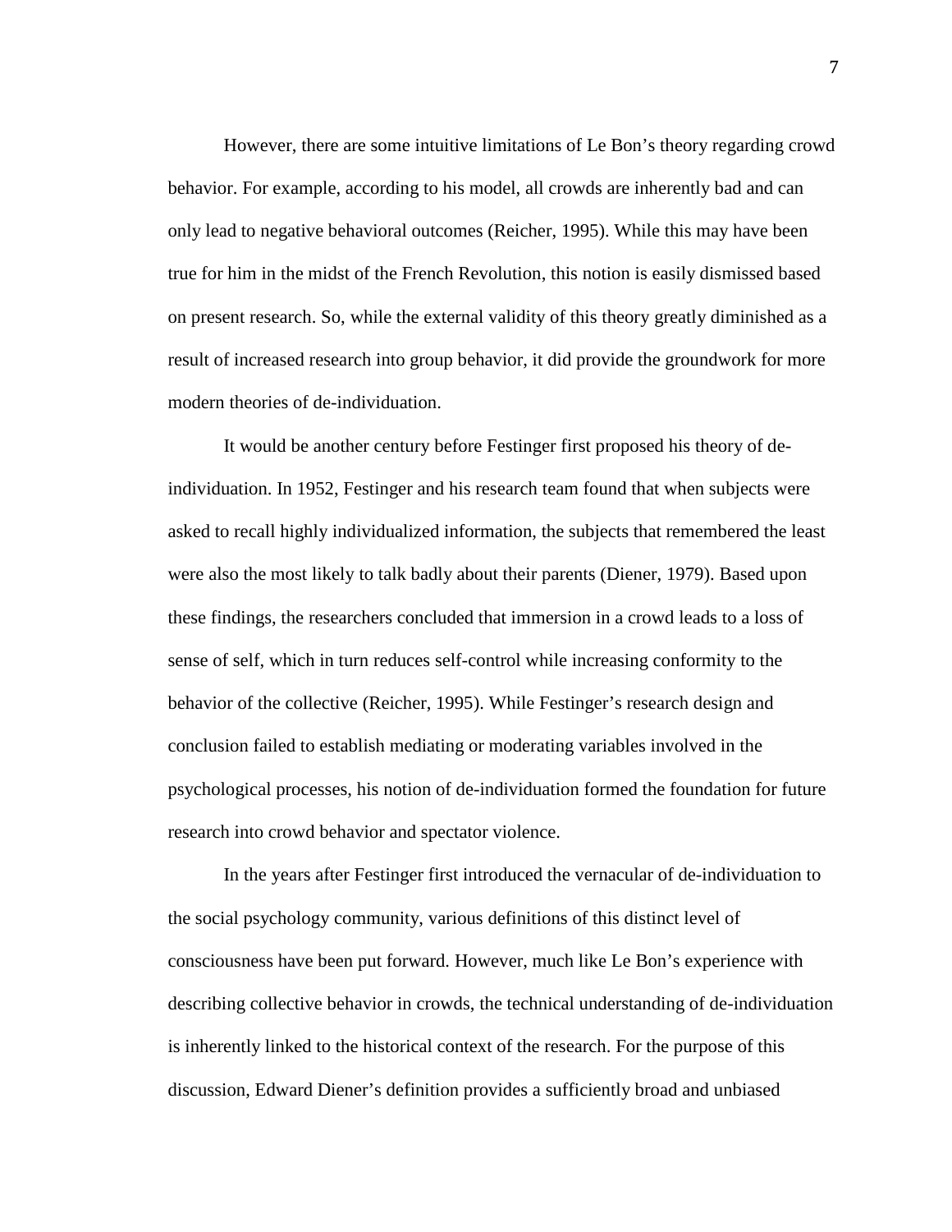However, there are some intuitive limitations of Le Bon's theory regarding crowd behavior. For example, according to his model, all crowds are inherently bad and can only lead to negative behavioral outcomes (Reicher, 1995). While this may have been true for him in the midst of the French Revolution, this notion is easily dismissed based on present research. So, while the external validity of this theory greatly diminished as a result of increased research into group behavior, it did provide the groundwork for more modern theories of de-individuation.

It would be another century before Festinger first proposed his theory of de-individuation. In 1952, Festinger and his research team found that when subjects were asked to recall highly individualized information, the subjects that remembered the least were also the most likely to talk badly about their parents (Diener, 1979). Based upon these findings, the researchers concluded that immersion in a crowd leads to a loss of sense of self, which in turn reduces self-control while increasing conformity to the behavior of the collective (Reicher, 1995). While Festinger's research design and conclusion failed to establish mediating or moderating variables involved in the psychological processes, his notion of de-individuation formed the foundation for future research into crowd behavior and spectator violence.

In the years after Festinger first introduced the vernacular of de-individuation to the social psychology community, various definitions of this distinct level of consciousness have been put forward. However, much like Le Bon's experience with describing collective behavior in crowds, the technical understanding of de-individuation is inherently linked to the historical context of the research. For the purpose of this discussion, Edward Diener's definition provides a sufficiently broad and unbiased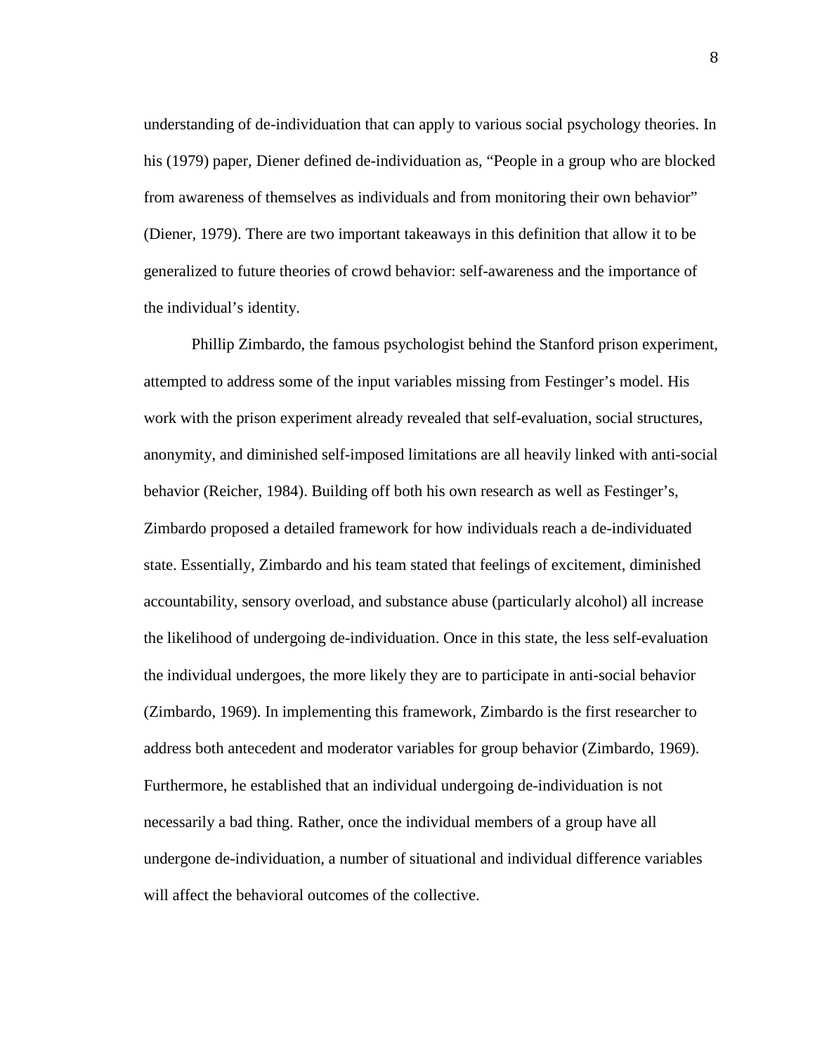understanding of de-individuation that can apply to various social psychology theories. In his (1979) paper, Diener defined de-individuation as, "People in a group who are blocked from awareness of themselves as individuals and from monitoring their own behavior" (Diener, 1979). There are two important takeaways in this definition that allow it to be generalized to future theories of crowd behavior: self-awareness and the importance of the individual's identity.

Phillip Zimbardo, the famous psychologist behind the Stanford prison experiment, attempted to address some of the input variables missing from Festinger's model. His work with the prison experiment already revealed that self-evaluation, social structures, anonymity, and diminished self-imposed limitations are all heavily linked with anti-social behavior (Reicher, 1984). Building off both his own research as well as Festinger's, Zimbardo proposed a detailed framework for how individuals reach a de-individuated state. Essentially, Zimbardo and his team stated that feelings of excitement, diminished accountability, sensory overload, and substance abuse (particularly alcohol) all increase the likelihood of undergoing de-individuation. Once in this state, the less self-evaluation the individual undergoes, the more likely they are to participate in anti-social behavior (Zimbardo, 1969). In implementing this framework, Zimbardo is the first researcher to address both antecedent and moderator variables for group behavior (Zimbardo, 1969). Furthermore, he established that an individual undergoing de-individuation is not necessarily a bad thing. Rather, once the individual members of a group have all undergone de-individuation, a number of situational and individual difference variables will affect the behavioral outcomes of the collective.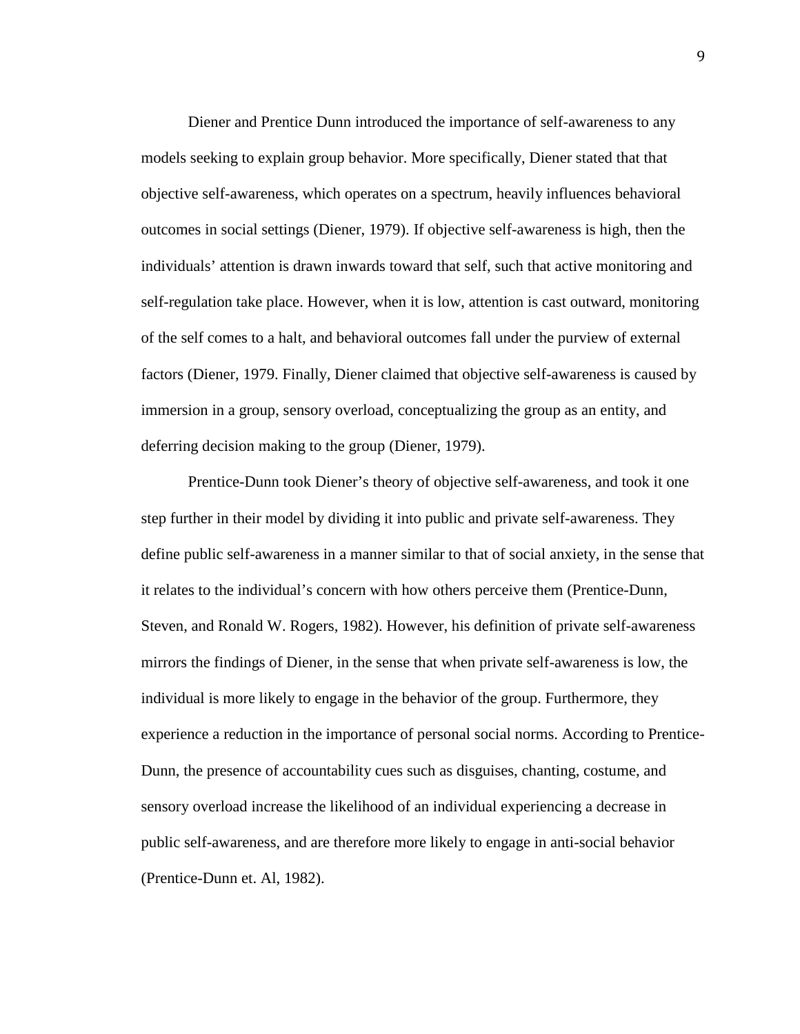Diener and Prentice Dunn introduced the importance of self-awareness to any models seeking to explain group behavior. More specifically, Diener stated that that objective self-awareness, which operates on a spectrum, heavily influences behavioral outcomes in social settings (Diener, 1979). If objective self-awareness is high, then the individuals' attention is drawn inwards toward that self, such that active monitoring and self-regulation take place. However, when it is low, attention is cast outward, monitoring of the self comes to a halt, and behavioral outcomes fall under the purview of external factors (Diener, 1979. Finally, Diener claimed that objective self-awareness is caused by immersion in a group, sensory overload, conceptualizing the group as an entity, and deferring decision making to the group (Diener, 1979).

Prentice-Dunn took Diener's theory of objective self-awareness, and took it one step further in their model by dividing it into public and private self-awareness. They define public self-awareness in a manner similar to that of social anxiety, in the sense that it relates to the individual's concern with how others perceive them (Prentice-Dunn, Steven, and Ronald W. Rogers, 1982). However, his definition of private self-awareness mirrors the findings of Diener, in the sense that when private self-awareness is low, the individual is more likely to engage in the behavior of the group. Furthermore, they experience a reduction in the importance of personal social norms. According to Prentice-Dunn, the presence of accountability cues such as disguises, chanting, costume, and sensory overload increase the likelihood of an individual experiencing a decrease in public self-awareness, and are therefore more likely to engage in anti-social behavior (Prentice-Dunn et. Al, 1982).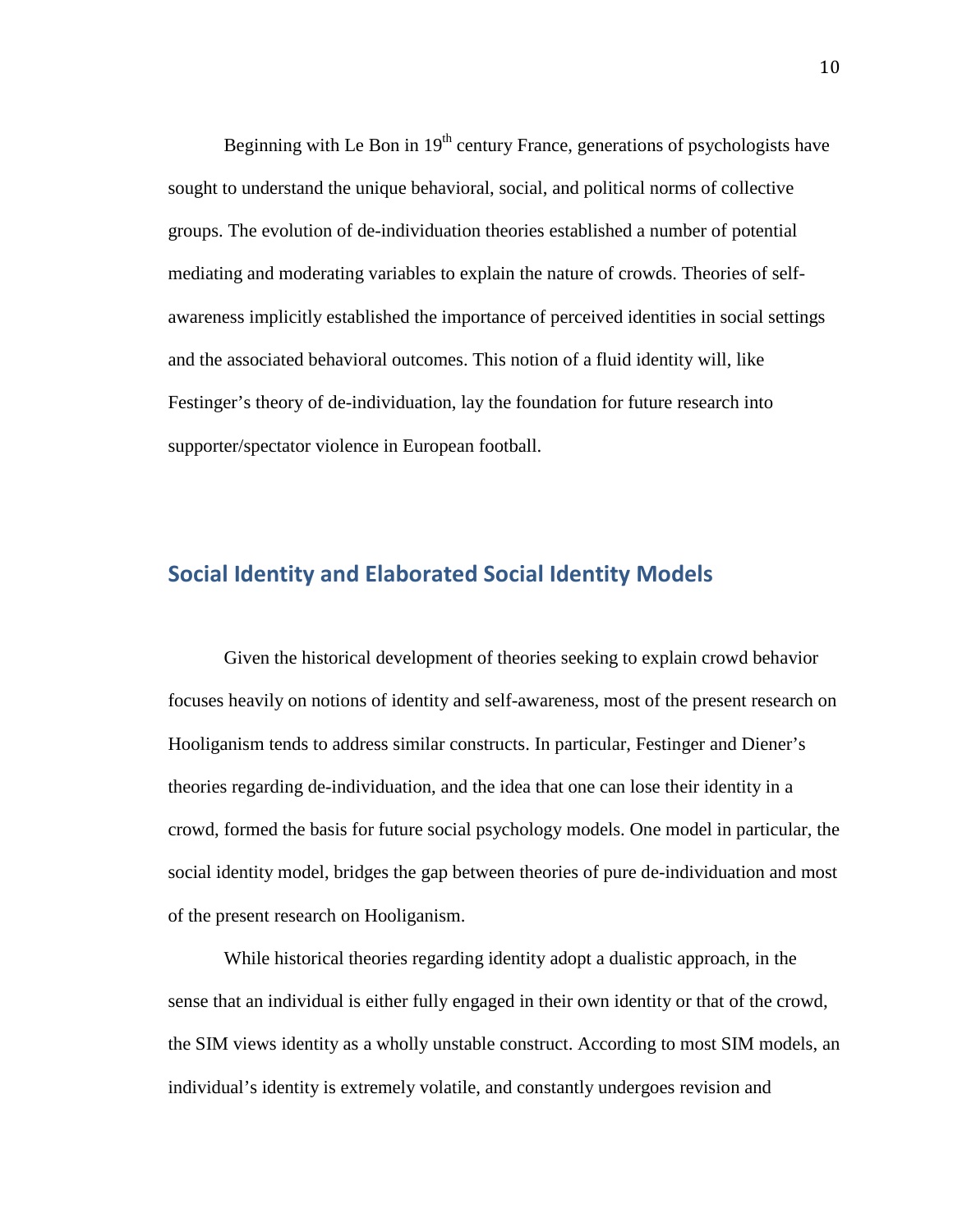Beginning with Le Bon in 19th century France, generations of psychologists have sought to understand the unique behavioral, social, and political norms of collective groups. The evolution of de-individuation theories established a number of potential mediating and moderating variables to explain the nature of crowds. Theories of self-awareness implicitly established the importance of perceived identities in social settings and the associated behavioral outcomes. This notion of a fluid identity will, like Festinger's theory of de-individuation, lay the foundation for future research into supporter/spectator violence in European football.

## Social Identity and Elaborated Social Identity Models

Given the historical development of theories seeking to explain crowd behavior focuses heavily on notions of identity and self-awareness, most of the present research on Hooliganism tends to address similar constructs. In particular, Festinger and Diener's theories regarding de-individuation, and the idea that one can lose their identity in a crowd, formed the basis for future social psychology models. One model in particular, the social identity model, bridges the gap between theories of pure de-individuation and most of the present research on Hooliganism.

While historical theories regarding identity adopt a dualistic approach, in the sense that an individual is either fully engaged in their own identity or that of the crowd, the SIM views identity as a wholly unstable construct. According to most SIM models, an individual's identity is extremely volatile, and constantly undergoes revision and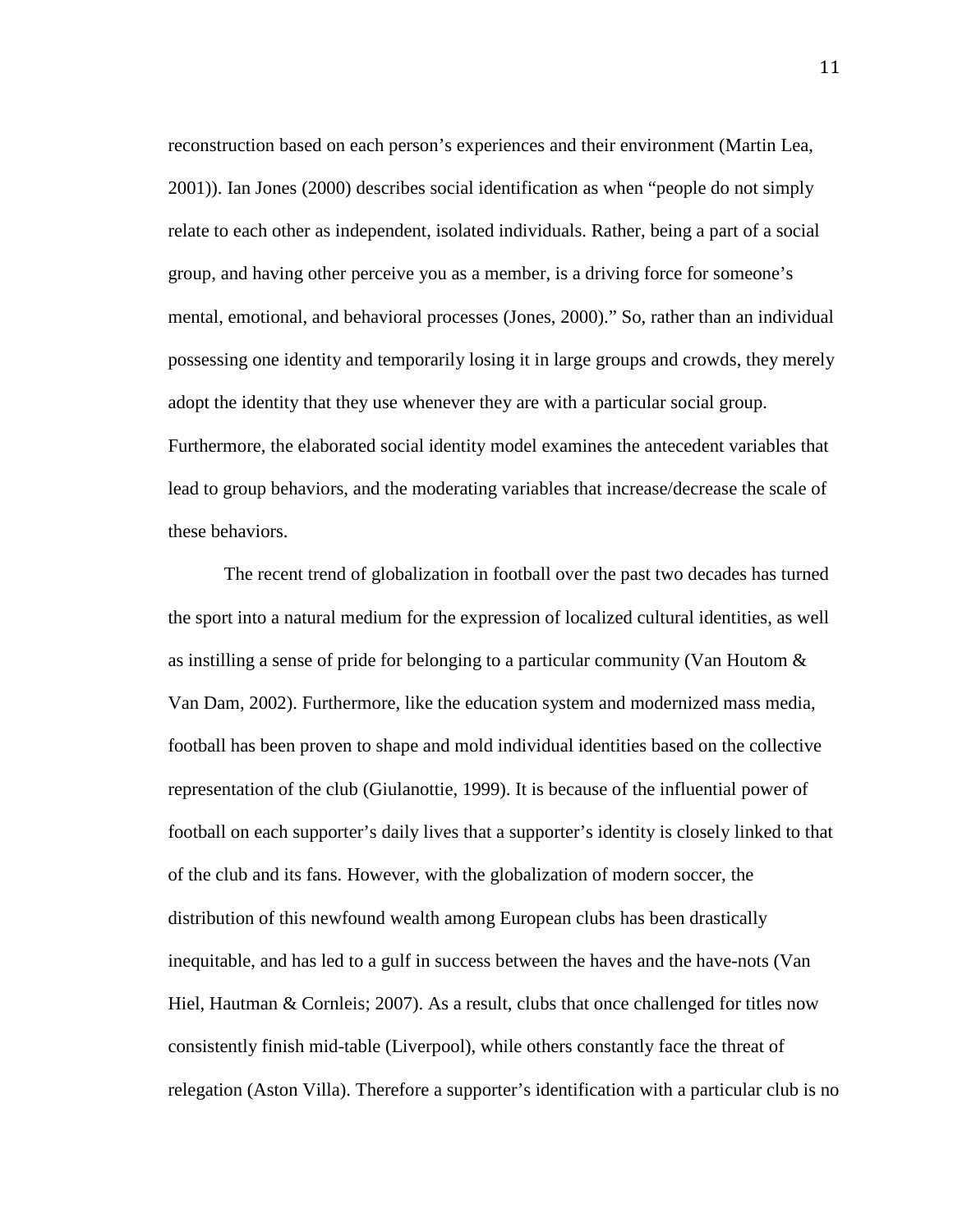reconstruction based on each person's experiences and their environment (Martin Lea, 2001)). Ian Jones (2000) describes social identification as when "people do not simply relate to each other as independent, isolated individuals. Rather, being a part of a social group, and having other perceive you as a member, is a driving force for someone's mental, emotional, and behavioral processes (Jones, 2000)." So, rather than an individual possessing one identity and temporarily losing it in large groups and crowds, they merely adopt the identity that they use whenever they are with a particular social group. Furthermore, the elaborated social identity model examines the antecedent variables that lead to group behaviors, and the moderating variables that increase/decrease the scale of these behaviors.

The recent trend of globalization in football over the past two decades has turned the sport into a natural medium for the expression of localized cultural identities, as well as instilling a sense of pride for belonging to a particular community (Van Houtom & Van Dam, 2002). Furthermore, like the education system and modernized mass media, football has been proven to shape and mold individual identities based on the collective representation of the club (Giulanottie, 1999). It is because of the influential power of football on each supporter's daily lives that a supporter's identity is closely linked to that of the club and its fans. However, with the globalization of modern soccer, the distribution of this newfound wealth among European clubs has been drastically inequitable, and has led to a gulf in success between the haves and the have-nots (Van Hiel, Hautman & Cornleis; 2007). As a result, clubs that once challenged for titles now consistently finish mid-table (Liverpool), while others constantly face the threat of relegation (Aston Villa). Therefore a supporter's identification with a particular club is no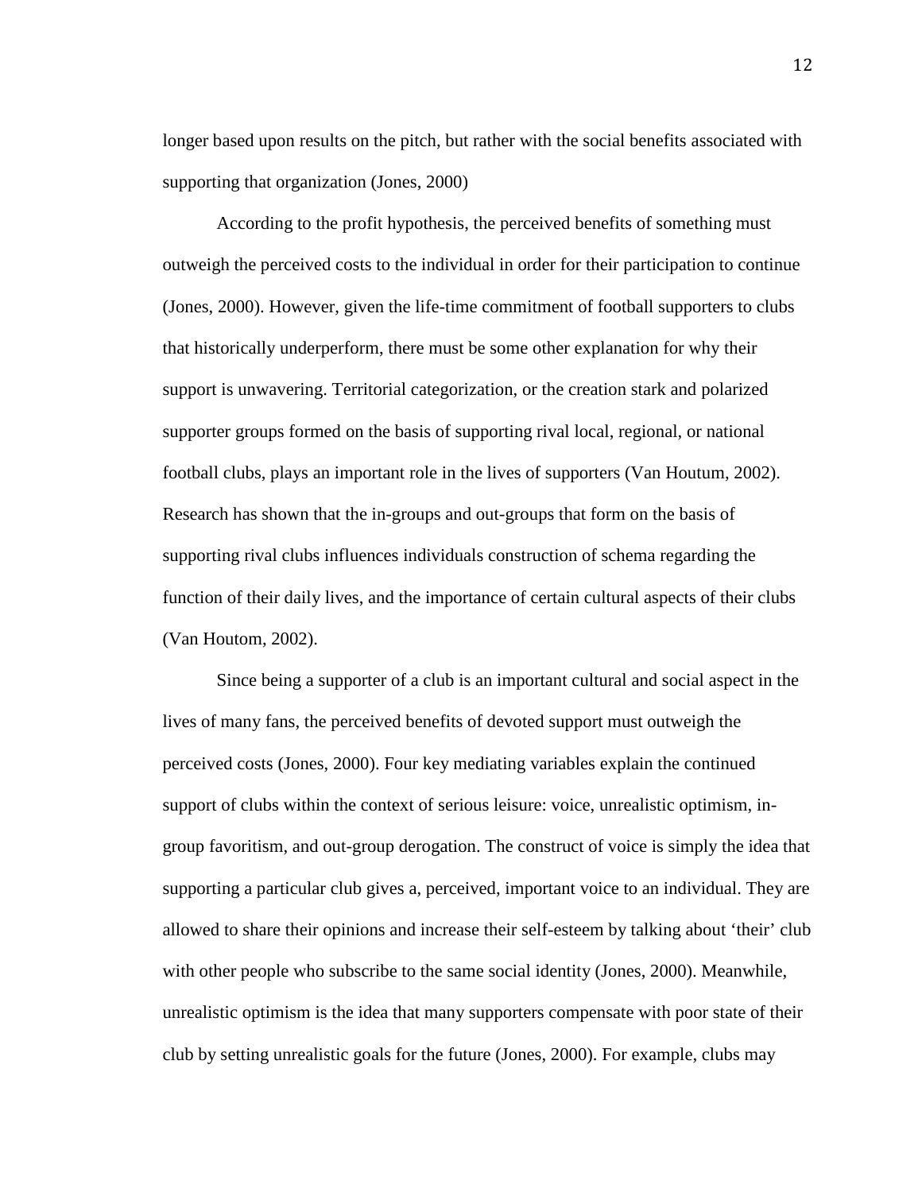longer based upon results on the pitch, but rather with the social benefits associated with supporting that organization (Jones, 2000)

According to the profit hypothesis, the perceived benefits of something must outweigh the perceived costs to the individual in order for their participation to continue (Jones, 2000). However, given the life-time commitment of football supporters to clubs that historically underperform, there must be some other explanation for why their support is unwavering. Territorial categorization, or the creation stark and polarized supporter groups formed on the basis of supporting rival local, regional, or national football clubs, plays an important role in the lives of supporters (Van Houtum, 2002). Research has shown that the in-groups and out-groups that form on the basis of supporting rival clubs influences individuals construction of schema regarding the function of their daily lives, and the importance of certain cultural aspects of their clubs (Van Houtom, 2002).

Since being a supporter of a club is an important cultural and social aspect in the lives of many fans, the perceived benefits of devoted support must outweigh the perceived costs (Jones, 2000). Four key mediating variables explain the continued support of clubs within the context of serious leisure: voice, unrealistic optimism, in-group favoritism, and out-group derogation. The construct of voice is simply the idea that supporting a particular club gives a, perceived, important voice to an individual. They are allowed to share their opinions and increase their self-esteem by talking about 'their' club with other people who subscribe to the same social identity (Jones, 2000). Meanwhile, unrealistic optimism is the idea that many supporters compensate with poor state of their club by setting unrealistic goals for the future (Jones, 2000). For example, clubs may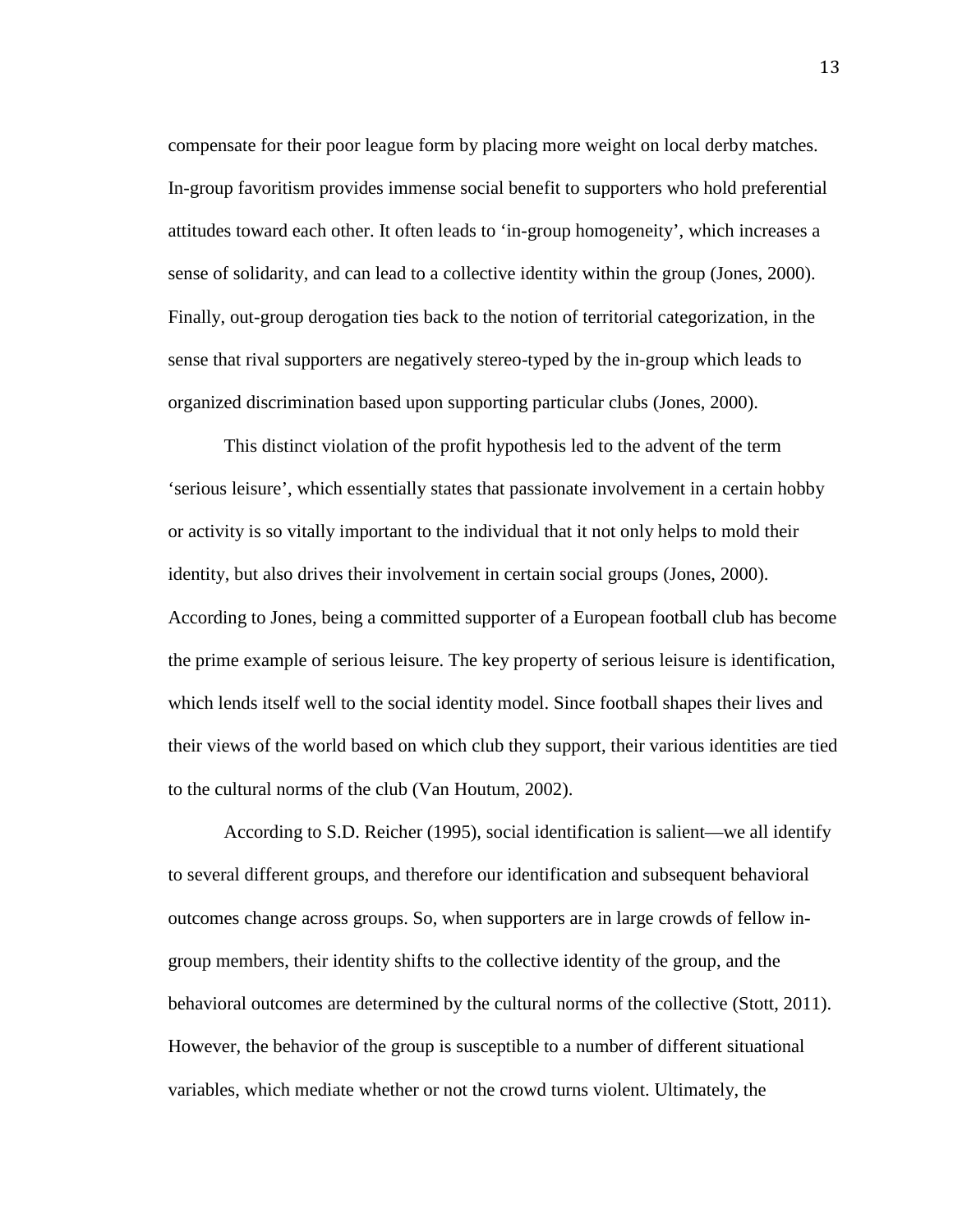compensate for their poor league form by placing more weight on local derby matches. In-group favoritism provides immense social benefit to supporters who hold preferential attitudes toward each other. It often leads to 'in-group homogeneity', which increases a sense of solidarity, and can lead to a collective identity within the group (Jones, 2000). Finally, out-group derogation ties back to the notion of territorial categorization, in the sense that rival supporters are negatively stereo-typed by the in-group which leads to organized discrimination based upon supporting particular clubs (Jones, 2000).

This distinct violation of the profit hypothesis led to the advent of the term 'serious leisure', which essentially states that passionate involvement in a certain hobby or activity is so vitally important to the individual that it not only helps to mold their identity, but also drives their involvement in certain social groups (Jones, 2000). According to Jones, being a committed supporter of a European football club has become the prime example of serious leisure. The key property of serious leisure is identification, which lends itself well to the social identity model. Since football shapes their lives and their views of the world based on which club they support, their various identities are tied to the cultural norms of the club (Van Houtum, 2002).

According to S.D. Reicher (1995), social identification is salient—we all identify to several different groups, and therefore our identification and subsequent behavioral outcomes change across groups. So, when supporters are in large crowds of fellow in-group members, their identity shifts to the collective identity of the group, and the behavioral outcomes are determined by the cultural norms of the collective (Stott, 2011). However, the behavior of the group is susceptible to a number of different situational variables, which mediate whether or not the crowd turns violent. Ultimately, the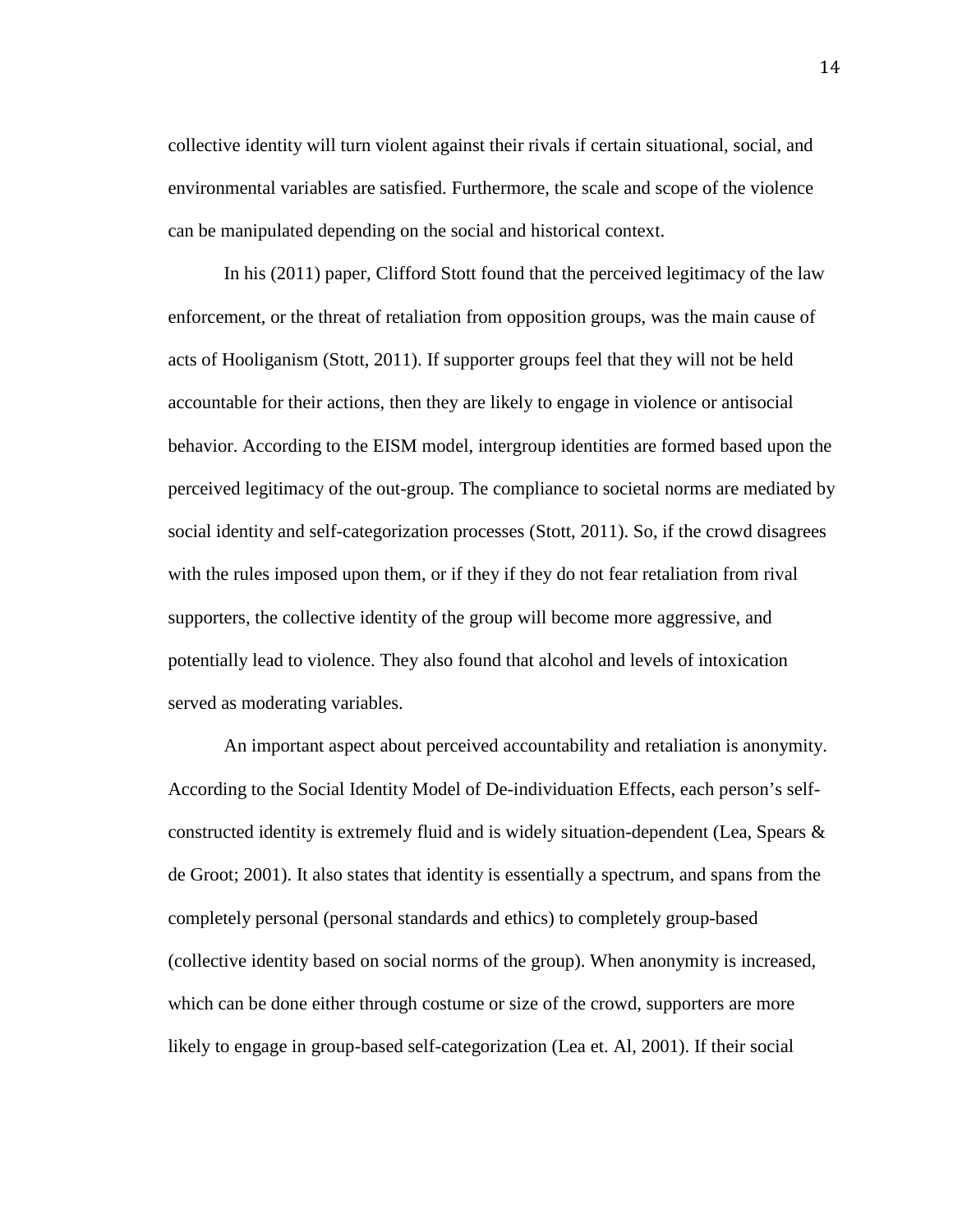collective identity will turn violent against their rivals if certain situational, social, and environmental variables are satisfied. Furthermore, the scale and scope of the violence can be manipulated depending on the social and historical context.

In his (2011) paper, Clifford Stott found that the perceived legitimacy of the law enforcement, or the threat of retaliation from opposition groups, was the main cause of acts of Hooliganism (Stott, 2011). If supporter groups feel that they will not be held accountable for their actions, then they are likely to engage in violence or antisocial behavior. According to the EISM model, intergroup identities are formed based upon the perceived legitimacy of the out-group. The compliance to societal norms are mediated by social identity and self-categorization processes (Stott, 2011). So, if the crowd disagrees with the rules imposed upon them, or if they if they do not fear retaliation from rival supporters, the collective identity of the group will become more aggressive, and potentially lead to violence. They also found that alcohol and levels of intoxication served as moderating variables.

An important aspect about perceived accountability and retaliation is anonymity. According to the Social Identity Model of De-individuation Effects, each person's self-constructed identity is extremely fluid and is widely situation-dependent (Lea, Spears & de Groot; 2001). It also states that identity is essentially a spectrum, and spans from the completely personal (personal standards and ethics) to completely group-based (collective identity based on social norms of the group). When anonymity is increased, which can be done either through costume or size of the crowd, supporters are more likely to engage in group-based self-categorization (Lea et. Al, 2001). If their social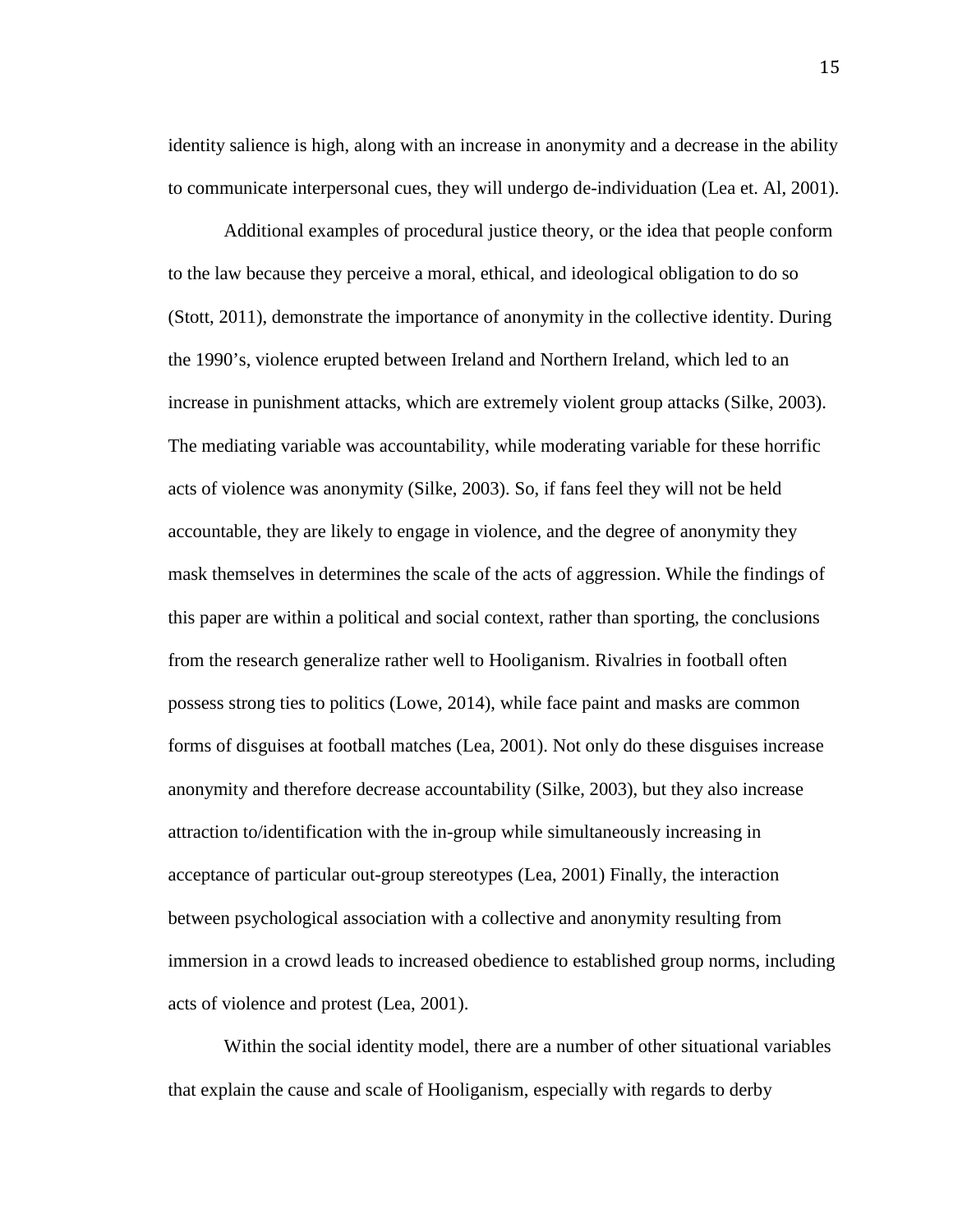identity salience is high, along with an increase in anonymity and a decrease in the ability to communicate interpersonal cues, they will undergo de-individuation (Lea et. Al, 2001).

Additional examples of procedural justice theory, or the idea that people conform to the law because they perceive a moral, ethical, and ideological obligation to do so (Stott, 2011), demonstrate the importance of anonymity in the collective identity. During the 1990's, violence erupted between Ireland and Northern Ireland, which led to an increase in punishment attacks, which are extremely violent group attacks (Silke, 2003). The mediating variable was accountability, while moderating variable for these horrific acts of violence was anonymity (Silke, 2003). So, if fans feel they will not be held accountable, they are likely to engage in violence, and the degree of anonymity they mask themselves in determines the scale of the acts of aggression. While the findings of this paper are within a political and social context, rather than sporting, the conclusions from the research generalize rather well to Hooliganism. Rivalries in football often possess strong ties to politics (Lowe, 2014), while face paint and masks are common forms of disguises at football matches (Lea, 2001). Not only do these disguises increase anonymity and therefore decrease accountability (Silke, 2003), but they also increase attraction to/identification with the in-group while simultaneously increasing in acceptance of particular out-group stereotypes (Lea, 2001) Finally, the interaction between psychological association with a collective and anonymity resulting from immersion in a crowd leads to increased obedience to established group norms, including acts of violence and protest (Lea, 2001).

Within the social identity model, there are a number of other situational variables that explain the cause and scale of Hooliganism, especially with regards to derby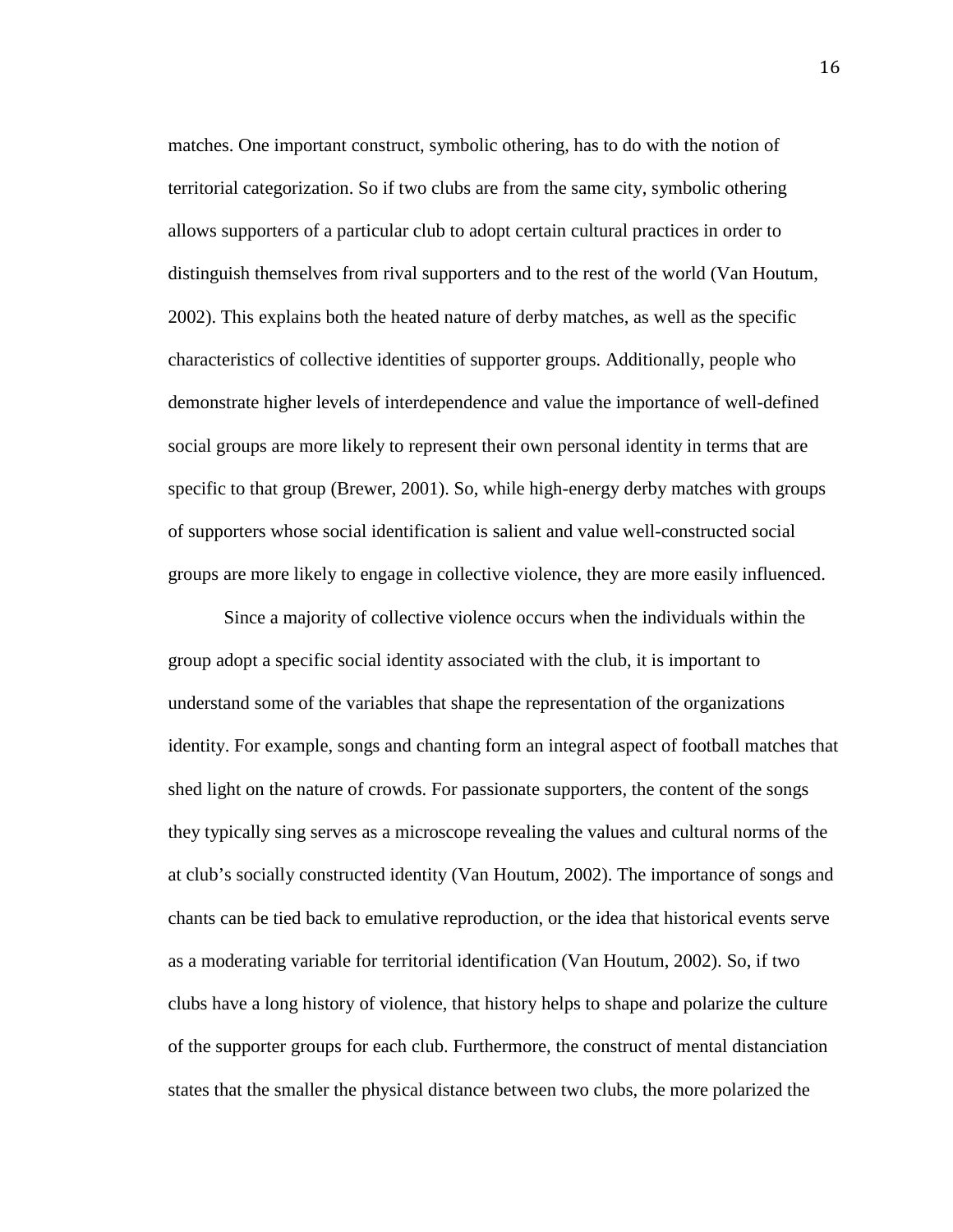matches. One important construct, symbolic othering, has to do with the notion of territorial categorization. So if two clubs are from the same city, symbolic othering allows supporters of a particular club to adopt certain cultural practices in order to distinguish themselves from rival supporters and to the rest of the world (Van Houtum, 2002). This explains both the heated nature of derby matches, as well as the specific characteristics of collective identities of supporter groups. Additionally, people who demonstrate higher levels of interdependence and value the importance of well-defined social groups are more likely to represent their own personal identity in terms that are specific to that group (Brewer, 2001). So, while high-energy derby matches with groups of supporters whose social identification is salient and value well-constructed social groups are more likely to engage in collective violence, they are more easily influenced.

Since a majority of collective violence occurs when the individuals within the group adopt a specific social identity associated with the club, it is important to understand some of the variables that shape the representation of the organizations identity. For example, songs and chanting form an integral aspect of football matches that shed light on the nature of crowds. For passionate supporters, the content of the songs they typically sing serves as a microscope revealing the values and cultural norms of the at club's socially constructed identity (Van Houtum, 2002). The importance of songs and chants can be tied back to emulative reproduction, or the idea that historical events serve as a moderating variable for territorial identification (Van Houtum, 2002). So, if two clubs have a long history of violence, that history helps to shape and polarize the culture of the supporter groups for each club. Furthermore, the construct of mental distanciation states that the smaller the physical distance between two clubs, the more polarized the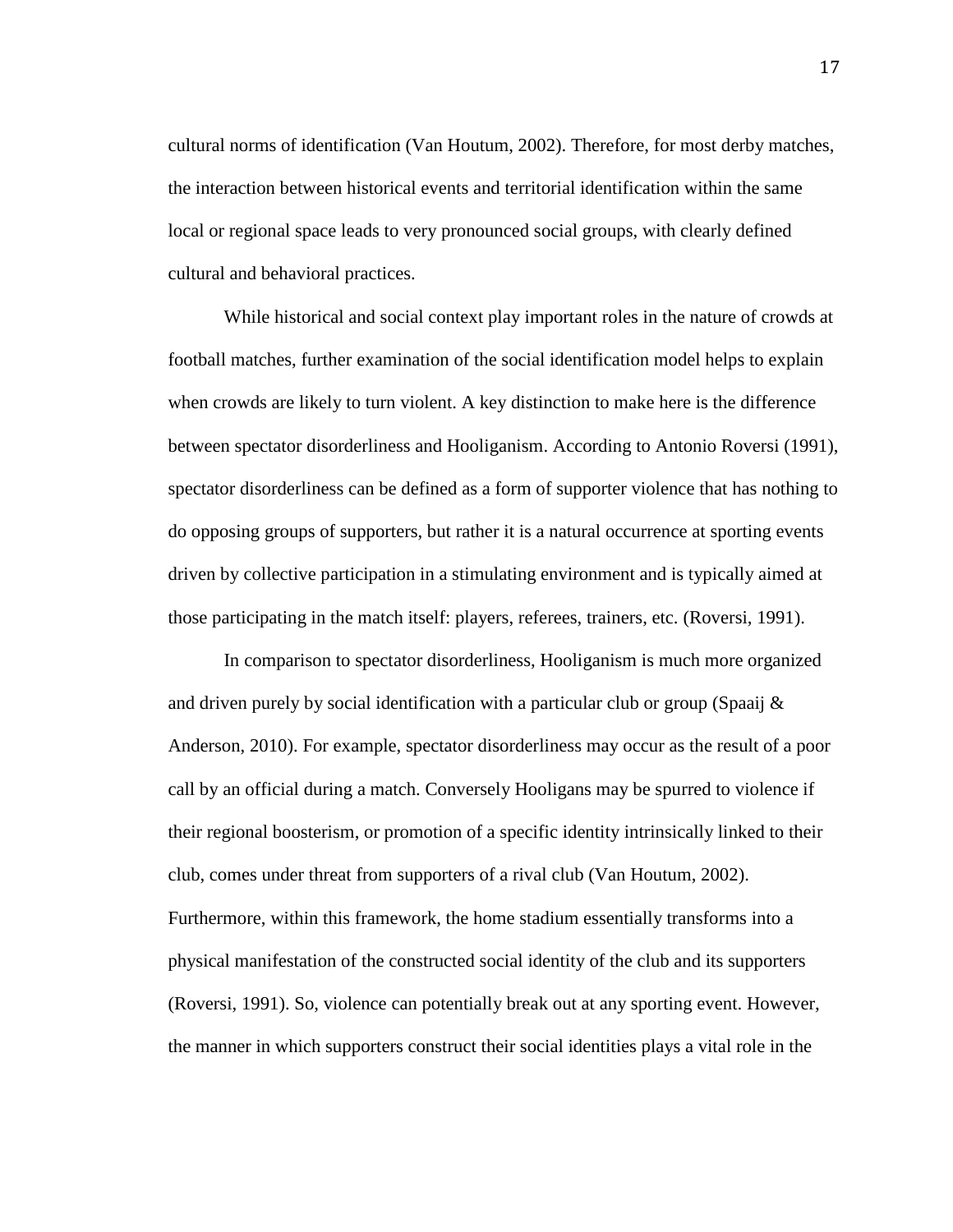cultural norms of identification (Van Houtum, 2002). Therefore, for most derby matches, the interaction between historical events and territorial identification within the same local or regional space leads to very pronounced social groups, with clearly defined cultural and behavioral practices.

While historical and social context play important roles in the nature of crowds at football matches, further examination of the social identification model helps to explain when crowds are likely to turn violent. A key distinction to make here is the difference between spectator disorderliness and Hooliganism. According to Antonio Roversi (1991), spectator disorderliness can be defined as a form of supporter violence that has nothing to do opposing groups of supporters, but rather it is a natural occurrence at sporting events driven by collective participation in a stimulating environment and is typically aimed at those participating in the match itself: players, referees, trainers, etc. (Roversi, 1991).

In comparison to spectator disorderliness, Hooliganism is much more organized and driven purely by social identification with a particular club or group (Spaaij & Anderson, 2010). For example, spectator disorderliness may occur as the result of a poor call by an official during a match. Conversely Hooligans may be spurred to violence if their regional boosterism, or promotion of a specific identity intrinsically linked to their club, comes under threat from supporters of a rival club (Van Houtum, 2002). Furthermore, within this framework, the home stadium essentially transforms into a physical manifestation of the constructed social identity of the club and its supporters (Roversi, 1991). So, violence can potentially break out at any sporting event. However, the manner in which supporters construct their social identities plays a vital role in the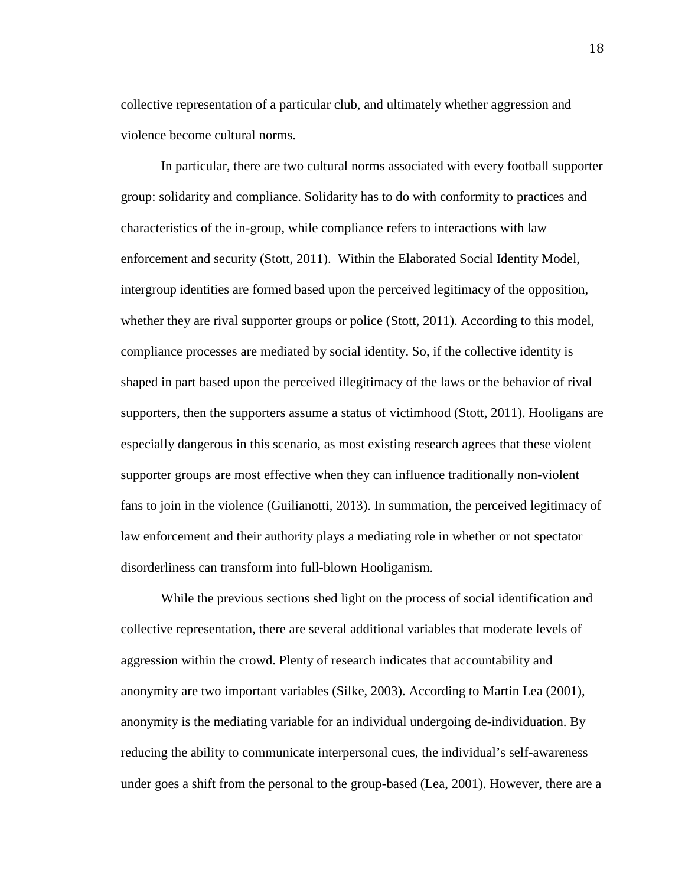collective representation of a particular club, and ultimately whether aggression and violence become cultural norms.

In particular, there are two cultural norms associated with every football supporter group: solidarity and compliance. Solidarity has to do with conformity to practices and characteristics of the in-group, while compliance refers to interactions with law enforcement and security (Stott, 2011). Within the Elaborated Social Identity Model, intergroup identities are formed based upon the perceived legitimacy of the opposition, whether they are rival supporter groups or police (Stott, 2011). According to this model, compliance processes are mediated by social identity. So, if the collective identity is shaped in part based upon the perceived illegitimacy of the laws or the behavior of rival supporters, then the supporters assume a status of victimhood (Stott, 2011). Hooligans are especially dangerous in this scenario, as most existing research agrees that these violent supporter groups are most effective when they can influence traditionally non-violent fans to join in the violence (Guilianotti, 2013). In summation, the perceived legitimacy of law enforcement and their authority plays a mediating role in whether or not spectator disorderliness can transform into full-blown Hooliganism.

While the previous sections shed light on the process of social identification and collective representation, there are several additional variables that moderate levels of aggression within the crowd. Plenty of research indicates that accountability and anonymity are two important variables (Silke, 2003). According to Martin Lea (2001), anonymity is the mediating variable for an individual undergoing de-individuation. By reducing the ability to communicate interpersonal cues, the individual's self-awareness under goes a shift from the personal to the group-based (Lea, 2001). However, there are a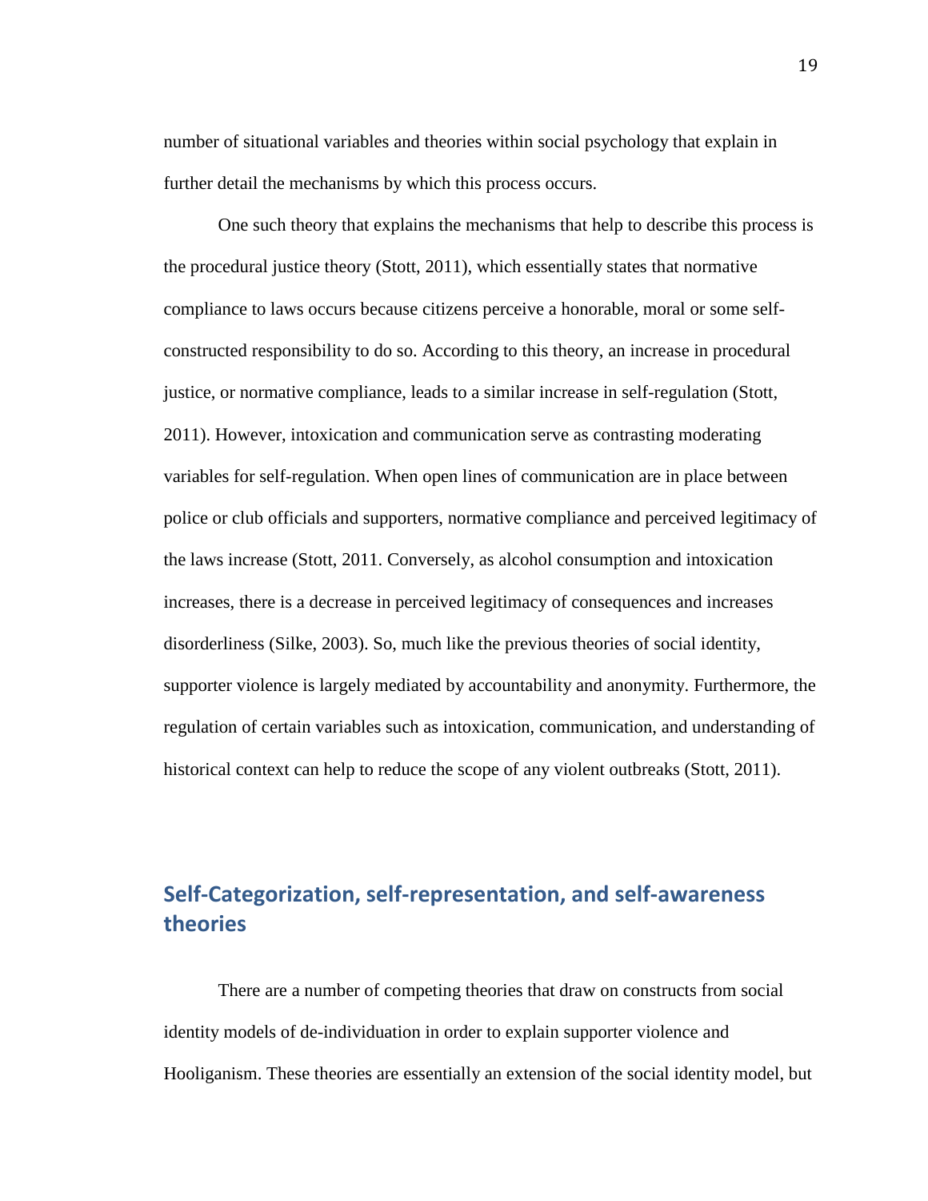number of situational variables and theories within social psychology that explain in further detail the mechanisms by which this process occurs.

One such theory that explains the mechanisms that help to describe this process is the procedural justice theory (Stott, 2011), which essentially states that normative compliance to laws occurs because citizens perceive a honorable, moral or some self-constructed responsibility to do so. According to this theory, an increase in procedural justice, or normative compliance, leads to a similar increase in self-regulation (Stott, 2011). However, intoxication and communication serve as contrasting moderating variables for self-regulation. When open lines of communication are in place between police or club officials and supporters, normative compliance and perceived legitimacy of the laws increase (Stott, 2011. Conversely, as alcohol consumption and intoxication increases, there is a decrease in perceived legitimacy of consequences and increases disorderliness (Silke, 2003). So, much like the previous theories of social identity, supporter violence is largely mediated by accountability and anonymity. Furthermore, the regulation of certain variables such as intoxication, communication, and understanding of historical context can help to reduce the scope of any violent outbreaks (Stott, 2011).

## Self-Categorization, self-representation, and self-awareness theories

There are a number of competing theories that draw on constructs from social identity models of de-individuation in order to explain supporter violence and Hooliganism. These theories are essentially an extension of the social identity model, but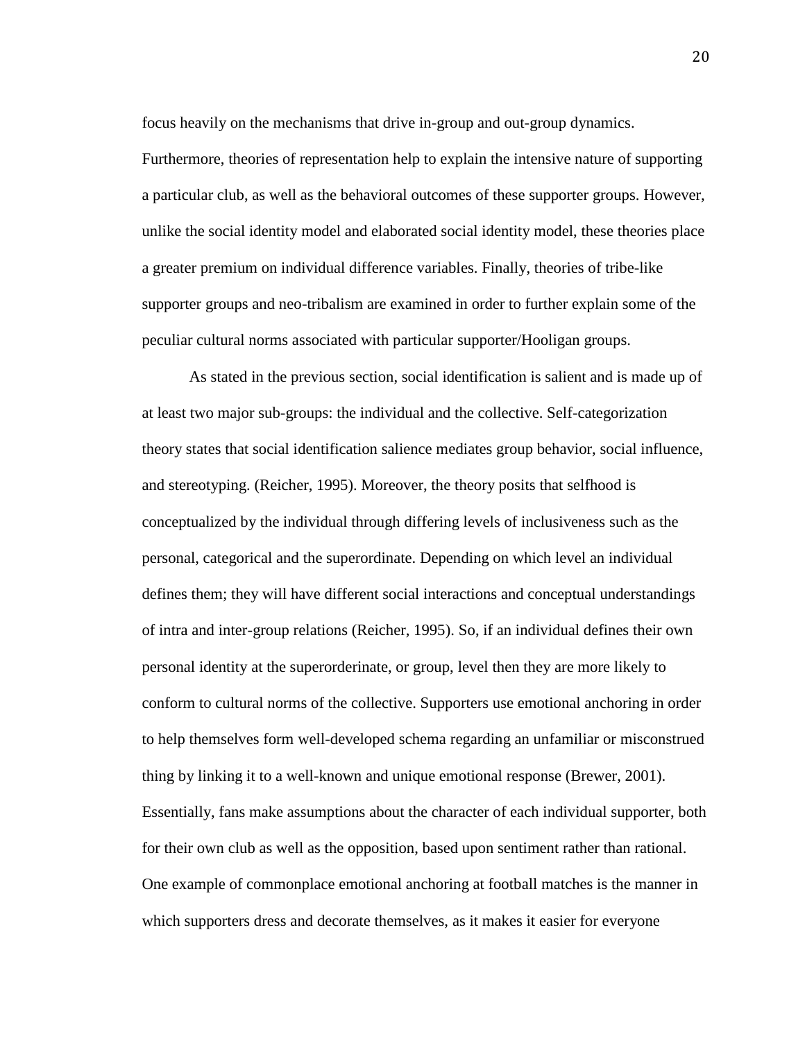focus heavily on the mechanisms that drive in-group and out-group dynamics. Furthermore, theories of representation help to explain the intensive nature of supporting a particular club, as well as the behavioral outcomes of these supporter groups. However, unlike the social identity model and elaborated social identity model, these theories place a greater premium on individual difference variables. Finally, theories of tribe-like supporter groups and neo-tribalism are examined in order to further explain some of the peculiar cultural norms associated with particular supporter/Hooligan groups.

As stated in the previous section, social identification is salient and is made up of at least two major sub-groups: the individual and the collective. Self-categorization theory states that social identification salience mediates group behavior, social influence, and stereotyping. (Reicher, 1995). Moreover, the theory posits that selfhood is conceptualized by the individual through differing levels of inclusiveness such as the personal, categorical and the superordinate. Depending on which level an individual defines them; they will have different social interactions and conceptual understandings of intra and inter-group relations (Reicher, 1995). So, if an individual defines their own personal identity at the superorderinate, or group, level then they are more likely to conform to cultural norms of the collective. Supporters use emotional anchoring in order to help themselves form well-developed schema regarding an unfamiliar or misconstrued thing by linking it to a well-known and unique emotional response (Brewer, 2001). Essentially, fans make assumptions about the character of each individual supporter, both for their own club as well as the opposition, based upon sentiment rather than rational. One example of commonplace emotional anchoring at football matches is the manner in which supporters dress and decorate themselves, as it makes it easier for everyone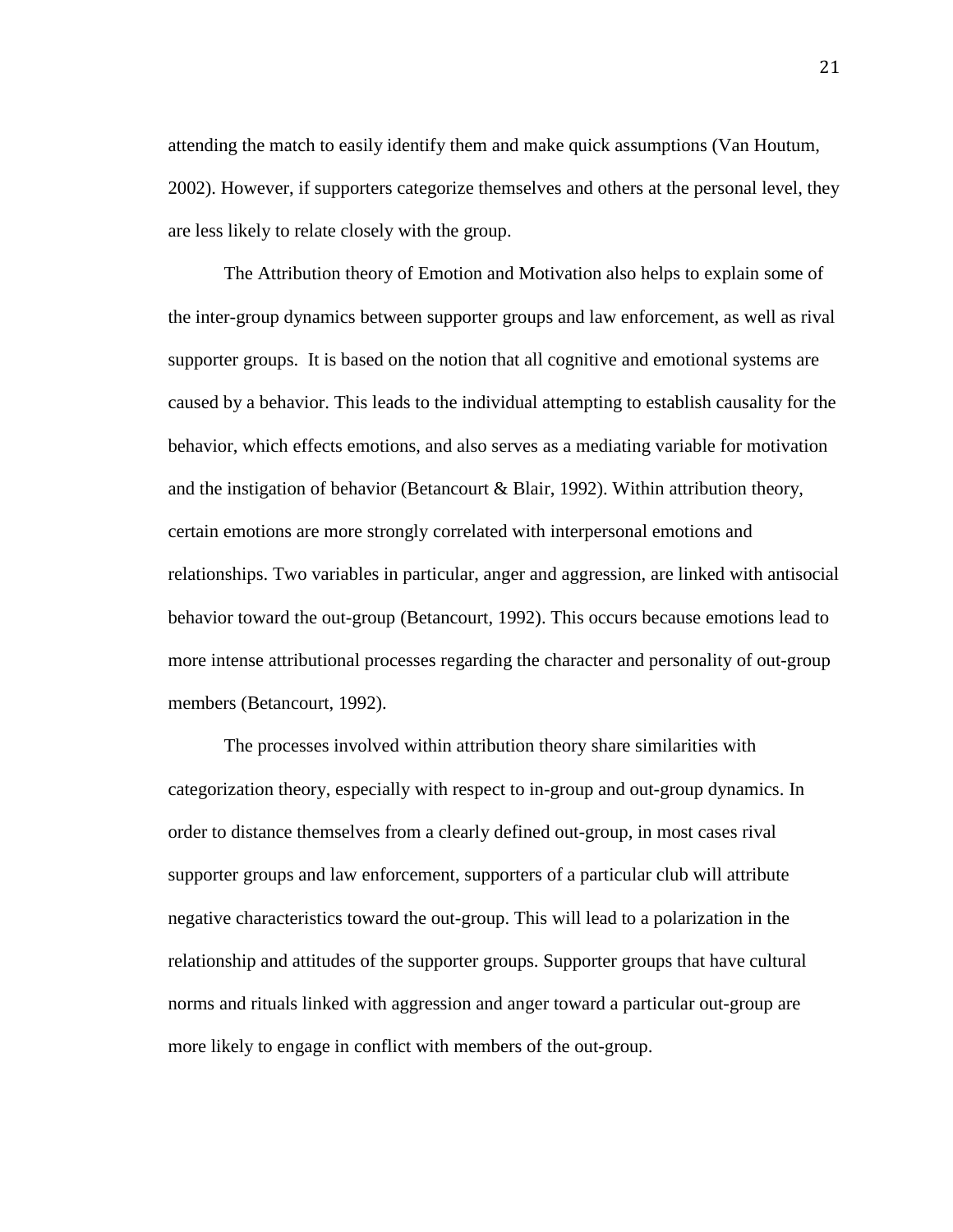attending the match to easily identify them and make quick assumptions (Van Houtum, 2002). However, if supporters categorize themselves and others at the personal level, they are less likely to relate closely with the group.

The Attribution theory of Emotion and Motivation also helps to explain some of the inter-group dynamics between supporter groups and law enforcement, as well as rival supporter groups. It is based on the notion that all cognitive and emotional systems are caused by a behavior. This leads to the individual attempting to establish causality for the behavior, which effects emotions, and also serves as a mediating variable for motivation and the instigation of behavior (Betancourt & Blair, 1992). Within attribution theory, certain emotions are more strongly correlated with interpersonal emotions and relationships. Two variables in particular, anger and aggression, are linked with antisocial behavior toward the out-group (Betancourt, 1992). This occurs because emotions lead to more intense attributional processes regarding the character and personality of out-group members (Betancourt, 1992).

The processes involved within attribution theory share similarities with categorization theory, especially with respect to in-group and out-group dynamics. In order to distance themselves from a clearly defined out-group, in most cases rival supporter groups and law enforcement, supporters of a particular club will attribute negative characteristics toward the out-group. This will lead to a polarization in the relationship and attitudes of the supporter groups. Supporter groups that have cultural norms and rituals linked with aggression and anger toward a particular out-group are more likely to engage in conflict with members of the out-group.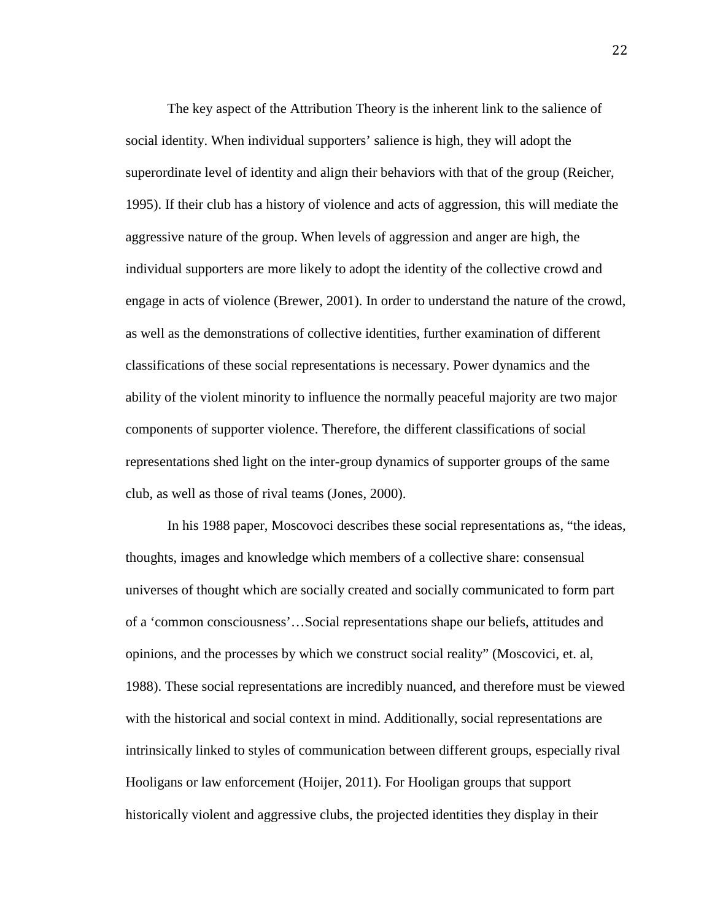The key aspect of the Attribution Theory is the inherent link to the salience of social identity. When individual supporters' salience is high, they will adopt the superordinate level of identity and align their behaviors with that of the group (Reicher, 1995). If their club has a history of violence and acts of aggression, this will mediate the aggressive nature of the group. When levels of aggression and anger are high, the individual supporters are more likely to adopt the identity of the collective crowd and engage in acts of violence (Brewer, 2001). In order to understand the nature of the crowd, as well as the demonstrations of collective identities, further examination of different classifications of these social representations is necessary. Power dynamics and the ability of the violent minority to influence the normally peaceful majority are two major components of supporter violence. Therefore, the different classifications of social representations shed light on the inter-group dynamics of supporter groups of the same club, as well as those of rival teams (Jones, 2000).

In his 1988 paper, Moscovoci describes these social representations as, "the ideas, thoughts, images and knowledge which members of a collective share: consensual universes of thought which are socially created and socially communicated to form part of a 'common consciousness'…Social representations shape our beliefs, attitudes and opinions, and the processes by which we construct social reality" (Moscovici, et. al, 1988). These social representations are incredibly nuanced, and therefore must be viewed with the historical and social context in mind. Additionally, social representations are intrinsically linked to styles of communication between different groups, especially rival Hooligans or law enforcement (Hoijer, 2011). For Hooligan groups that support historically violent and aggressive clubs, the projected identities they display in their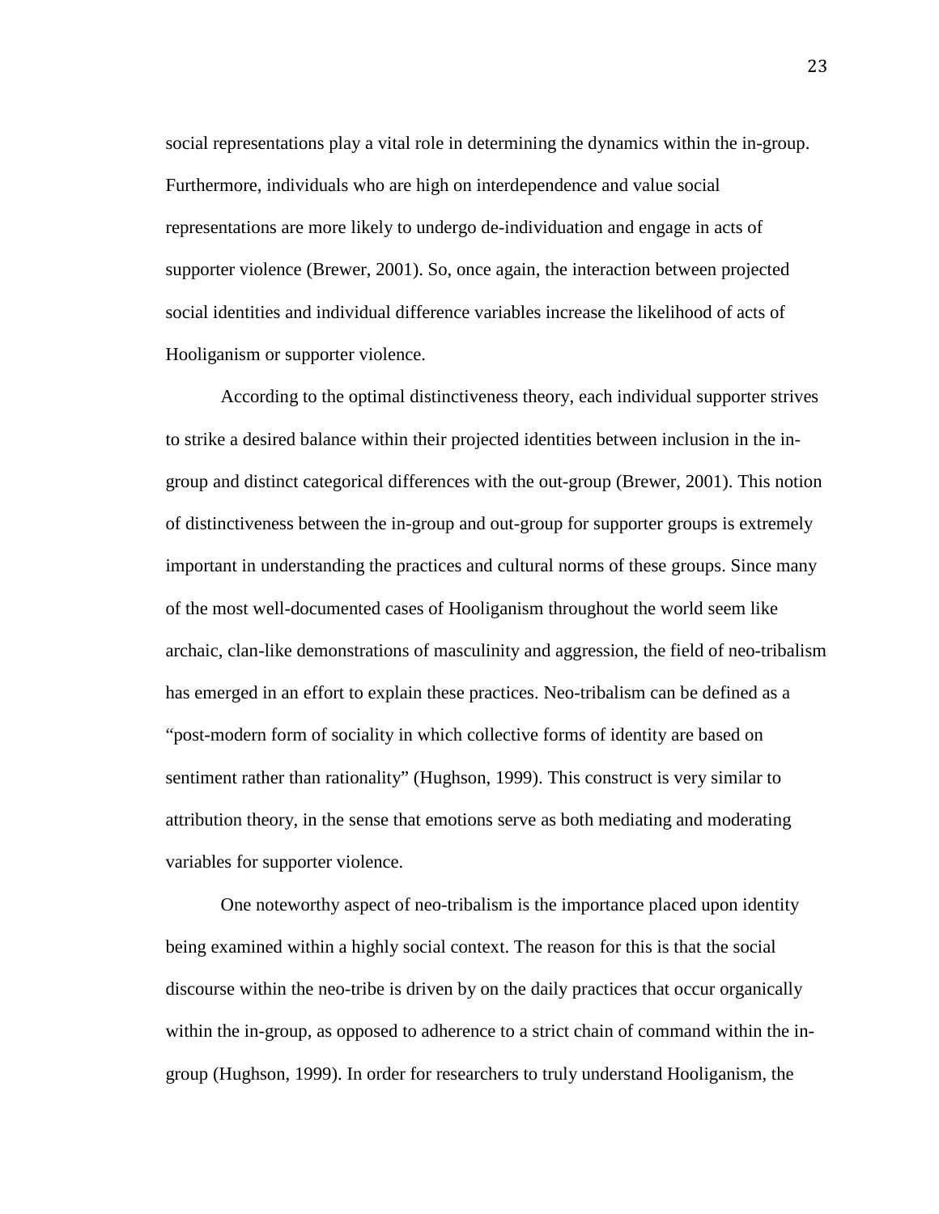social representations play a vital role in determining the dynamics within the in-group. Furthermore, individuals who are high on interdependence and value social representations are more likely to undergo de-individuation and engage in acts of supporter violence (Brewer, 2001). So, once again, the interaction between projected social identities and individual difference variables increase the likelihood of acts of Hooliganism or supporter violence.

According to the optimal distinctiveness theory, each individual supporter strives to strike a desired balance within their projected identities between inclusion in the in-group and distinct categorical differences with the out-group (Brewer, 2001). This notion of distinctiveness between the in-group and out-group for supporter groups is extremely important in understanding the practices and cultural norms of these groups. Since many of the most well-documented cases of Hooliganism throughout the world seem like archaic, clan-like demonstrations of masculinity and aggression, the field of neo-tribalism has emerged in an effort to explain these practices. Neo-tribalism can be defined as a "post-modern form of sociality in which collective forms of identity are based on sentiment rather than rationality" (Hughson, 1999). This construct is very similar to attribution theory, in the sense that emotions serve as both mediating and moderating variables for supporter violence.

One noteworthy aspect of neo-tribalism is the importance placed upon identity being examined within a highly social context. The reason for this is that the social discourse within the neo-tribe is driven by on the daily practices that occur organically within the in-group, as opposed to adherence to a strict chain of command within the in-group (Hughson, 1999). In order for researchers to truly understand Hooliganism, the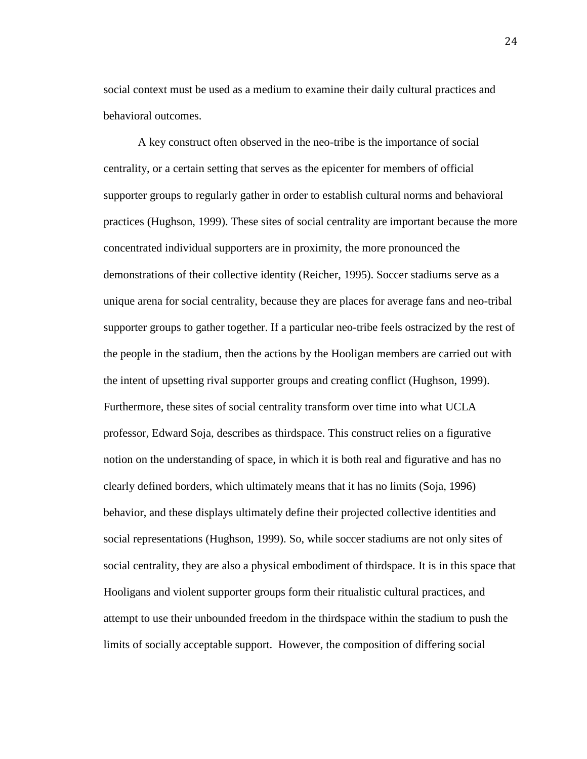social context must be used as a medium to examine their daily cultural practices and behavioral outcomes.

A key construct often observed in the neo-tribe is the importance of social centrality, or a certain setting that serves as the epicenter for members of official supporter groups to regularly gather in order to establish cultural norms and behavioral practices (Hughson, 1999). These sites of social centrality are important because the more concentrated individual supporters are in proximity, the more pronounced the demonstrations of their collective identity (Reicher, 1995). Soccer stadiums serve as a unique arena for social centrality, because they are places for average fans and neo-tribal supporter groups to gather together. If a particular neo-tribe feels ostracized by the rest of the people in the stadium, then the actions by the Hooligan members are carried out with the intent of upsetting rival supporter groups and creating conflict (Hughson, 1999). Furthermore, these sites of social centrality transform over time into what UCLA professor, Edward Soja, describes as thirdspace. This construct relies on a figurative notion on the understanding of space, in which it is both real and figurative and has no clearly defined borders, which ultimately means that it has no limits (Soja, 1996) behavior, and these displays ultimately define their projected collective identities and social representations (Hughson, 1999). So, while soccer stadiums are not only sites of social centrality, they are also a physical embodiment of thirdspace. It is in this space that Hooligans and violent supporter groups form their ritualistic cultural practices, and attempt to use their unbounded freedom in the thirdspace within the stadium to push the limits of socially acceptable support. However, the composition of differing social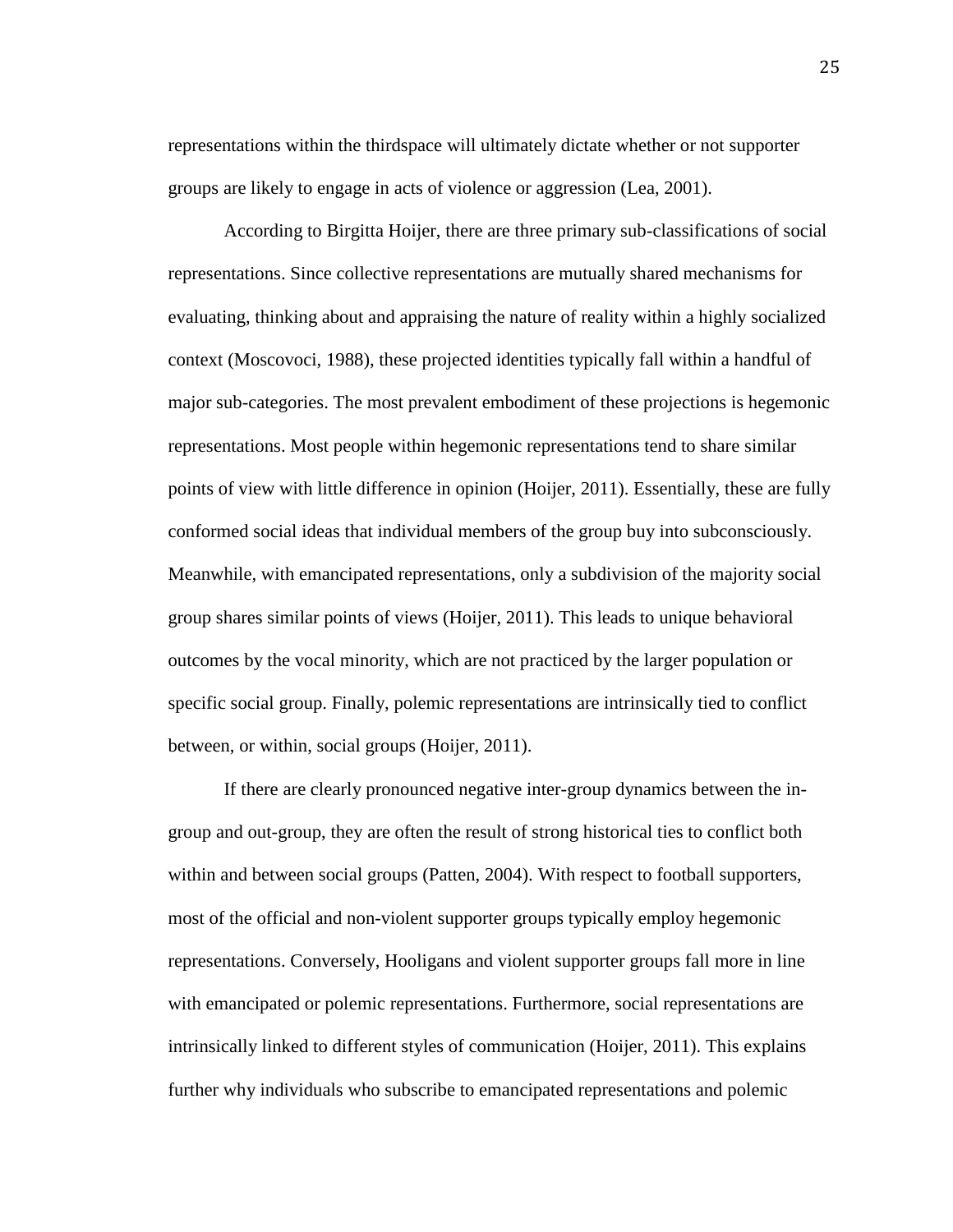representations within the thirdspace will ultimately dictate whether or not supporter groups are likely to engage in acts of violence or aggression (Lea, 2001).

According to Birgitta Hoijer, there are three primary sub-classifications of social representations. Since collective representations are mutually shared mechanisms for evaluating, thinking about and appraising the nature of reality within a highly socialized context (Moscovoci, 1988), these projected identities typically fall within a handful of major sub-categories. The most prevalent embodiment of these projections is hegemonic representations. Most people within hegemonic representations tend to share similar points of view with little difference in opinion (Hoijer, 2011). Essentially, these are fully conformed social ideas that individual members of the group buy into subconsciously. Meanwhile, with emancipated representations, only a subdivision of the majority social group shares similar points of views (Hoijer, 2011). This leads to unique behavioral outcomes by the vocal minority, which are not practiced by the larger population or specific social group. Finally, polemic representations are intrinsically tied to conflict between, or within, social groups (Hoijer, 2011).

If there are clearly pronounced negative inter-group dynamics between the in-group and out-group, they are often the result of strong historical ties to conflict both within and between social groups (Patten, 2004). With respect to football supporters, most of the official and non-violent supporter groups typically employ hegemonic representations. Conversely, Hooligans and violent supporter groups fall more in line with emancipated or polemic representations. Furthermore, social representations are intrinsically linked to different styles of communication (Hoijer, 2011). This explains further why individuals who subscribe to emancipated representations and polemic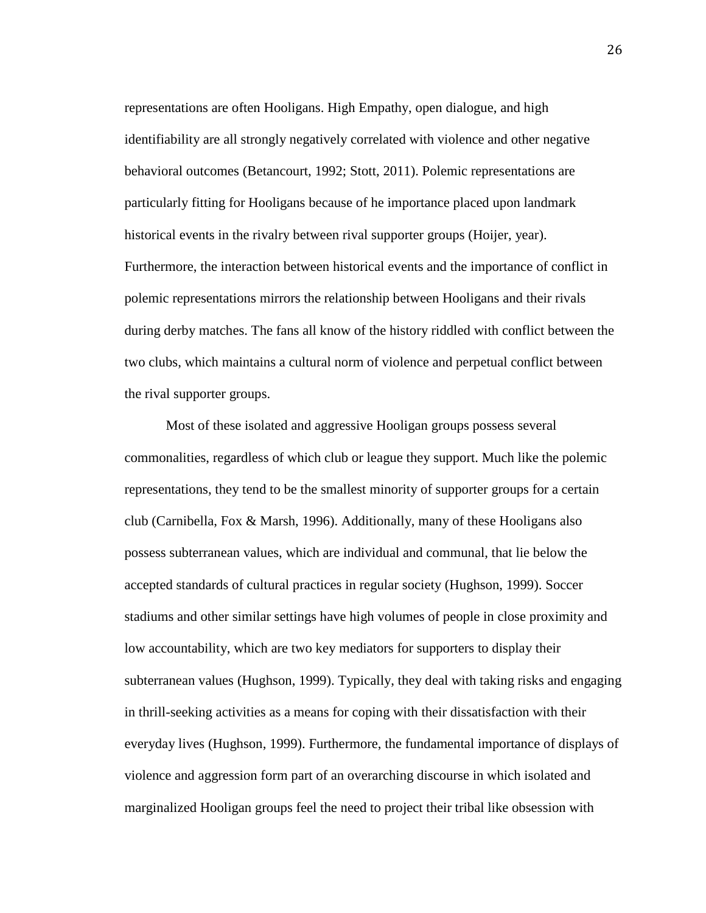representations are often Hooligans. High Empathy, open dialogue, and high identifiability are all strongly negatively correlated with violence and other negative behavioral outcomes (Betancourt, 1992; Stott, 2011). Polemic representations are particularly fitting for Hooligans because of he importance placed upon landmark historical events in the rivalry between rival supporter groups (Hoijer, year). Furthermore, the interaction between historical events and the importance of conflict in polemic representations mirrors the relationship between Hooligans and their rivals during derby matches. The fans all know of the history riddled with conflict between the two clubs, which maintains a cultural norm of violence and perpetual conflict between the rival supporter groups.

Most of these isolated and aggressive Hooligan groups possess several commonalities, regardless of which club or league they support. Much like the polemic representations, they tend to be the smallest minority of supporter groups for a certain club (Carnibella, Fox & Marsh, 1996). Additionally, many of these Hooligans also possess subterranean values, which are individual and communal, that lie below the accepted standards of cultural practices in regular society (Hughson, 1999). Soccer stadiums and other similar settings have high volumes of people in close proximity and low accountability, which are two key mediators for supporters to display their subterranean values (Hughson, 1999). Typically, they deal with taking risks and engaging in thrill-seeking activities as a means for coping with their dissatisfaction with their everyday lives (Hughson, 1999). Furthermore, the fundamental importance of displays of violence and aggression form part of an overarching discourse in which isolated and marginalized Hooligan groups feel the need to project their tribal like obsession with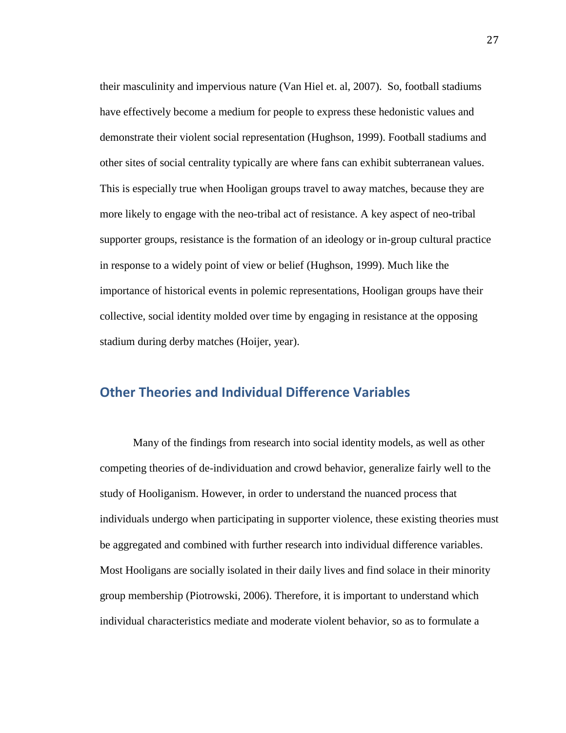their masculinity and impervious nature (Van Hiel et. al, 2007). So, football stadiums have effectively become a medium for people to express these hedonistic values and demonstrate their violent social representation (Hughson, 1999). Football stadiums and other sites of social centrality typically are where fans can exhibit subterranean values. This is especially true when Hooligan groups travel to away matches, because they are more likely to engage with the neo-tribal act of resistance. A key aspect of neo-tribal supporter groups, resistance is the formation of an ideology or in-group cultural practice in response to a widely point of view or belief (Hughson, 1999). Much like the importance of historical events in polemic representations, Hooligan groups have their collective, social identity molded over time by engaging in resistance at the opposing stadium during derby matches (Hoijer, year).

## Other Theories and Individual Difference Variables

Many of the findings from research into social identity models, as well as other competing theories of de-individuation and crowd behavior, generalize fairly well to the study of Hooliganism. However, in order to understand the nuanced process that individuals undergo when participating in supporter violence, these existing theories must be aggregated and combined with further research into individual difference variables. Most Hooligans are socially isolated in their daily lives and find solace in their minority group membership (Piotrowski, 2006). Therefore, it is important to understand which individual characteristics mediate and moderate violent behavior, so as to formulate a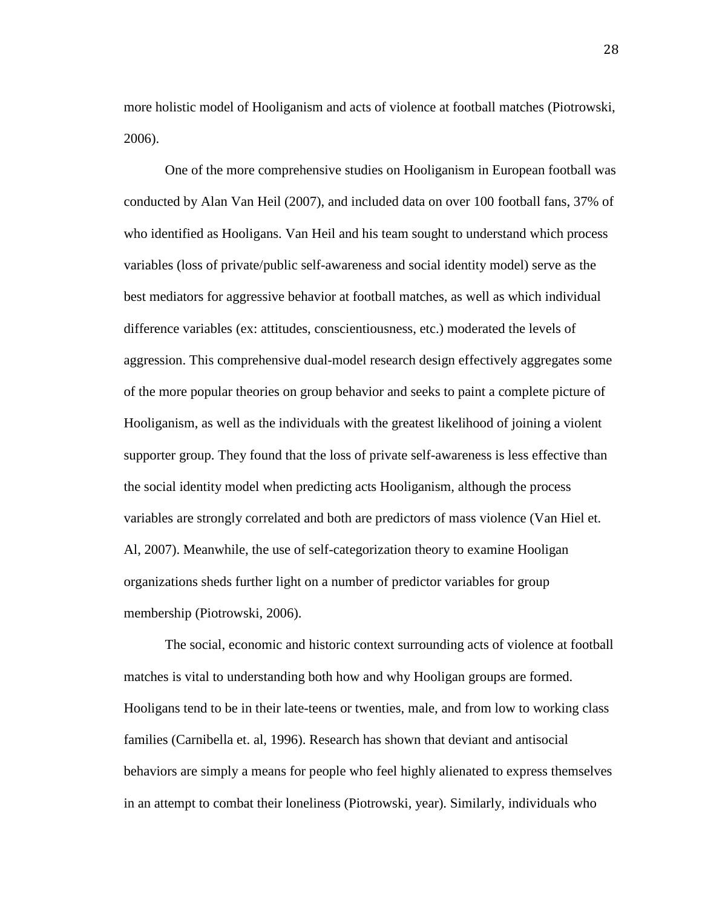more holistic model of Hooliganism and acts of violence at football matches (Piotrowski, 2006).

One of the more comprehensive studies on Hooliganism in European football was conducted by Alan Van Heil (2007), and included data on over 100 football fans, 37% of who identified as Hooligans. Van Heil and his team sought to understand which process variables (loss of private/public self-awareness and social identity model) serve as the best mediators for aggressive behavior at football matches, as well as which individual difference variables (ex: attitudes, conscientiousness, etc.) moderated the levels of aggression. This comprehensive dual-model research design effectively aggregates some of the more popular theories on group behavior and seeks to paint a complete picture of Hooliganism, as well as the individuals with the greatest likelihood of joining a violent supporter group. They found that the loss of private self-awareness is less effective than the social identity model when predicting acts Hooliganism, although the process variables are strongly correlated and both are predictors of mass violence (Van Hiel et. Al, 2007). Meanwhile, the use of self-categorization theory to examine Hooligan organizations sheds further light on a number of predictor variables for group membership (Piotrowski, 2006).

The social, economic and historic context surrounding acts of violence at football matches is vital to understanding both how and why Hooligan groups are formed. Hooligans tend to be in their late-teens or twenties, male, and from low to working class families (Carnibella et. al, 1996). Research has shown that deviant and antisocial behaviors are simply a means for people who feel highly alienated to express themselves in an attempt to combat their loneliness (Piotrowski, year). Similarly, individuals who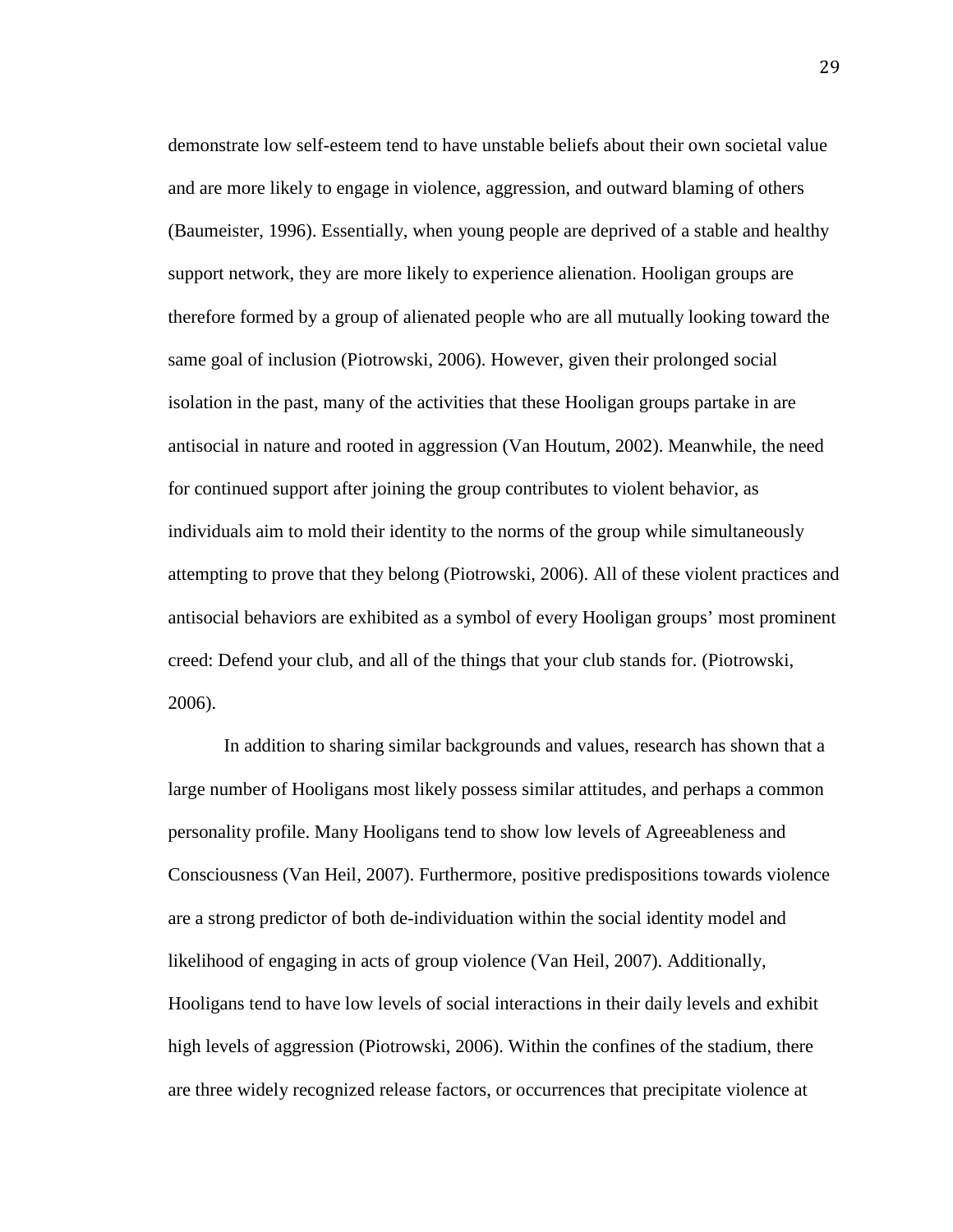demonstrate low self-esteem tend to have unstable beliefs about their own societal value and are more likely to engage in violence, aggression, and outward blaming of others (Baumeister, 1996). Essentially, when young people are deprived of a stable and healthy support network, they are more likely to experience alienation. Hooligan groups are therefore formed by a group of alienated people who are all mutually looking toward the same goal of inclusion (Piotrowski, 2006). However, given their prolonged social isolation in the past, many of the activities that these Hooligan groups partake in are antisocial in nature and rooted in aggression (Van Houtum, 2002). Meanwhile, the need for continued support after joining the group contributes to violent behavior, as individuals aim to mold their identity to the norms of the group while simultaneously attempting to prove that they belong (Piotrowski, 2006). All of these violent practices and antisocial behaviors are exhibited as a symbol of every Hooligan groups' most prominent creed: Defend your club, and all of the things that your club stands for. (Piotrowski, 2006).

In addition to sharing similar backgrounds and values, research has shown that a large number of Hooligans most likely possess similar attitudes, and perhaps a common personality profile. Many Hooligans tend to show low levels of Agreeableness and Consciousness (Van Heil, 2007). Furthermore, positive predispositions towards violence are a strong predictor of both de-individuation within the social identity model and likelihood of engaging in acts of group violence (Van Heil, 2007). Additionally, Hooligans tend to have low levels of social interactions in their daily levels and exhibit high levels of aggression (Piotrowski, 2006). Within the confines of the stadium, there are three widely recognized release factors, or occurrences that precipitate violence at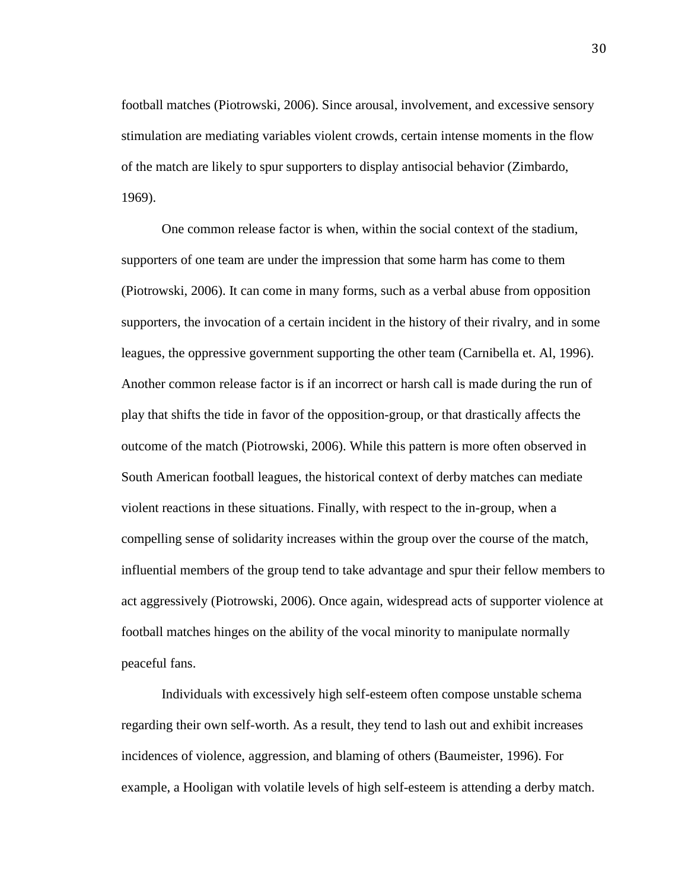football matches (Piotrowski, 2006). Since arousal, involvement, and excessive sensory stimulation are mediating variables violent crowds, certain intense moments in the flow of the match are likely to spur supporters to display antisocial behavior (Zimbardo, 1969).

One common release factor is when, within the social context of the stadium, supporters of one team are under the impression that some harm has come to them (Piotrowski, 2006). It can come in many forms, such as a verbal abuse from opposition supporters, the invocation of a certain incident in the history of their rivalry, and in some leagues, the oppressive government supporting the other team (Carnibella et. Al, 1996). Another common release factor is if an incorrect or harsh call is made during the run of play that shifts the tide in favor of the opposition-group, or that drastically affects the outcome of the match (Piotrowski, 2006). While this pattern is more often observed in South American football leagues, the historical context of derby matches can mediate violent reactions in these situations. Finally, with respect to the in-group, when a compelling sense of solidarity increases within the group over the course of the match, influential members of the group tend to take advantage and spur their fellow members to act aggressively (Piotrowski, 2006). Once again, widespread acts of supporter violence at football matches hinges on the ability of the vocal minority to manipulate normally peaceful fans.

Individuals with excessively high self-esteem often compose unstable schema regarding their own self-worth. As a result, they tend to lash out and exhibit increases incidences of violence, aggression, and blaming of others (Baumeister, 1996). For example, a Hooligan with volatile levels of high self-esteem is attending a derby match.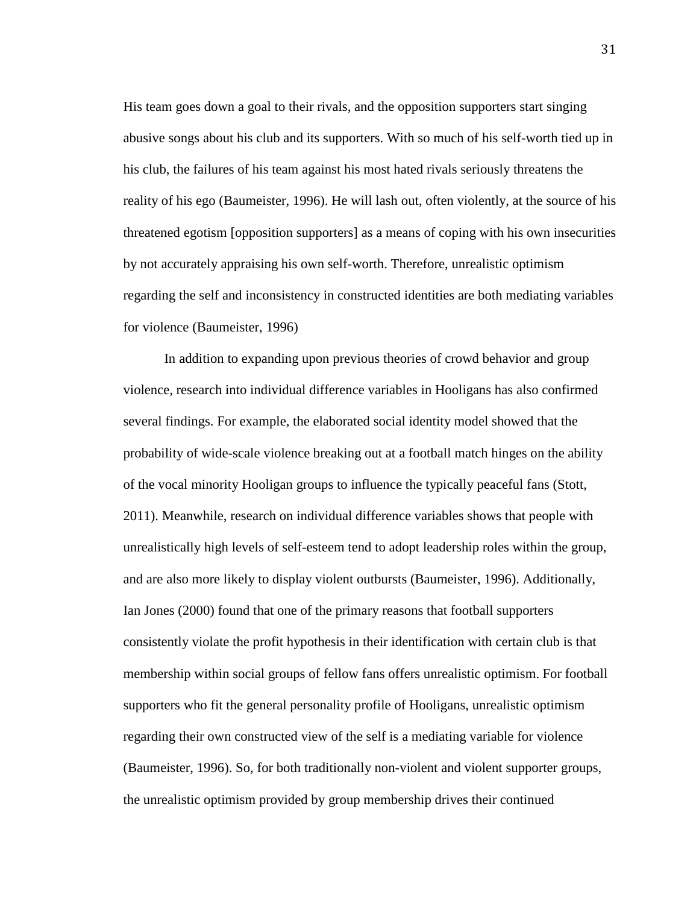His team goes down a goal to their rivals, and the opposition supporters start singing abusive songs about his club and its supporters. With so much of his self-worth tied up in his club, the failures of his team against his most hated rivals seriously threatens the reality of his ego (Baumeister, 1996). He will lash out, often violently, at the source of his threatened egotism [opposition supporters] as a means of coping with his own insecurities by not accurately appraising his own self-worth. Therefore, unrealistic optimism regarding the self and inconsistency in constructed identities are both mediating variables for violence (Baumeister, 1996)

In addition to expanding upon previous theories of crowd behavior and group violence, research into individual difference variables in Hooligans has also confirmed several findings. For example, the elaborated social identity model showed that the probability of wide-scale violence breaking out at a football match hinges on the ability of the vocal minority Hooligan groups to influence the typically peaceful fans (Stott, 2011). Meanwhile, research on individual difference variables shows that people with unrealistically high levels of self-esteem tend to adopt leadership roles within the group, and are also more likely to display violent outbursts (Baumeister, 1996). Additionally, Ian Jones (2000) found that one of the primary reasons that football supporters consistently violate the profit hypothesis in their identification with certain club is that membership within social groups of fellow fans offers unrealistic optimism. For football supporters who fit the general personality profile of Hooligans, unrealistic optimism regarding their own constructed view of the self is a mediating variable for violence (Baumeister, 1996). So, for both traditionally non-violent and violent supporter groups, the unrealistic optimism provided by group membership drives their continued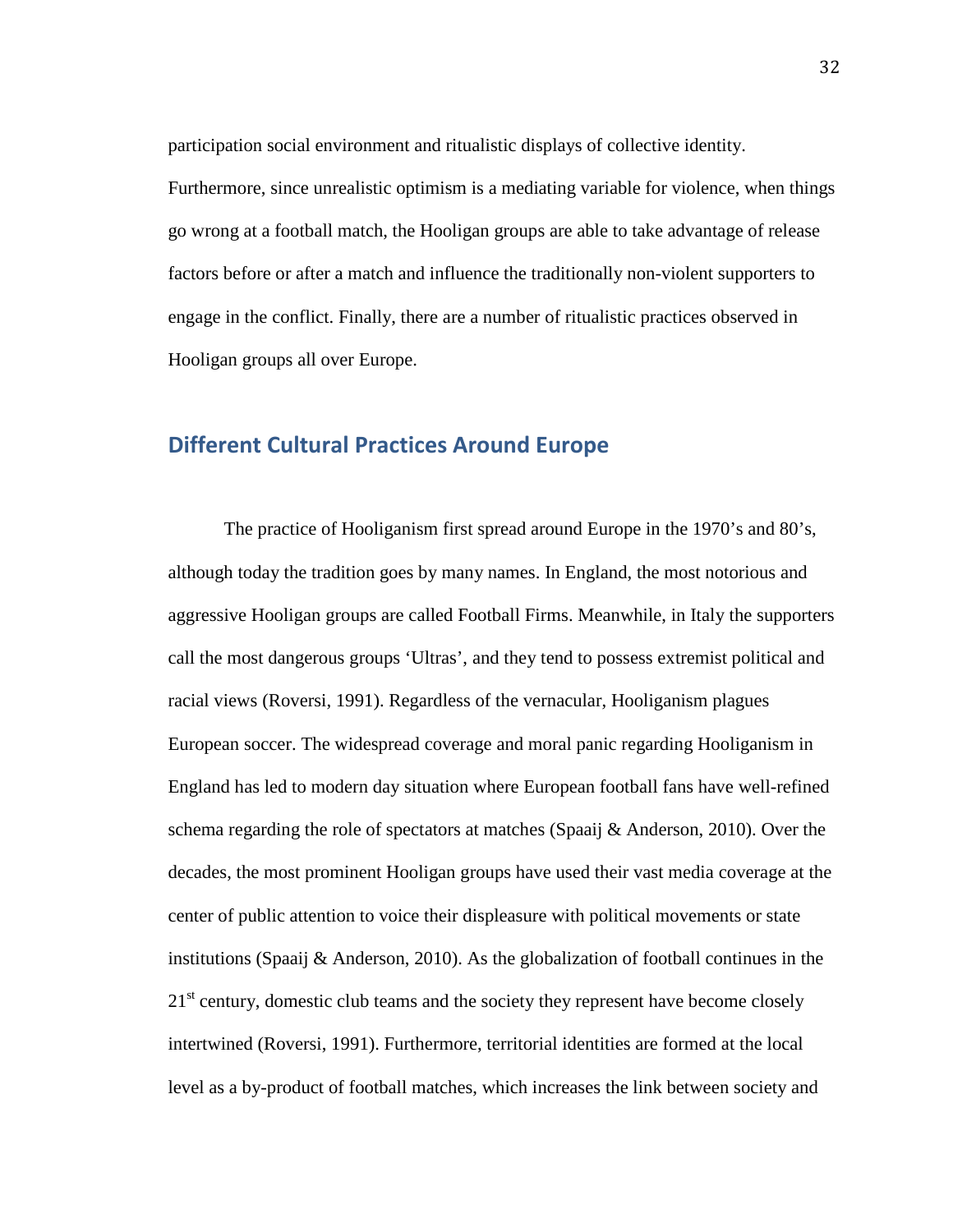participation social environment and ritualistic displays of collective identity. Furthermore, since unrealistic optimism is a mediating variable for violence, when things go wrong at a football match, the Hooligan groups are able to take advantage of release factors before or after a match and influence the traditionally non-violent supporters to engage in the conflict. Finally, there are a number of ritualistic practices observed in Hooligan groups all over Europe.

## Different Cultural Practices Around Europe

The practice of Hooliganism first spread around Europe in the 1970's and 80's, although today the tradition goes by many names. In England, the most notorious and aggressive Hooligan groups are called Football Firms. Meanwhile, in Italy the supporters call the most dangerous groups 'Ultras', and they tend to possess extremist political and racial views (Roversi, 1991). Regardless of the vernacular, Hooliganism plagues European soccer. The widespread coverage and moral panic regarding Hooliganism in England has led to modern day situation where European football fans have well-refined schema regarding the role of spectators at matches (Spaaij & Anderson, 2010). Over the decades, the most prominent Hooligan groups have used their vast media coverage at the center of public attention to voice their displeasure with political movements or state institutions (Spaaij & Anderson, 2010). As the globalization of football continues in the 21st century, domestic club teams and the society they represent have become closely intertwined (Roversi, 1991). Furthermore, territorial identities are formed at the local level as a by-product of football matches, which increases the link between society and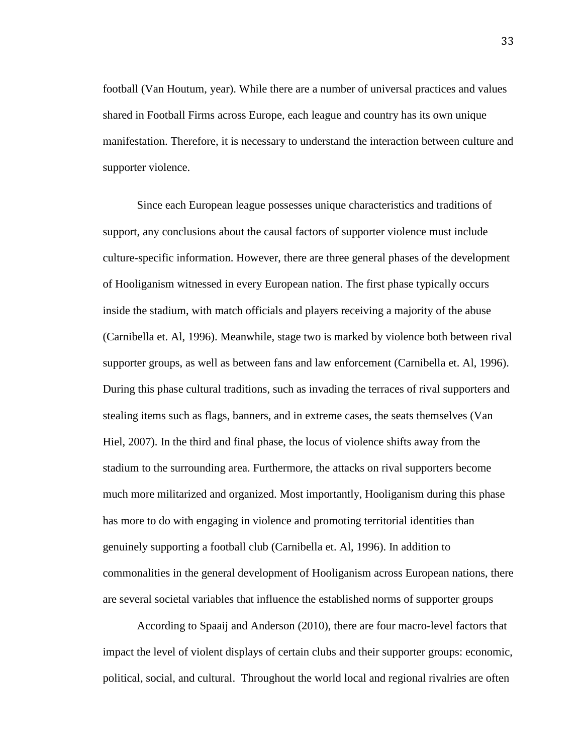football (Van Houtum, year). While there are a number of universal practices and values shared in Football Firms across Europe, each league and country has its own unique manifestation. Therefore, it is necessary to understand the interaction between culture and supporter violence.

Since each European league possesses unique characteristics and traditions of support, any conclusions about the causal factors of supporter violence must include culture-specific information. However, there are three general phases of the development of Hooliganism witnessed in every European nation. The first phase typically occurs inside the stadium, with match officials and players receiving a majority of the abuse (Carnibella et. Al, 1996). Meanwhile, stage two is marked by violence both between rival supporter groups, as well as between fans and law enforcement (Carnibella et. Al, 1996). During this phase cultural traditions, such as invading the terraces of rival supporters and stealing items such as flags, banners, and in extreme cases, the seats themselves (Van Hiel, 2007). In the third and final phase, the locus of violence shifts away from the stadium to the surrounding area. Furthermore, the attacks on rival supporters become much more militarized and organized. Most importantly, Hooliganism during this phase has more to do with engaging in violence and promoting territorial identities than genuinely supporting a football club (Carnibella et. Al, 1996). In addition to commonalities in the general development of Hooliganism across European nations, there are several societal variables that influence the established norms of supporter groups

According to Spaaij and Anderson (2010), there are four macro-level factors that impact the level of violent displays of certain clubs and their supporter groups: economic, political, social, and cultural. Throughout the world local and regional rivalries are often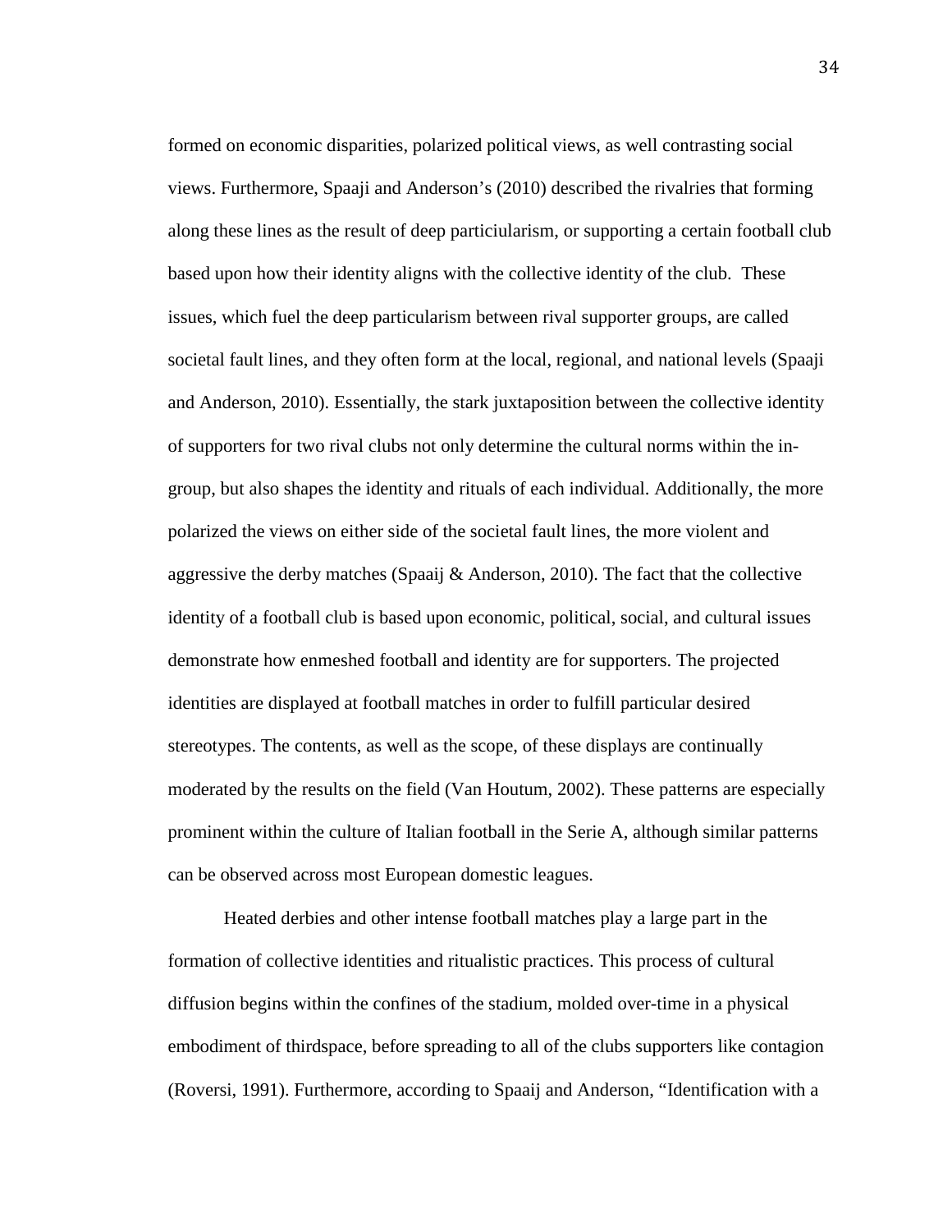formed on economic disparities, polarized political views, as well contrasting social views. Furthermore, Spaaji and Anderson's (2010) described the rivalries that forming along these lines as the result of deep particiularism, or supporting a certain football club based upon how their identity aligns with the collective identity of the club. These issues, which fuel the deep particularism between rival supporter groups, are called societal fault lines, and they often form at the local, regional, and national levels (Spaaji and Anderson, 2010). Essentially, the stark juxtaposition between the collective identity of supporters for two rival clubs not only determine the cultural norms within the in-group, but also shapes the identity and rituals of each individual. Additionally, the more polarized the views on either side of the societal fault lines, the more violent and aggressive the derby matches (Spaaij & Anderson, 2010). The fact that the collective identity of a football club is based upon economic, political, social, and cultural issues demonstrate how enmeshed football and identity are for supporters. The projected identities are displayed at football matches in order to fulfill particular desired stereotypes. The contents, as well as the scope, of these displays are continually moderated by the results on the field (Van Houtum, 2002). These patterns are especially prominent within the culture of Italian football in the Serie A, although similar patterns can be observed across most European domestic leagues.

Heated derbies and other intense football matches play a large part in the formation of collective identities and ritualistic practices. This process of cultural diffusion begins within the confines of the stadium, molded over-time in a physical embodiment of thirdspace, before spreading to all of the clubs supporters like contagion (Roversi, 1991). Furthermore, according to Spaaij and Anderson, "Identification with a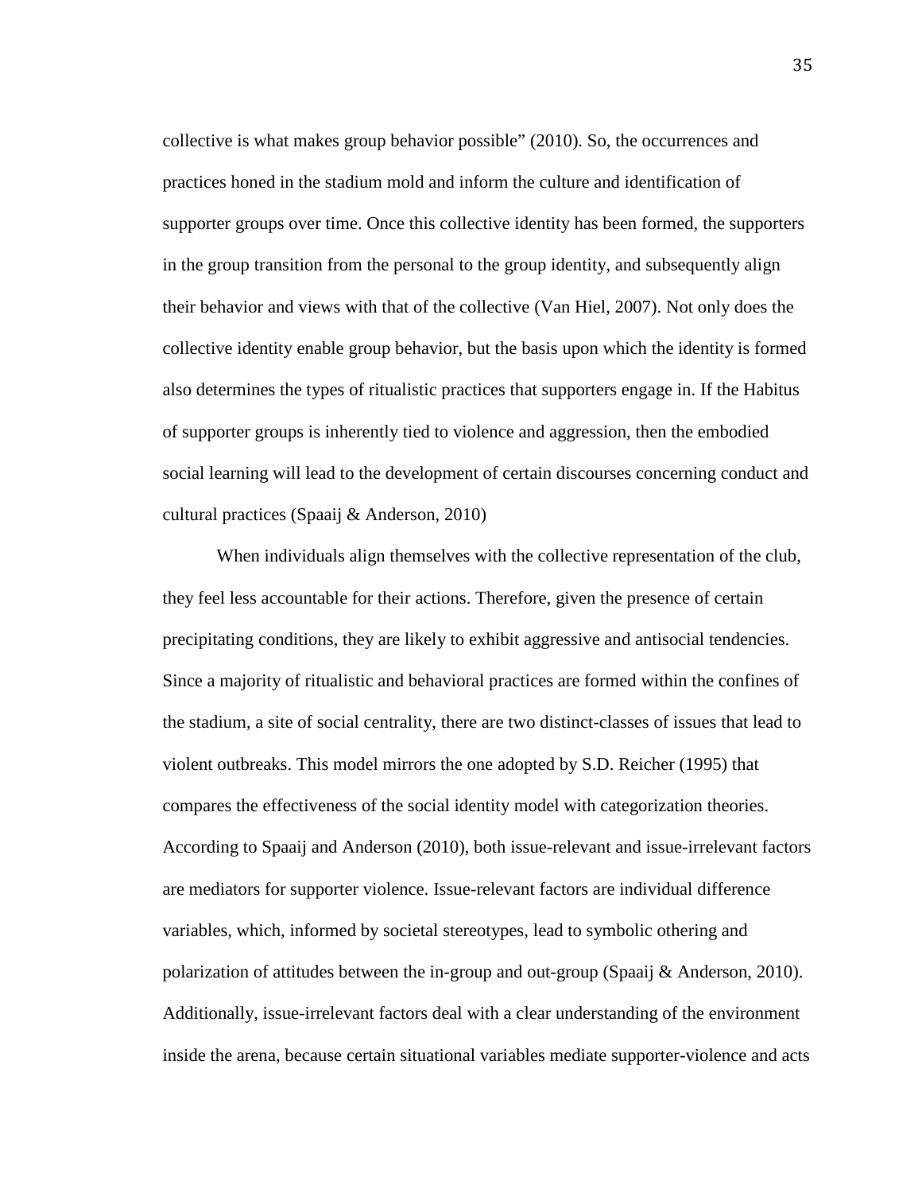collective is what makes group behavior possible" (2010). So, the occurrences and practices honed in the stadium mold and inform the culture and identification of supporter groups over time. Once this collective identity has been formed, the supporters in the group transition from the personal to the group identity, and subsequently align their behavior and views with that of the collective (Van Hiel, 2007). Not only does the collective identity enable group behavior, but the basis upon which the identity is formed also determines the types of ritualistic practices that supporters engage in. If the Habitus of supporter groups is inherently tied to violence and aggression, then the embodied social learning will lead to the development of certain discourses concerning conduct and cultural practices (Spaaij & Anderson, 2010)

When individuals align themselves with the collective representation of the club, they feel less accountable for their actions. Therefore, given the presence of certain precipitating conditions, they are likely to exhibit aggressive and antisocial tendencies. Since a majority of ritualistic and behavioral practices are formed within the confines of the stadium, a site of social centrality, there are two distinct-classes of issues that lead to violent outbreaks. This model mirrors the one adopted by S.D. Reicher (1995) that compares the effectiveness of the social identity model with categorization theories. According to Spaaij and Anderson (2010), both issue-relevant and issue-irrelevant factors are mediators for supporter violence. Issue-relevant factors are individual difference variables, which, informed by societal stereotypes, lead to symbolic othering and polarization of attitudes between the in-group and out-group (Spaaij & Anderson, 2010). Additionally, issue-irrelevant factors deal with a clear understanding of the environment inside the arena, because certain situational variables mediate supporter-violence and acts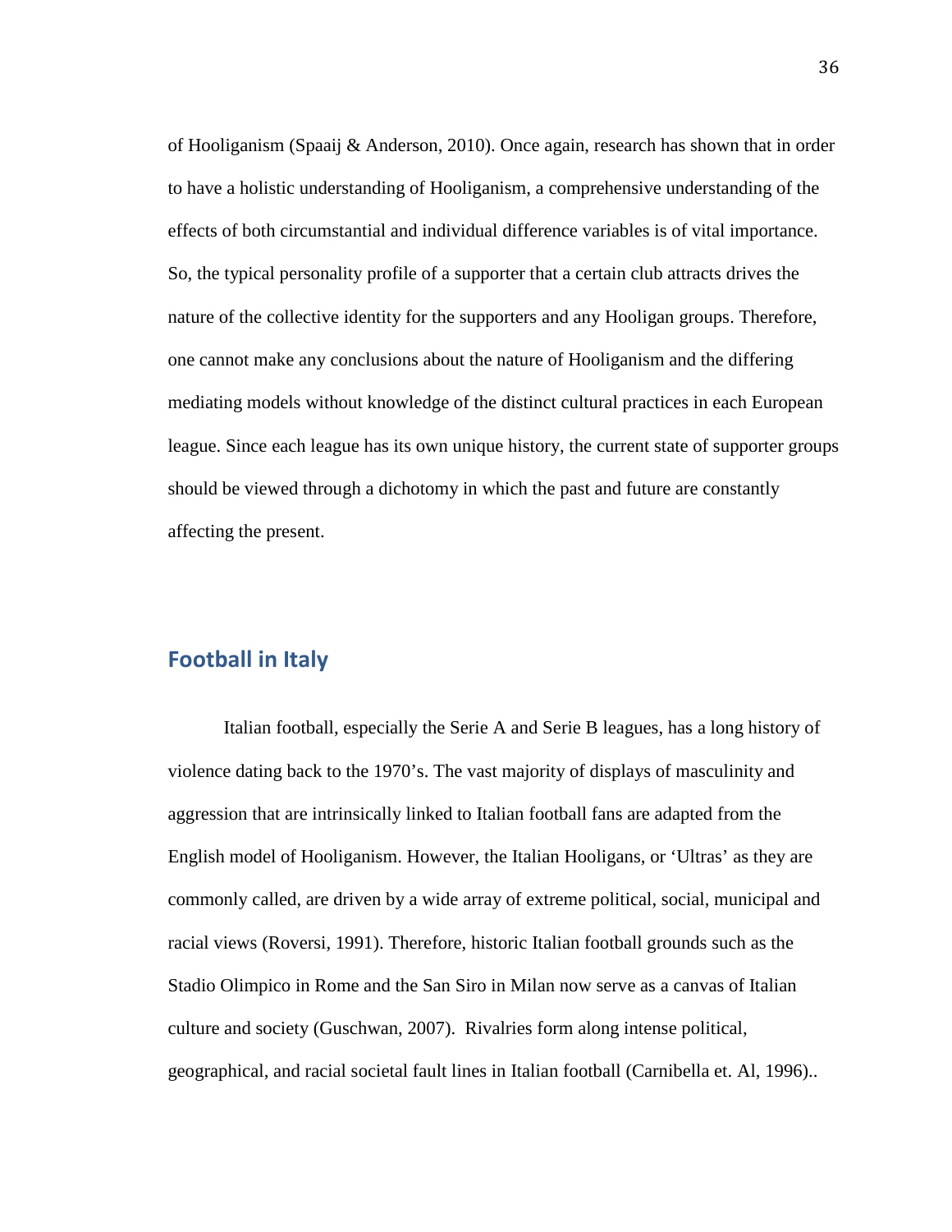of Hooliganism (Spaaij & Anderson, 2010). Once again, research has shown that in order to have a holistic understanding of Hooliganism, a comprehensive understanding of the effects of both circumstantial and individual difference variables is of vital importance. So, the typical personality profile of a supporter that a certain club attracts drives the nature of the collective identity for the supporters and any Hooligan groups. Therefore, one cannot make any conclusions about the nature of Hooliganism and the differing mediating models without knowledge of the distinct cultural practices in each European league. Since each league has its own unique history, the current state of supporter groups should be viewed through a dichotomy in which the past and future are constantly affecting the present.

## Football in Italy

Italian football, especially the Serie A and Serie B leagues, has a long history of violence dating back to the 1970's. The vast majority of displays of masculinity and aggression that are intrinsically linked to Italian football fans are adapted from the English model of Hooliganism. However, the Italian Hooligans, or 'Ultras' as they are commonly called, are driven by a wide array of extreme political, social, municipal and racial views (Roversi, 1991). Therefore, historic Italian football grounds such as the Stadio Olimpico in Rome and the San Siro in Milan now serve as a canvas of Italian culture and society (Guschwan, 2007). Rivalries form along intense political, geographical, and racial societal fault lines in Italian football (Carnibella et. Al, 1996)..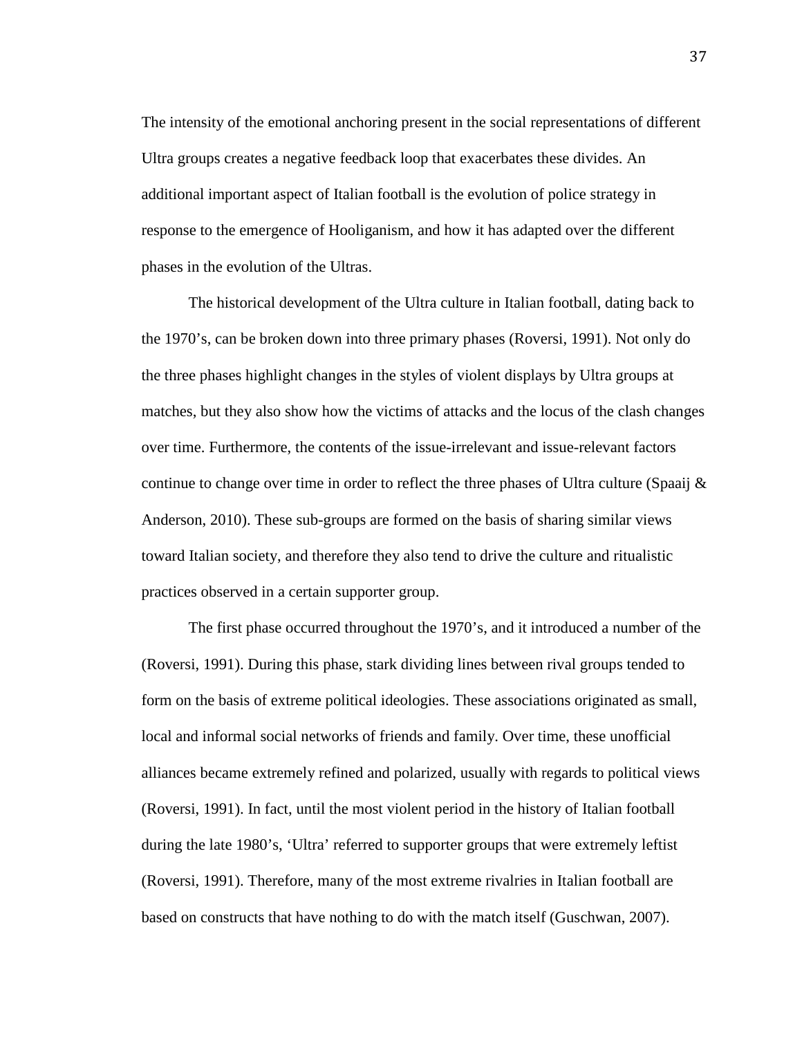The intensity of the emotional anchoring present in the social representations of different Ultra groups creates a negative feedback loop that exacerbates these divides. An additional important aspect of Italian football is the evolution of police strategy in response to the emergence of Hooliganism, and how it has adapted over the different phases in the evolution of the Ultras.

The historical development of the Ultra culture in Italian football, dating back to the 1970's, can be broken down into three primary phases (Roversi, 1991). Not only do the three phases highlight changes in the styles of violent displays by Ultra groups at matches, but they also show how the victims of attacks and the locus of the clash changes over time. Furthermore, the contents of the issue-irrelevant and issue-relevant factors continue to change over time in order to reflect the three phases of Ultra culture (Spaaij & Anderson, 2010). These sub-groups are formed on the basis of sharing similar views toward Italian society, and therefore they also tend to drive the culture and ritualistic practices observed in a certain supporter group.

The first phase occurred throughout the 1970's, and it introduced a number of the (Roversi, 1991). During this phase, stark dividing lines between rival groups tended to form on the basis of extreme political ideologies. These associations originated as small, local and informal social networks of friends and family. Over time, these unofficial alliances became extremely refined and polarized, usually with regards to political views (Roversi, 1991). In fact, until the most violent period in the history of Italian football during the late 1980's, 'Ultra' referred to supporter groups that were extremely leftist (Roversi, 1991). Therefore, many of the most extreme rivalries in Italian football are based on constructs that have nothing to do with the match itself (Guschwan, 2007).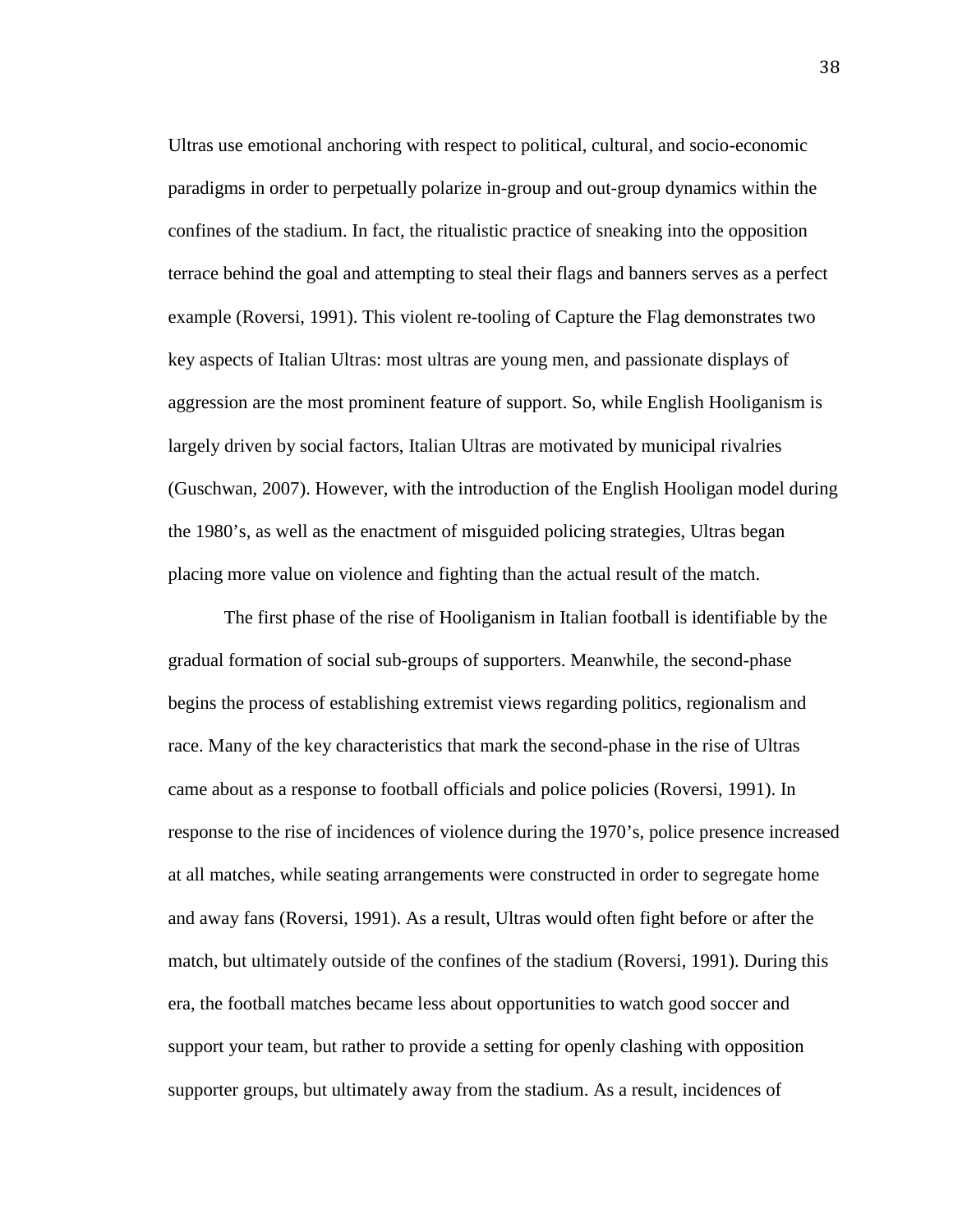Ultras use emotional anchoring with respect to political, cultural, and socio-economic paradigms in order to perpetually polarize in-group and out-group dynamics within the confines of the stadium. In fact, the ritualistic practice of sneaking into the opposition terrace behind the goal and attempting to steal their flags and banners serves as a perfect example (Roversi, 1991). This violent re-tooling of Capture the Flag demonstrates two key aspects of Italian Ultras: most ultras are young men, and passionate displays of aggression are the most prominent feature of support. So, while English Hooliganism is largely driven by social factors, Italian Ultras are motivated by municipal rivalries (Guschwan, 2007). However, with the introduction of the English Hooligan model during the 1980's, as well as the enactment of misguided policing strategies, Ultras began placing more value on violence and fighting than the actual result of the match.

The first phase of the rise of Hooliganism in Italian football is identifiable by the gradual formation of social sub-groups of supporters. Meanwhile, the second-phase begins the process of establishing extremist views regarding politics, regionalism and race. Many of the key characteristics that mark the second-phase in the rise of Ultras came about as a response to football officials and police policies (Roversi, 1991). In response to the rise of incidences of violence during the 1970's, police presence increased at all matches, while seating arrangements were constructed in order to segregate home and away fans (Roversi, 1991). As a result, Ultras would often fight before or after the match, but ultimately outside of the confines of the stadium (Roversi, 1991). During this era, the football matches became less about opportunities to watch good soccer and support your team, but rather to provide a setting for openly clashing with opposition supporter groups, but ultimately away from the stadium. As a result, incidences of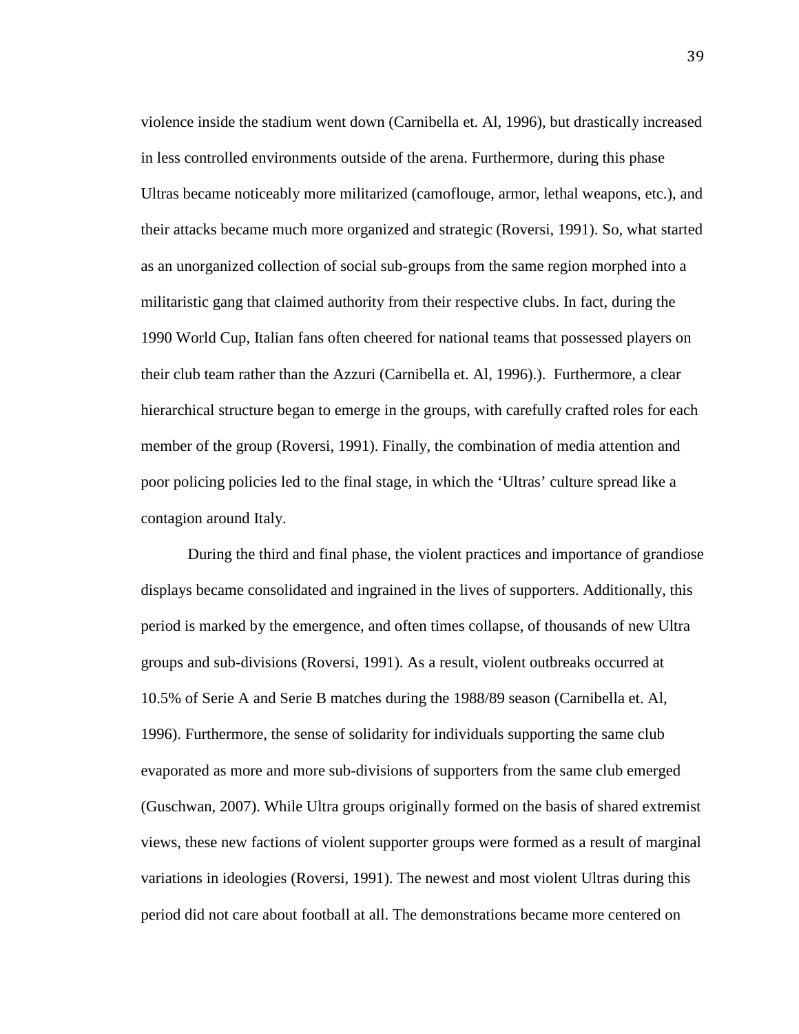violence inside the stadium went down (Carnibella et. Al, 1996), but drastically increased in less controlled environments outside of the arena. Furthermore, during this phase Ultras became noticeably more militarized (camoflouge, armor, lethal weapons, etc.), and their attacks became much more organized and strategic (Roversi, 1991). So, what started as an unorganized collection of social sub-groups from the same region morphed into a militaristic gang that claimed authority from their respective clubs. In fact, during the 1990 World Cup, Italian fans often cheered for national teams that possessed players on their club team rather than the Azzuri (Carnibella et. Al, 1996).). Furthermore, a clear hierarchical structure began to emerge in the groups, with carefully crafted roles for each member of the group (Roversi, 1991). Finally, the combination of media attention and poor policing policies led to the final stage, in which the 'Ultras' culture spread like a contagion around Italy.

During the third and final phase, the violent practices and importance of grandiose displays became consolidated and ingrained in the lives of supporters. Additionally, this period is marked by the emergence, and often times collapse, of thousands of new Ultra groups and sub-divisions (Roversi, 1991). As a result, violent outbreaks occurred at 10.5% of Serie A and Serie B matches during the 1988/89 season (Carnibella et. Al, 1996). Furthermore, the sense of solidarity for individuals supporting the same club evaporated as more and more sub-divisions of supporters from the same club emerged (Guschwan, 2007). While Ultra groups originally formed on the basis of shared extremist views, these new factions of violent supporter groups were formed as a result of marginal variations in ideologies (Roversi, 1991). The newest and most violent Ultras during this period did not care about football at all. The demonstrations became more centered on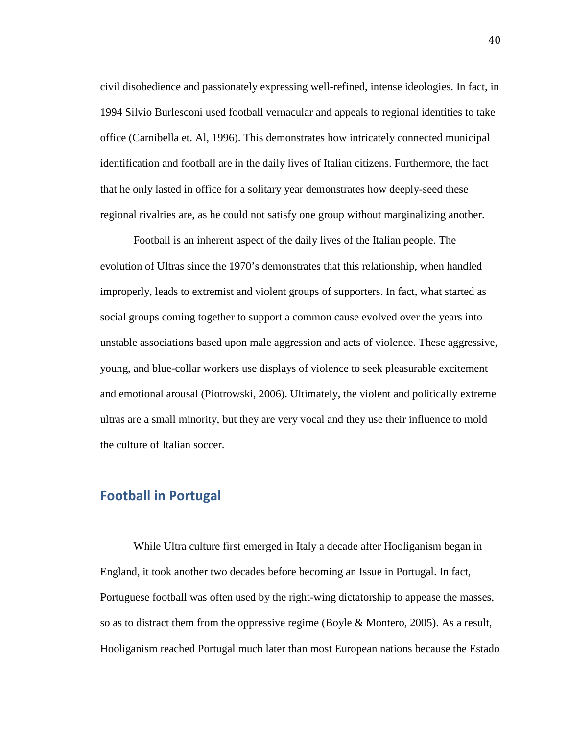civil disobedience and passionately expressing well-refined, intense ideologies. In fact, in 1994 Silvio Burlesconi used football vernacular and appeals to regional identities to take office (Carnibella et. Al, 1996). This demonstrates how intricately connected municipal identification and football are in the daily lives of Italian citizens. Furthermore, the fact that he only lasted in office for a solitary year demonstrates how deeply-seed these regional rivalries are, as he could not satisfy one group without marginalizing another.

Football is an inherent aspect of the daily lives of the Italian people. The evolution of Ultras since the 1970's demonstrates that this relationship, when handled improperly, leads to extremist and violent groups of supporters. In fact, what started as social groups coming together to support a common cause evolved over the years into unstable associations based upon male aggression and acts of violence. These aggressive, young, and blue-collar workers use displays of violence to seek pleasurable excitement and emotional arousal (Piotrowski, 2006). Ultimately, the violent and politically extreme ultras are a small minority, but they are very vocal and they use their influence to mold the culture of Italian soccer.

## Football in Portugal

While Ultra culture first emerged in Italy a decade after Hooliganism began in England, it took another two decades before becoming an Issue in Portugal. In fact, Portuguese football was often used by the right-wing dictatorship to appease the masses, so as to distract them from the oppressive regime (Boyle & Montero, 2005). As a result, Hooliganism reached Portugal much later than most European nations because the Estado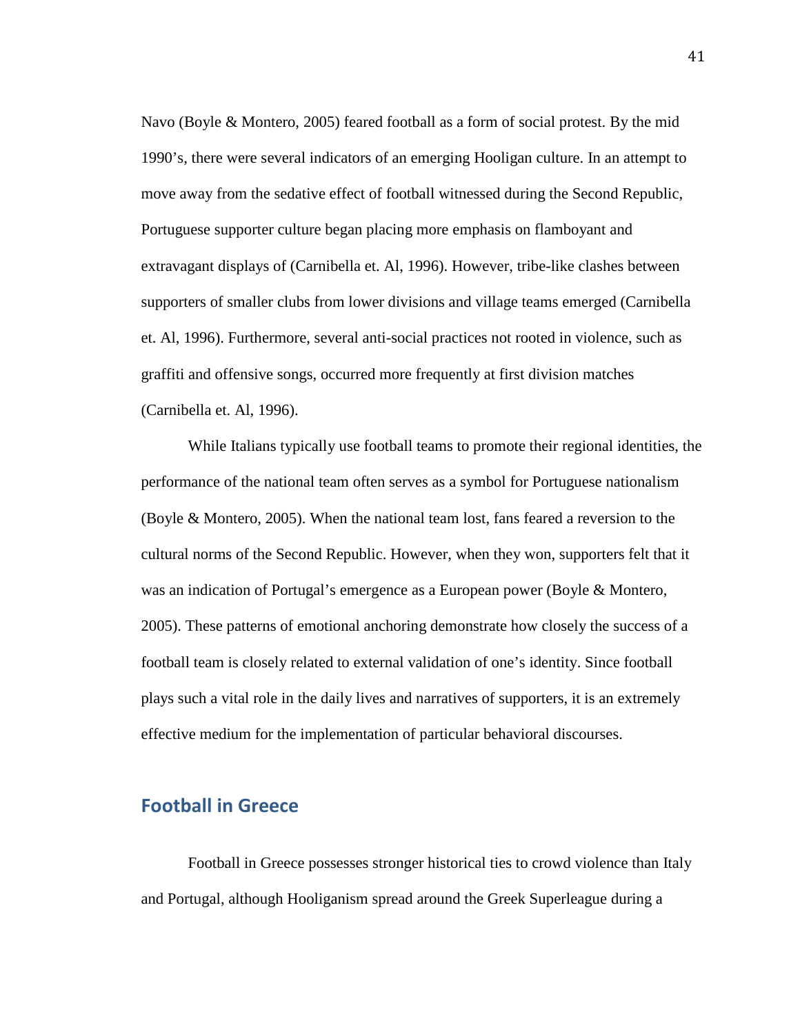Navo (Boyle & Montero, 2005) feared football as a form of social protest. By the mid 1990's, there were several indicators of an emerging Hooligan culture. In an attempt to move away from the sedative effect of football witnessed during the Second Republic, Portuguese supporter culture began placing more emphasis on flamboyant and extravagant displays of (Carnibella et. Al, 1996). However, tribe-like clashes between supporters of smaller clubs from lower divisions and village teams emerged (Carnibella et. Al, 1996). Furthermore, several anti-social practices not rooted in violence, such as graffiti and offensive songs, occurred more frequently at first division matches (Carnibella et. Al, 1996).

While Italians typically use football teams to promote their regional identities, the performance of the national team often serves as a symbol for Portuguese nationalism (Boyle & Montero, 2005). When the national team lost, fans feared a reversion to the cultural norms of the Second Republic. However, when they won, supporters felt that it was an indication of Portugal's emergence as a European power (Boyle & Montero, 2005). These patterns of emotional anchoring demonstrate how closely the success of a football team is closely related to external validation of one's identity. Since football plays such a vital role in the daily lives and narratives of supporters, it is an extremely effective medium for the implementation of particular behavioral discourses.

## Football in Greece

Football in Greece possesses stronger historical ties to crowd violence than Italy and Portugal, although Hooliganism spread around the Greek Superleague during a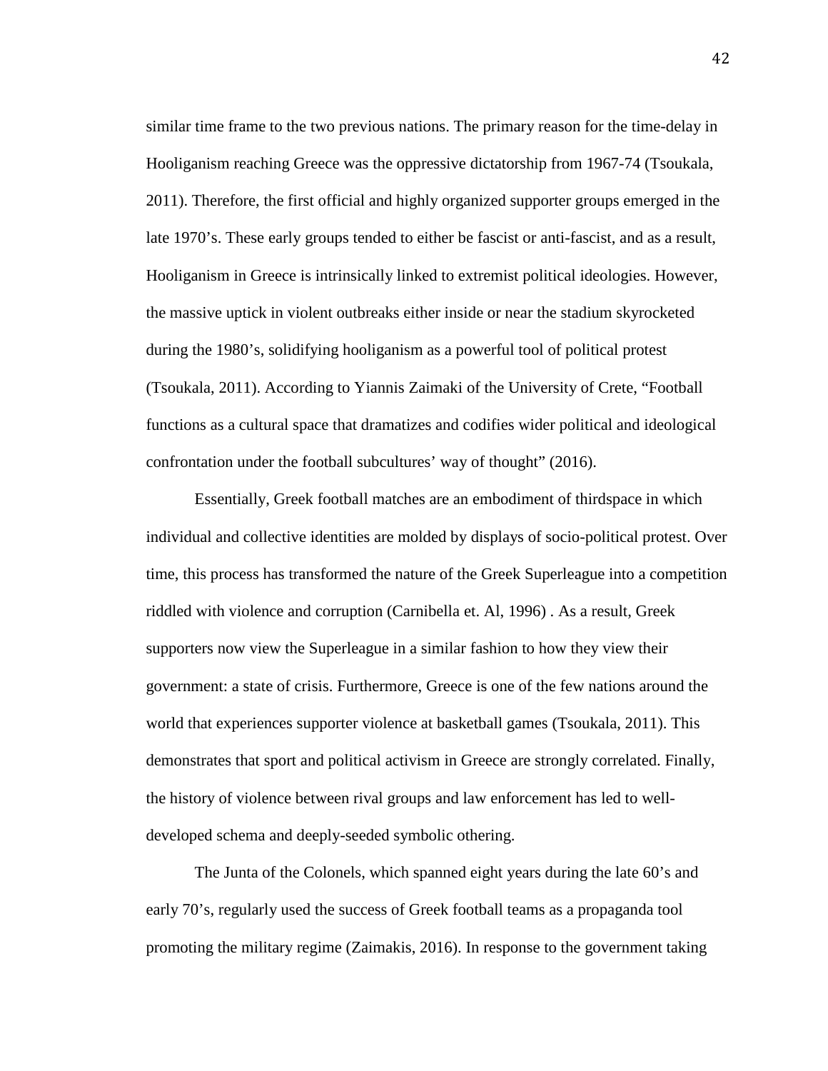similar time frame to the two previous nations. The primary reason for the time-delay in Hooliganism reaching Greece was the oppressive dictatorship from 1967-74 (Tsoukala, 2011). Therefore, the first official and highly organized supporter groups emerged in the late 1970's. These early groups tended to either be fascist or anti-fascist, and as a result, Hooliganism in Greece is intrinsically linked to extremist political ideologies. However, the massive uptick in violent outbreaks either inside or near the stadium skyrocketed during the 1980's, solidifying hooliganism as a powerful tool of political protest (Tsoukala, 2011). According to Yiannis Zaimaki of the University of Crete, "Football functions as a cultural space that dramatizes and codifies wider political and ideological confrontation under the football subcultures' way of thought" (2016).

Essentially, Greek football matches are an embodiment of thirdspace in which individual and collective identities are molded by displays of socio-political protest. Over time, this process has transformed the nature of the Greek Superleague into a competition riddled with violence and corruption (Carnibella et. Al, 1996) . As a result, Greek supporters now view the Superleague in a similar fashion to how they view their government: a state of crisis. Furthermore, Greece is one of the few nations around the world that experiences supporter violence at basketball games (Tsoukala, 2011). This demonstrates that sport and political activism in Greece are strongly correlated. Finally, the history of violence between rival groups and law enforcement has led to well-developed schema and deeply-seeded symbolic othering.

The Junta of the Colonels, which spanned eight years during the late 60's and early 70's, regularly used the success of Greek football teams as a propaganda tool promoting the military regime (Zaimakis, 2016). In response to the government taking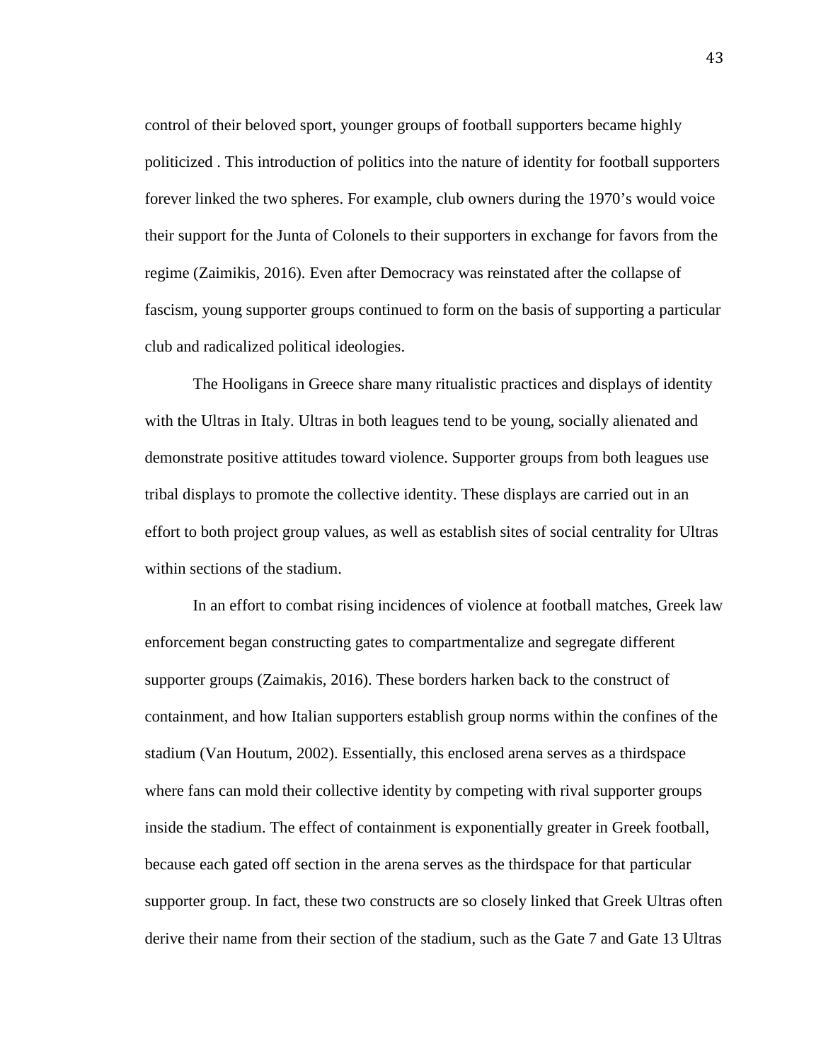control of their beloved sport, younger groups of football supporters became highly politicized . This introduction of politics into the nature of identity for football supporters forever linked the two spheres. For example, club owners during the 1970's would voice their support for the Junta of Colonels to their supporters in exchange for favors from the regime (Zaimikis, 2016). Even after Democracy was reinstated after the collapse of fascism, young supporter groups continued to form on the basis of supporting a particular club and radicalized political ideologies.

The Hooligans in Greece share many ritualistic practices and displays of identity with the Ultras in Italy. Ultras in both leagues tend to be young, socially alienated and demonstrate positive attitudes toward violence. Supporter groups from both leagues use tribal displays to promote the collective identity. These displays are carried out in an effort to both project group values, as well as establish sites of social centrality for Ultras within sections of the stadium.

In an effort to combat rising incidences of violence at football matches, Greek law enforcement began constructing gates to compartmentalize and segregate different supporter groups (Zaimakis, 2016). These borders harken back to the construct of containment, and how Italian supporters establish group norms within the confines of the stadium (Van Houtum, 2002). Essentially, this enclosed arena serves as a thirdspace where fans can mold their collective identity by competing with rival supporter groups inside the stadium. The effect of containment is exponentially greater in Greek football, because each gated off section in the arena serves as the thirdspace for that particular supporter group. In fact, these two constructs are so closely linked that Greek Ultras often derive their name from their section of the stadium, such as the Gate 7 and Gate 13 Ultras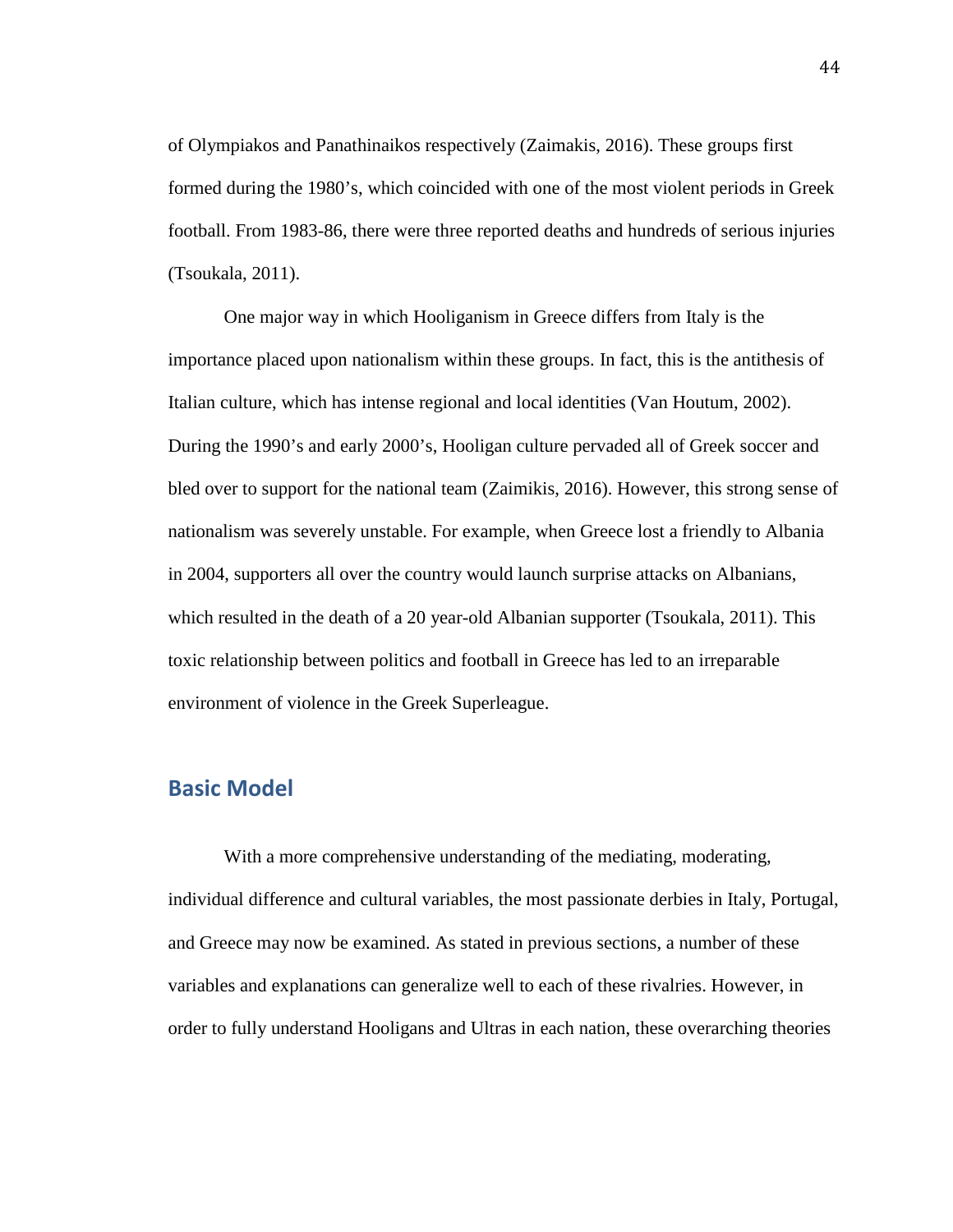of Olympiakos and Panathinaikos respectively (Zaimakis, 2016). These groups first formed during the 1980's, which coincided with one of the most violent periods in Greek football. From 1983-86, there were three reported deaths and hundreds of serious injuries (Tsoukala, 2011).

One major way in which Hooliganism in Greece differs from Italy is the importance placed upon nationalism within these groups. In fact, this is the antithesis of Italian culture, which has intense regional and local identities (Van Houtum, 2002). During the 1990's and early 2000's, Hooligan culture pervaded all of Greek soccer and bled over to support for the national team (Zaimikis, 2016). However, this strong sense of nationalism was severely unstable. For example, when Greece lost a friendly to Albania in 2004, supporters all over the country would launch surprise attacks on Albanians, which resulted in the death of a 20 year-old Albanian supporter (Tsoukala, 2011). This toxic relationship between politics and football in Greece has led to an irreparable environment of violence in the Greek Superleague.

## Basic Model

With a more comprehensive understanding of the mediating, moderating, individual difference and cultural variables, the most passionate derbies in Italy, Portugal, and Greece may now be examined. As stated in previous sections, a number of these variables and explanations can generalize well to each of these rivalries. However, in order to fully understand Hooligans and Ultras in each nation, these overarching theories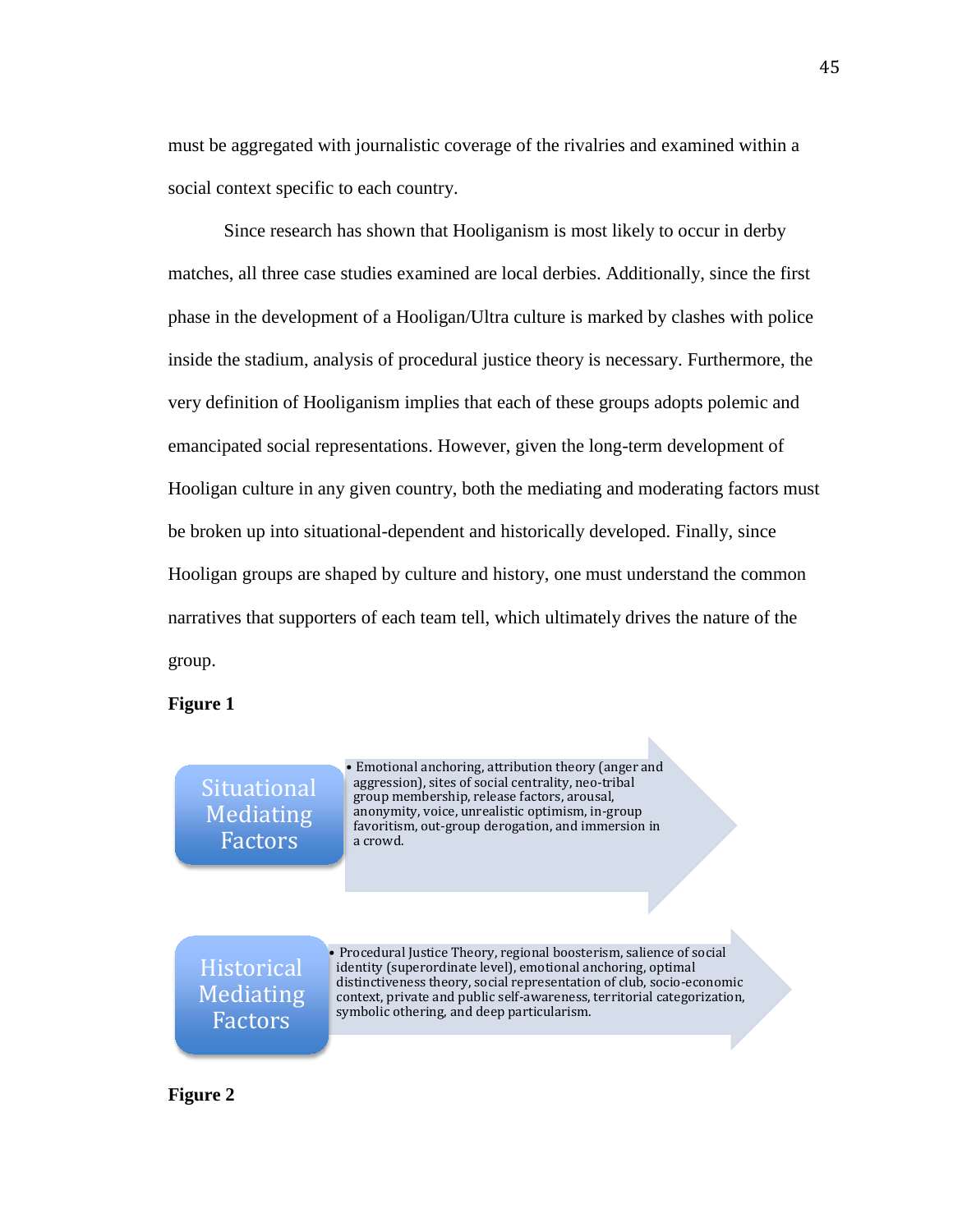must be aggregated with journalistic coverage of the rivalries and examined within a social context specific to each country.

Since research has shown that Hooliganism is most likely to occur in derby matches, all three case studies examined are local derbies. Additionally, since the first phase in the development of a Hooligan/Ultra culture is marked by clashes with police inside the stadium, analysis of procedural justice theory is necessary. Furthermore, the very definition of Hooliganism implies that each of these groups adopts polemic and emancipated social representations. However, given the long-term development of Hooligan culture in any given country, both the mediating and moderating factors must be broken up into situational-dependent and historically developed. Finally, since Hooligan groups are shaped by culture and history, one must understand the common narratives that supporters of each team tell, which ultimately drives the nature of the group.

**Figure 1**

**Situational Mediating Factors**

- Emotional anchoring, attribution theory (anger and aggression), sites of social centrality, neo-tribal group membership, release factors, arousal, anonymity, voice, unrealistic optimism, in-group favoritism, out-group derogation, and immersion in a crowd.

**Historical Mediating Factors**

- Procedural Justice Theory, regional boosterism, salience of social identity (superordinate level), emotional anchoring, optimal distinctiveness theory, social representation of club, socio-economic context, private and public self-awareness, territorial categorization, symbolic othering, and deep particularism.

**Figure 2**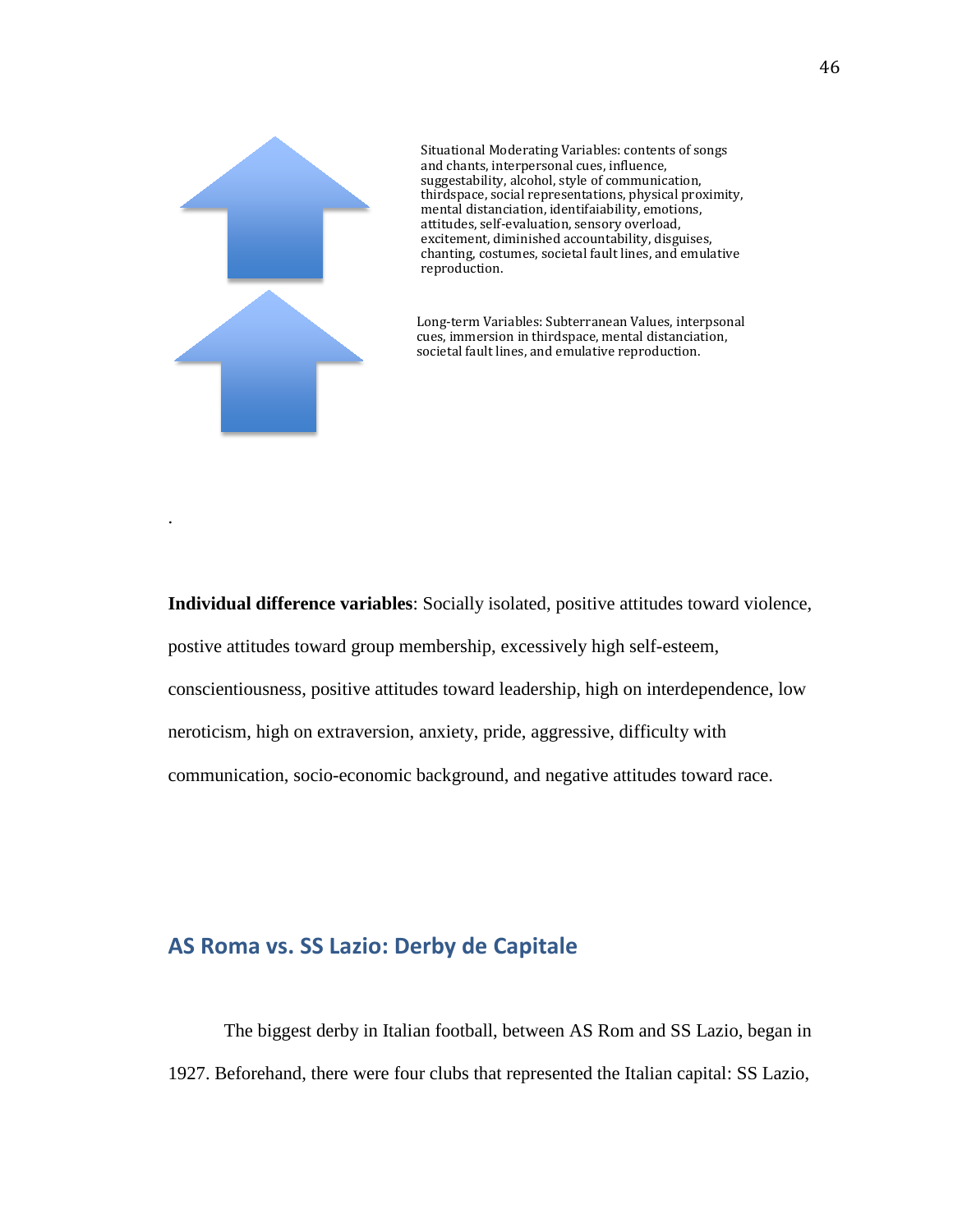Situational Moderating Variables: contents of songs and chants, interpersonal cues, influence, suggestability, alcohol, style of communication, thirdspace, social representations, physical proximity, mental distanciation, identifaiability, emotions, attitudes, self-evaluation, sensory overload, excitement, diminished accountability, disguises, chanting, costumes, societal fault lines, and emulative reproduction.

Long-term Variables: Subterranean Values, interpsonal cues, immersion in thirdspace, mental distanciation, societal fault lines, and emulative reproduction.

.

**Individual difference variables**: Socially isolated, positive attitudes toward violence, postive attitudes toward group membership, excessively high self-esteem, conscientiousness, positive attitudes toward leadership, high on interdependence, low neroticism, high on extraversion, anxiety, pride, aggressive, difficulty with communication, socio-economic background, and negative attitudes toward race.

## AS Roma vs. SS Lazio: Derby de Capitale

The biggest derby in Italian football, between AS Rom and SS Lazio, began in 1927. Beforehand, there were four clubs that represented the Italian capital: SS Lazio,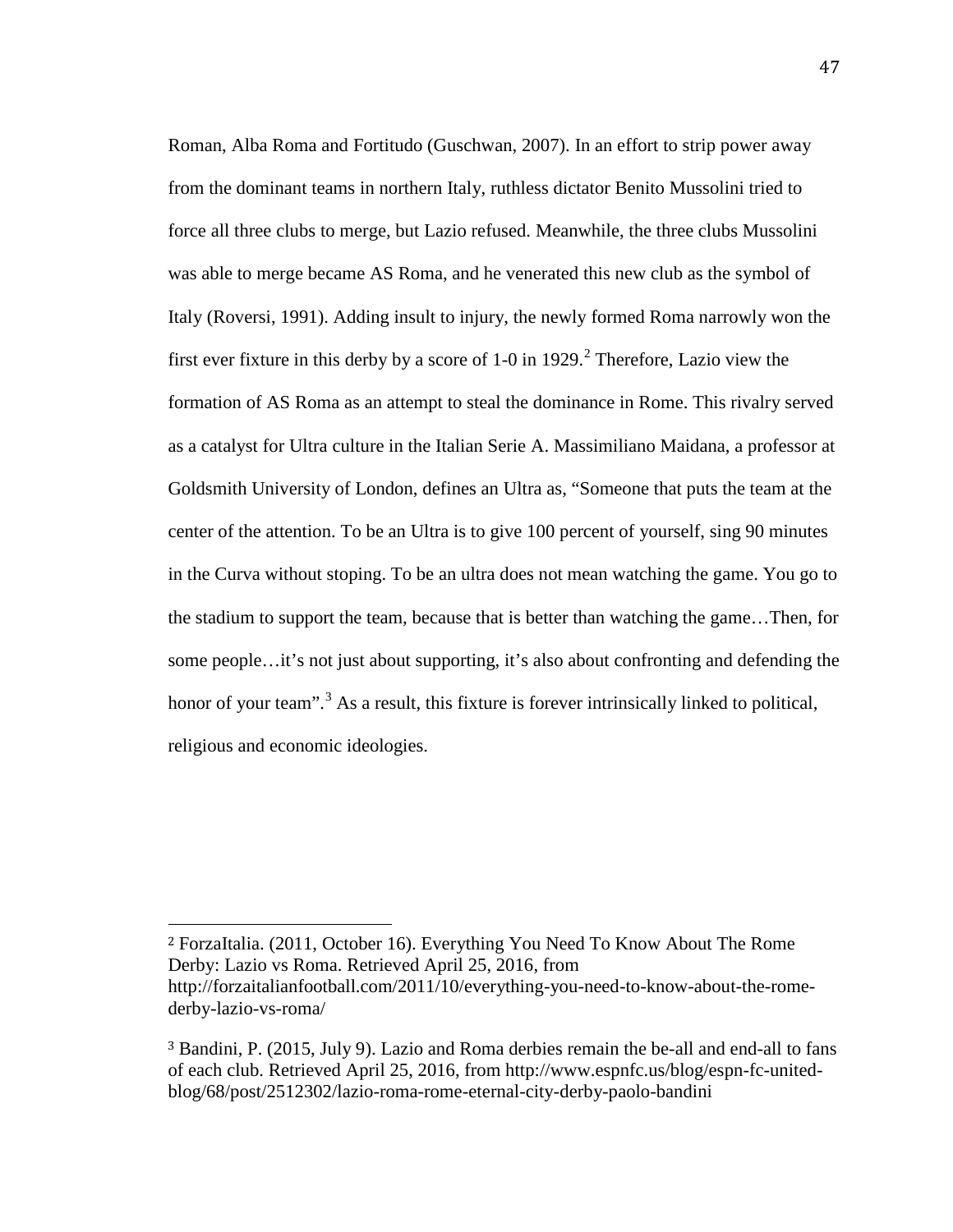Roman, Alba Roma and Fortitudo (Guschwan, 2007). In an effort to strip power away from the dominant teams in northern Italy, ruthless dictator Benito Mussolini tried to force all three clubs to merge, but Lazio refused. Meanwhile, the three clubs Mussolini was able to merge became AS Roma, and he venerated this new club as the symbol of Italy (Roversi, 1991). Adding insult to injury, the newly formed Roma narrowly won the first ever fixture in this derby by a score of 1-0 in 1929.[2] Therefore, Lazio view the formation of AS Roma as an attempt to steal the dominance in Rome. This rivalry served as a catalyst for Ultra culture in the Italian Serie A. Massimiliano Maidana, a professor at Goldsmith University of London, defines an Ultra as, "Someone that puts the team at the center of the attention. To be an Ultra is to give 100 percent of yourself, sing 90 minutes in the Curva without stoping. To be an ultra does not mean watching the game. You go to the stadium to support the team, because that is better than watching the game…Then, for some people…it's not just about supporting, it's also about confronting and defending the honor of your team".[3] As a result, this fixture is forever intrinsically linked to political, religious and economic ideologies.

---

[2] ForzaItalia. (2011, October 16). Everything You Need To Know About The Rome Derby: Lazio vs Roma. Retrieved April 25, 2016, from http://forzaitalianfootball.com/2011/10/everything-you-need-to-know-about-the-rome-derby-lazio-vs-roma/

[3] Bandini, P. (2015, July 9). Lazio and Roma derbies remain the be-all and end-all to fans of each club. Retrieved April 25, 2016, from http://www.espnfc.us/blog/espn-fc-united-blog/68/post/2512302/lazio-roma-rome-eternal-city-derby-paolo-bandini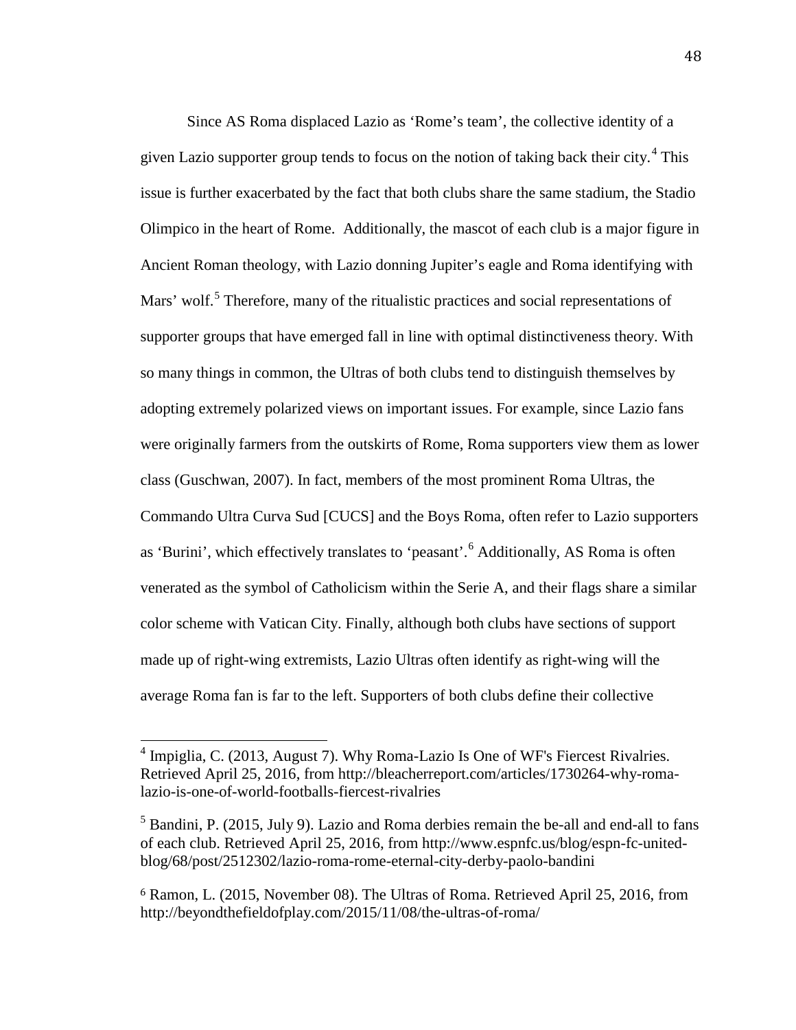Since AS Roma displaced Lazio as 'Rome's team', the collective identity of a given Lazio supporter group tends to focus on the notion of taking back their city.[4] This issue is further exacerbated by the fact that both clubs share the same stadium, the Stadio Olimpico in the heart of Rome. Additionally, the mascot of each club is a major figure in Ancient Roman theology, with Lazio donning Jupiter's eagle and Roma identifying with Mars' wolf.[5] Therefore, many of the ritualistic practices and social representations of supporter groups that have emerged fall in line with optimal distinctiveness theory. With so many things in common, the Ultras of both clubs tend to distinguish themselves by adopting extremely polarized views on important issues. For example, since Lazio fans were originally farmers from the outskirts of Rome, Roma supporters view them as lower class (Guschwan, 2007). In fact, members of the most prominent Roma Ultras, the Commando Ultra Curva Sud [CUCS] and the Boys Roma, often refer to Lazio supporters as 'Burini', which effectively translates to 'peasant'.[6] Additionally, AS Roma is often venerated as the symbol of Catholicism within the Serie A, and their flags share a similar color scheme with Vatican City. Finally, although both clubs have sections of support made up of right-wing extremists, Lazio Ultras often identify as right-wing will the average Roma fan is far to the left. Supporters of both clubs define their collective

---

[4] Impiglia, C. (2013, August 7). Why Roma-Lazio Is One of WF's Fiercest Rivalries. Retrieved April 25, 2016, from http://bleacherreport.com/articles/1730264-why-roma-lazio-is-one-of-world-footballs-fiercest-rivalries

[5] Bandini, P. (2015, July 9). Lazio and Roma derbies remain the be-all and end-all to fans of each club. Retrieved April 25, 2016, from http://www.espnfc.us/blog/espn-fc-united-blog/68/post/2512302/lazio-roma-rome-eternal-city-derby-paolo-bandini

[6] Ramon, L. (2015, November 08). The Ultras of Roma. Retrieved April 25, 2016, from http://beyondthefieldofplay.com/2015/11/08/the-ultras-of-roma/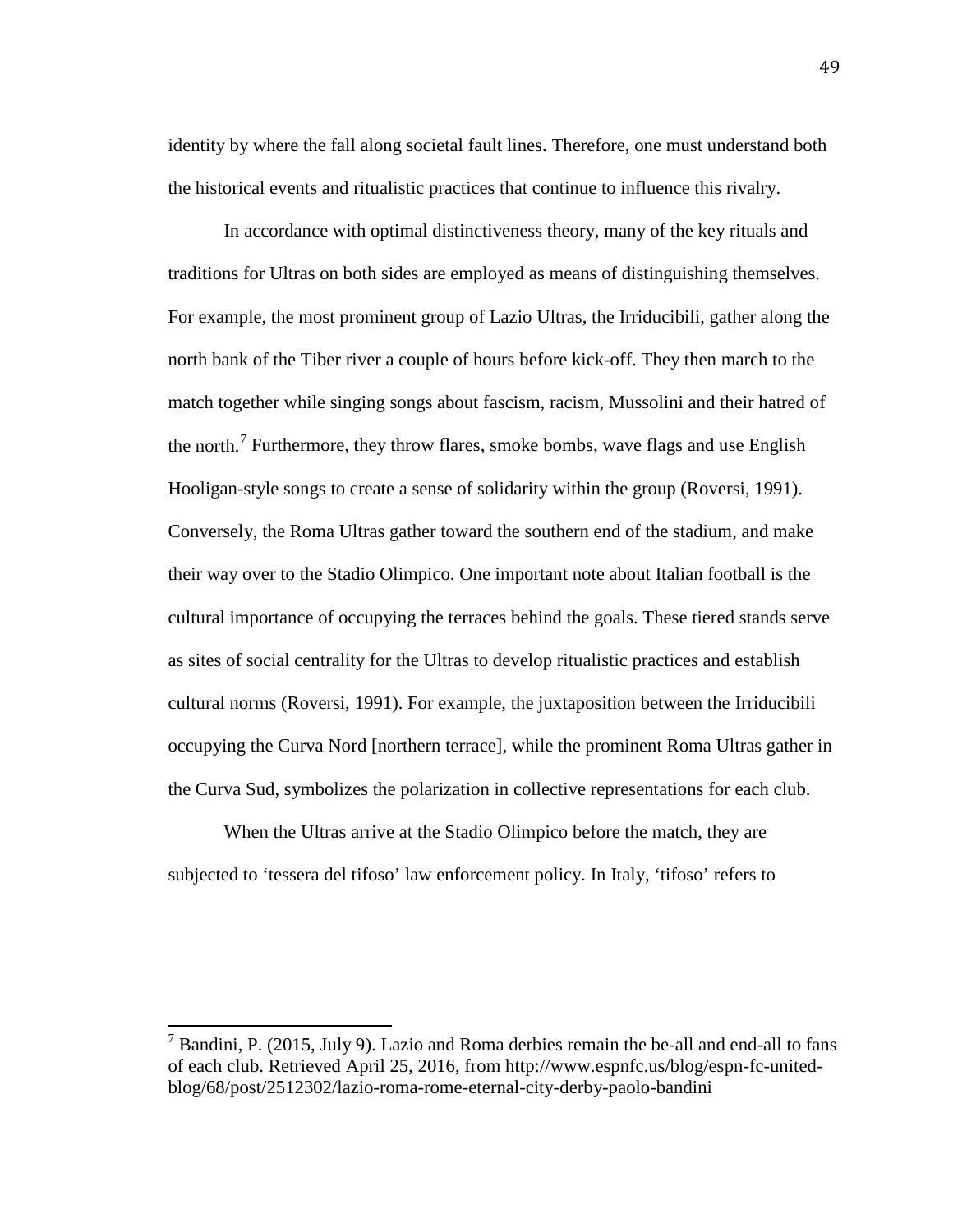identity by where the fall along societal fault lines. Therefore, one must understand both the historical events and ritualistic practices that continue to influence this rivalry.

In accordance with optimal distinctiveness theory, many of the key rituals and traditions for Ultras on both sides are employed as means of distinguishing themselves. For example, the most prominent group of Lazio Ultras, the Irriducibili, gather along the north bank of the Tiber river a couple of hours before kick-off. They then march to the match together while singing songs about fascism, racism, Mussolini and their hatred of the north.[7] Furthermore, they throw flares, smoke bombs, wave flags and use English Hooligan-style songs to create a sense of solidarity within the group (Roversi, 1991). Conversely, the Roma Ultras gather toward the southern end of the stadium, and make their way over to the Stadio Olimpico. One important note about Italian football is the cultural importance of occupying the terraces behind the goals. These tiered stands serve as sites of social centrality for the Ultras to develop ritualistic practices and establish cultural norms (Roversi, 1991). For example, the juxtaposition between the Irriducibili occupying the Curva Nord [northern terrace], while the prominent Roma Ultras gather in the Curva Sud, symbolizes the polarization in collective representations for each club.

When the Ultras arrive at the Stadio Olimpico before the match, they are subjected to 'tessera del tifoso' law enforcement policy. In Italy, 'tifoso' refers to

---

[7] Bandini, P. (2015, July 9). Lazio and Roma derbies remain the be-all and end-all to fans of each club. Retrieved April 25, 2016, from http://www.espnfc.us/blog/espn-fc-united-blog/68/post/2512302/lazio-roma-rome-eternal-city-derby-paolo-bandini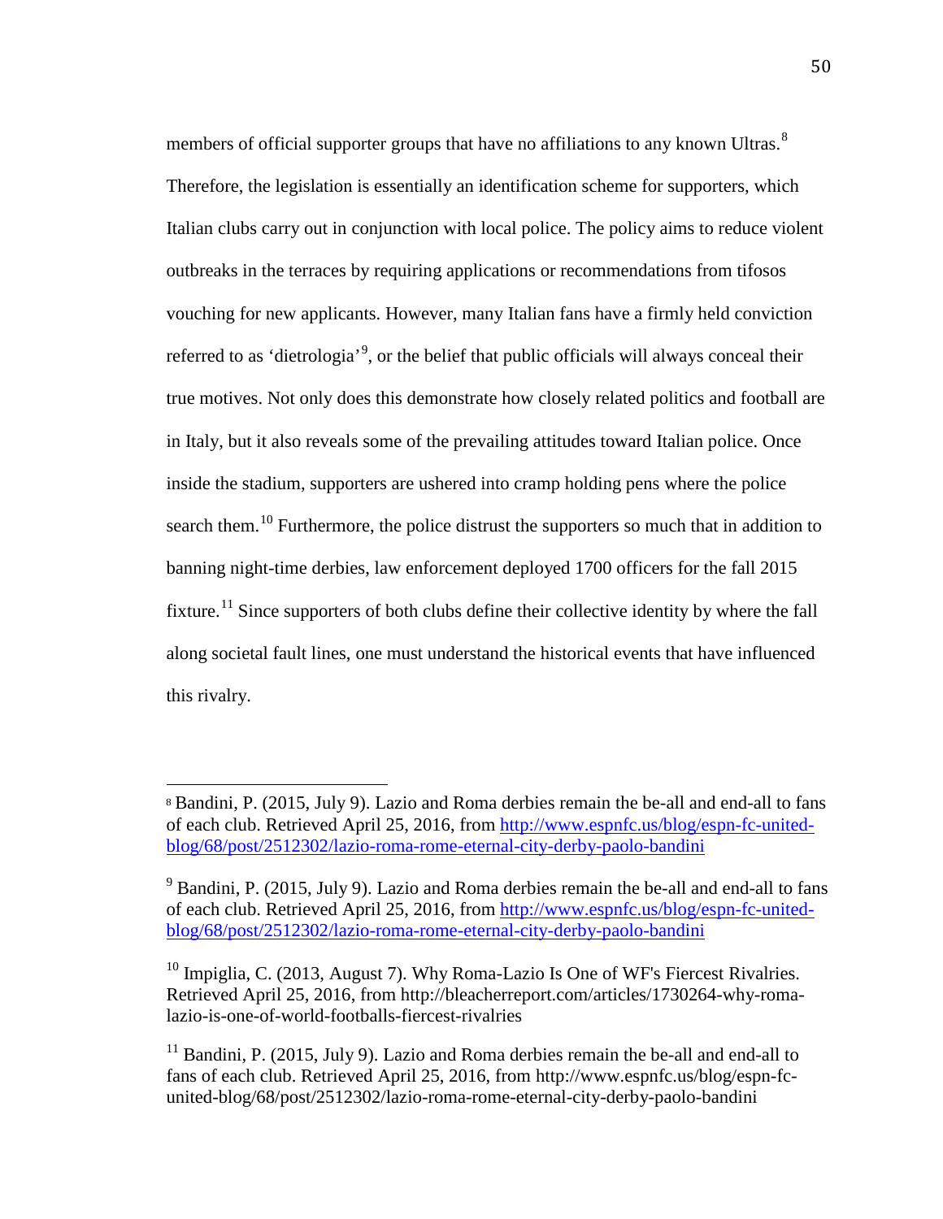members of official supporter groups that have no affiliations to any known Ultras.[8] Therefore, the legislation is essentially an identification scheme for supporters, which Italian clubs carry out in conjunction with local police. The policy aims to reduce violent outbreaks in the terraces by requiring applications or recommendations from tifosos vouching for new applicants. However, many Italian fans have a firmly held conviction referred to as 'dietrologia'[9], or the belief that public officials will always conceal their true motives. Not only does this demonstrate how closely related politics and football are in Italy, but it also reveals some of the prevailing attitudes toward Italian police. Once inside the stadium, supporters are ushered into cramp holding pens where the police search them.[10] Furthermore, the police distrust the supporters so much that in addition to banning night-time derbies, law enforcement deployed 1700 officers for the fall 2015 fixture.[11] Since supporters of both clubs define their collective identity by where the fall along societal fault lines, one must understand the historical events that have influenced this rivalry.

---

[8] Bandini, P. (2015, July 9). Lazio and Roma derbies remain the be-all and end-all to fans of each club. Retrieved April 25, 2016, from http://www.espnfc.us/blog/espn-fc-united-blog/68/post/2512302/lazio-roma-rome-eternal-city-derby-paolo-bandini

[9] Bandini, P. (2015, July 9). Lazio and Roma derbies remain the be-all and end-all to fans of each club. Retrieved April 25, 2016, from http://www.espnfc.us/blog/espn-fc-united-blog/68/post/2512302/lazio-roma-rome-eternal-city-derby-paolo-bandini

[10] Impiglia, C. (2013, August 7). Why Roma-Lazio Is One of WF's Fiercest Rivalries. Retrieved April 25, 2016, from http://bleacherreport.com/articles/1730264-why-roma-lazio-is-one-of-world-footballs-fiercest-rivalries

[11] Bandini, P. (2015, July 9). Lazio and Roma derbies remain the be-all and end-all to fans of each club. Retrieved April 25, 2016, from http://www.espnfc.us/blog/espn-fc-united-blog/68/post/2512302/lazio-roma-rome-eternal-city-derby-paolo-bandini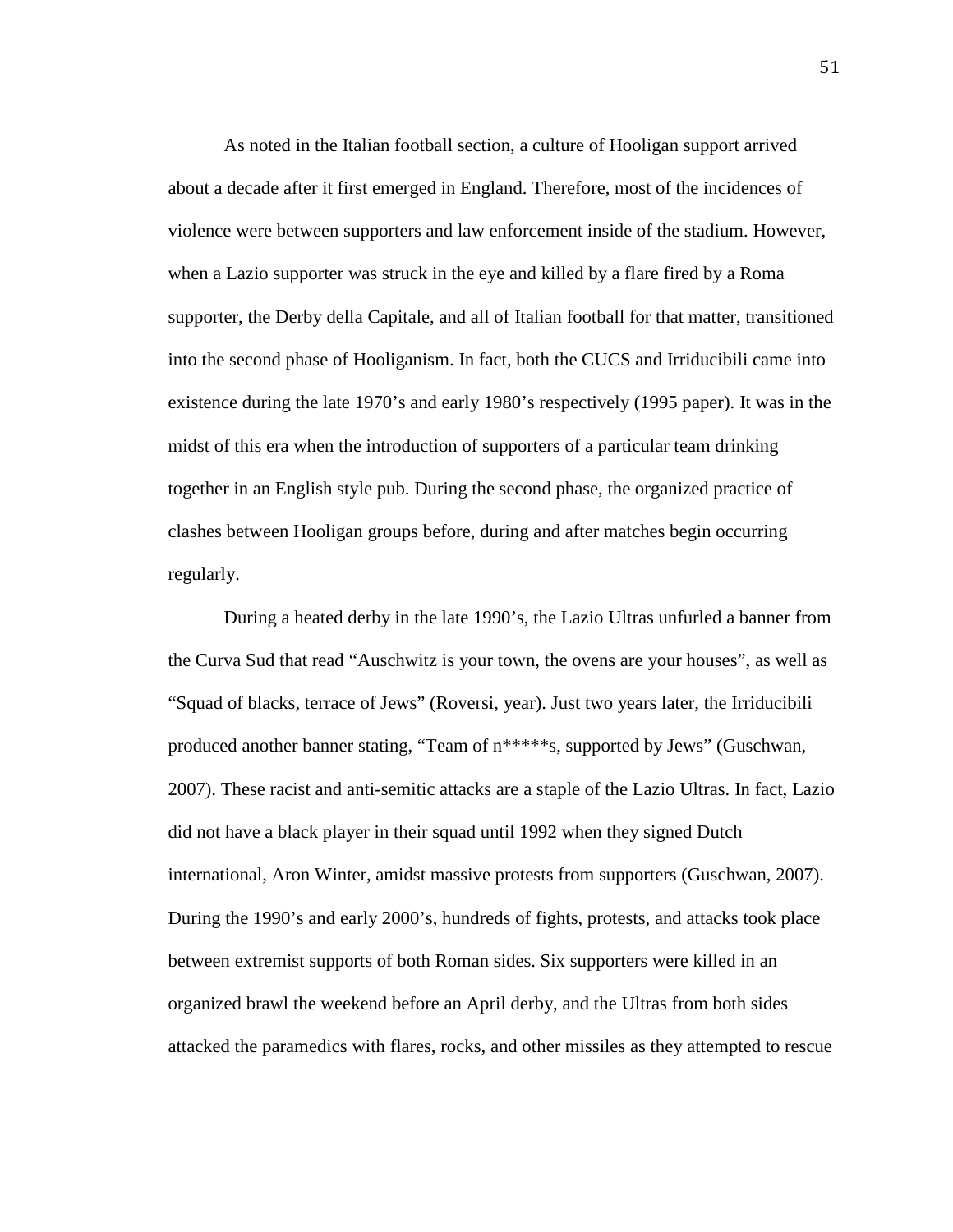As noted in the Italian football section, a culture of Hooligan support arrived about a decade after it first emerged in England. Therefore, most of the incidences of violence were between supporters and law enforcement inside of the stadium. However, when a Lazio supporter was struck in the eye and killed by a flare fired by a Roma supporter, the Derby della Capitale, and all of Italian football for that matter, transitioned into the second phase of Hooliganism. In fact, both the CUCS and Irriducibili came into existence during the late 1970's and early 1980's respectively (1995 paper). It was in the midst of this era when the introduction of supporters of a particular team drinking together in an English style pub. During the second phase, the organized practice of clashes between Hooligan groups before, during and after matches begin occurring regularly.

During a heated derby in the late 1990's, the Lazio Ultras unfurled a banner from the Curva Sud that read "Auschwitz is your town, the ovens are your houses", as well as "Squad of blacks, terrace of Jews" (Roversi, year). Just two years later, the Irriducibili produced another banner stating, "Team of n*****s, supported by Jews" (Guschwan, 2007). These racist and anti-semitic attacks are a staple of the Lazio Ultras. In fact, Lazio did not have a black player in their squad until 1992 when they signed Dutch international, Aron Winter, amidst massive protests from supporters (Guschwan, 2007). During the 1990's and early 2000's, hundreds of fights, protests, and attacks took place between extremist supports of both Roman sides. Six supporters were killed in an organized brawl the weekend before an April derby, and the Ultras from both sides attacked the paramedics with flares, rocks, and other missiles as they attempted to rescue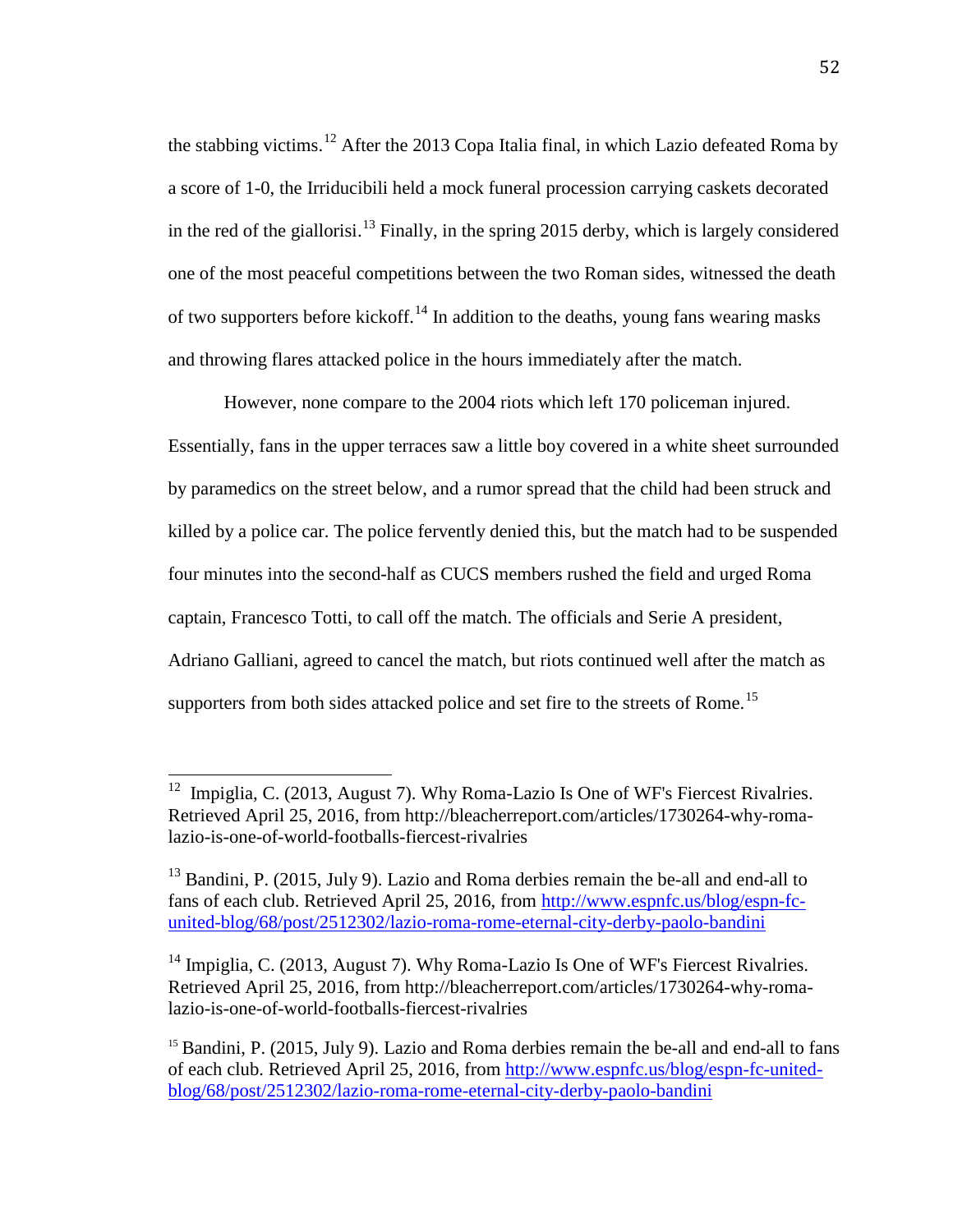the stabbing victims.[12] After the 2013 Copa Italia final, in which Lazio defeated Roma by a score of 1-0, the Irriducibili held a mock funeral procession carrying caskets decorated in the red of the giallorisi.[13] Finally, in the spring 2015 derby, which is largely considered one of the most peaceful competitions between the two Roman sides, witnessed the death of two supporters before kickoff.[14] In addition to the deaths, young fans wearing masks and throwing flares attacked police in the hours immediately after the match.

However, none compare to the 2004 riots which left 170 policeman injured. Essentially, fans in the upper terraces saw a little boy covered in a white sheet surrounded by paramedics on the street below, and a rumor spread that the child had been struck and killed by a police car. The police fervently denied this, but the match had to be suspended four minutes into the second-half as CUCS members rushed the field and urged Roma captain, Francesco Totti, to call off the match. The officials and Serie A president, Adriano Galliani, agreed to cancel the match, but riots continued well after the match as supporters from both sides attacked police and set fire to the streets of Rome.[15]

---

[12] Impiglia, C. (2013, August 7). Why Roma-Lazio Is One of WF's Fiercest Rivalries. Retrieved April 25, 2016, from http://bleacherreport.com/articles/1730264-why-roma-lazio-is-one-of-world-footballs-fiercest-rivalries

[13] Bandini, P. (2015, July 9). Lazio and Roma derbies remain the be-all and end-all to fans of each club. Retrieved April 25, 2016, from http://www.espnfc.us/blog/espn-fc-united-blog/68/post/2512302/lazio-roma-rome-eternal-city-derby-paolo-bandini

[14] Impiglia, C. (2013, August 7). Why Roma-Lazio Is One of WF's Fiercest Rivalries. Retrieved April 25, 2016, from http://bleacherreport.com/articles/1730264-why-roma-lazio-is-one-of-world-footballs-fiercest-rivalries

[15] Bandini, P. (2015, July 9). Lazio and Roma derbies remain the be-all and end-all to fans of each club. Retrieved April 25, 2016, from http://www.espnfc.us/blog/espn-fc-united-blog/68/post/2512302/lazio-roma-rome-eternal-city-derby-paolo-bandini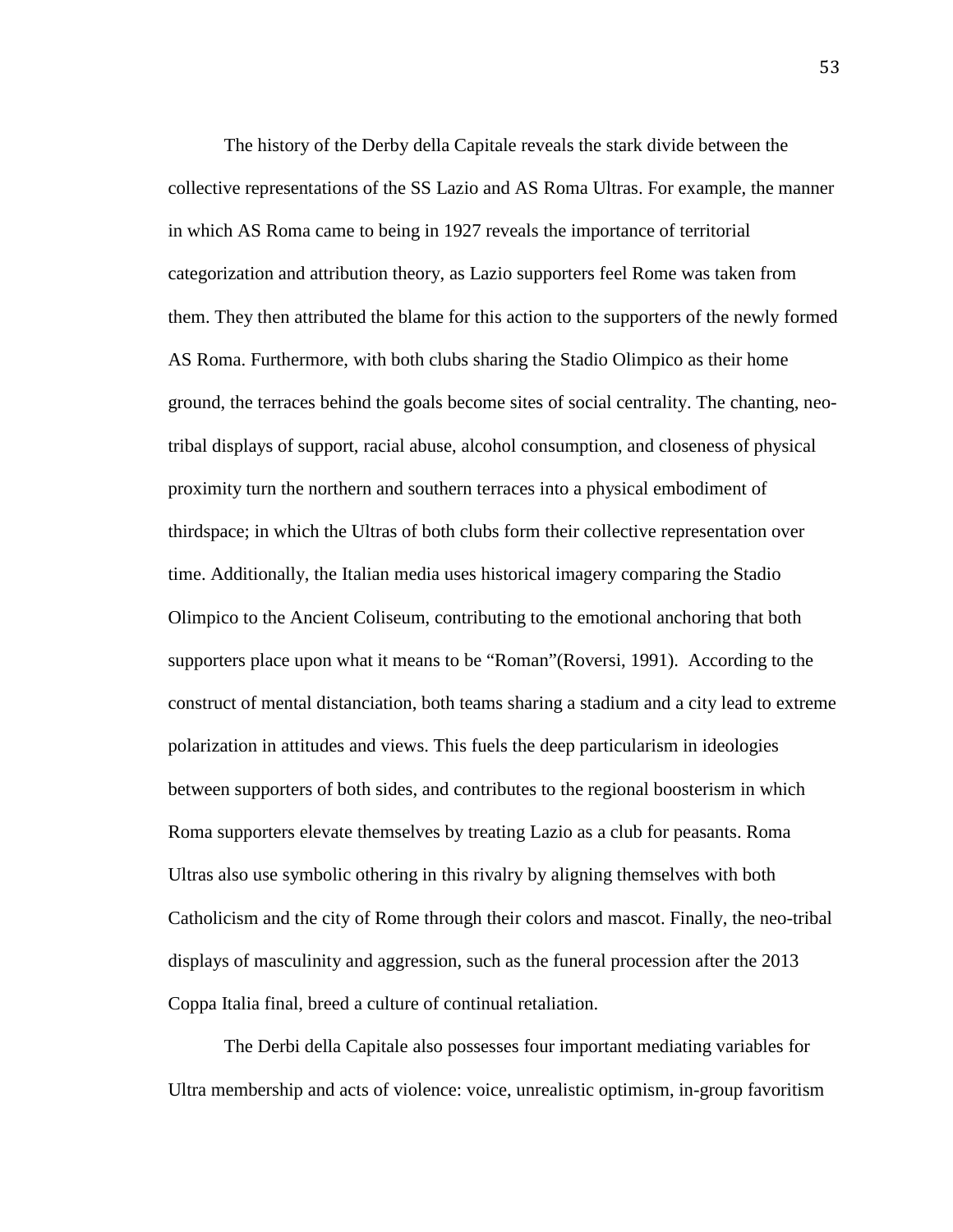The history of the Derby della Capitale reveals the stark divide between the collective representations of the SS Lazio and AS Roma Ultras. For example, the manner in which AS Roma came to being in 1927 reveals the importance of territorial categorization and attribution theory, as Lazio supporters feel Rome was taken from them. They then attributed the blame for this action to the supporters of the newly formed AS Roma. Furthermore, with both clubs sharing the Stadio Olimpico as their home ground, the terraces behind the goals become sites of social centrality. The chanting, neo-tribal displays of support, racial abuse, alcohol consumption, and closeness of physical proximity turn the northern and southern terraces into a physical embodiment of thirdspace; in which the Ultras of both clubs form their collective representation over time. Additionally, the Italian media uses historical imagery comparing the Stadio Olimpico to the Ancient Coliseum, contributing to the emotional anchoring that both supporters place upon what it means to be "Roman"(Roversi, 1991). According to the construct of mental distanciation, both teams sharing a stadium and a city lead to extreme polarization in attitudes and views. This fuels the deep particularism in ideologies between supporters of both sides, and contributes to the regional boosterism in which Roma supporters elevate themselves by treating Lazio as a club for peasants. Roma Ultras also use symbolic othering in this rivalry by aligning themselves with both Catholicism and the city of Rome through their colors and mascot. Finally, the neo-tribal displays of masculinity and aggression, such as the funeral procession after the 2013 Coppa Italia final, breed a culture of continual retaliation.

The Derbi della Capitale also possesses four important mediating variables for Ultra membership and acts of violence: voice, unrealistic optimism, in-group favoritism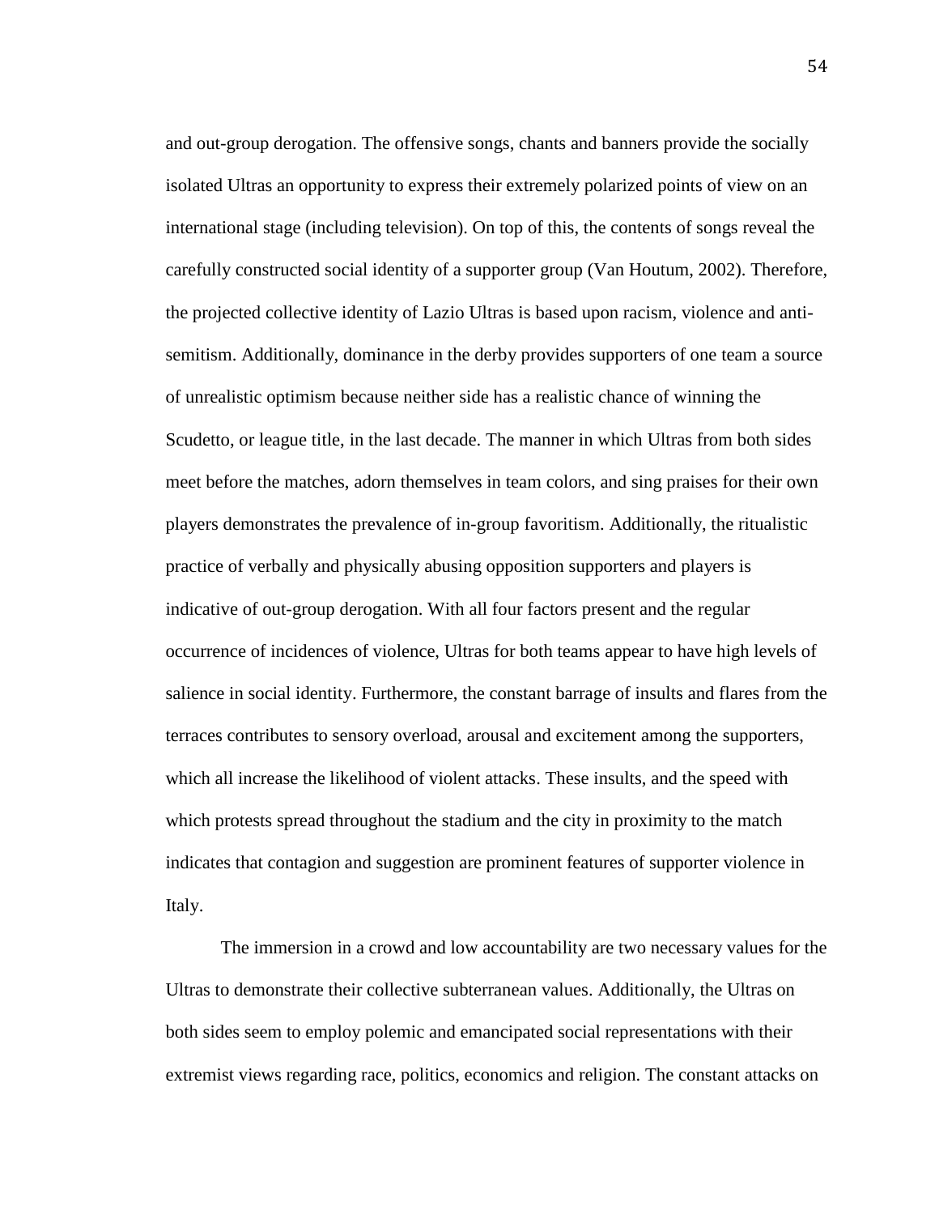and out-group derogation. The offensive songs, chants and banners provide the socially isolated Ultras an opportunity to express their extremely polarized points of view on an international stage (including television). On top of this, the contents of songs reveal the carefully constructed social identity of a supporter group (Van Houtum, 2002). Therefore, the projected collective identity of Lazio Ultras is based upon racism, violence and anti-semitism. Additionally, dominance in the derby provides supporters of one team a source of unrealistic optimism because neither side has a realistic chance of winning the Scudetto, or league title, in the last decade. The manner in which Ultras from both sides meet before the matches, adorn themselves in team colors, and sing praises for their own players demonstrates the prevalence of in-group favoritism. Additionally, the ritualistic practice of verbally and physically abusing opposition supporters and players is indicative of out-group derogation. With all four factors present and the regular occurrence of incidences of violence, Ultras for both teams appear to have high levels of salience in social identity. Furthermore, the constant barrage of insults and flares from the terraces contributes to sensory overload, arousal and excitement among the supporters, which all increase the likelihood of violent attacks. These insults, and the speed with which protests spread throughout the stadium and the city in proximity to the match indicates that contagion and suggestion are prominent features of supporter violence in Italy.

The immersion in a crowd and low accountability are two necessary values for the Ultras to demonstrate their collective subterranean values. Additionally, the Ultras on both sides seem to employ polemic and emancipated social representations with their extremist views regarding race, politics, economics and religion. The constant attacks on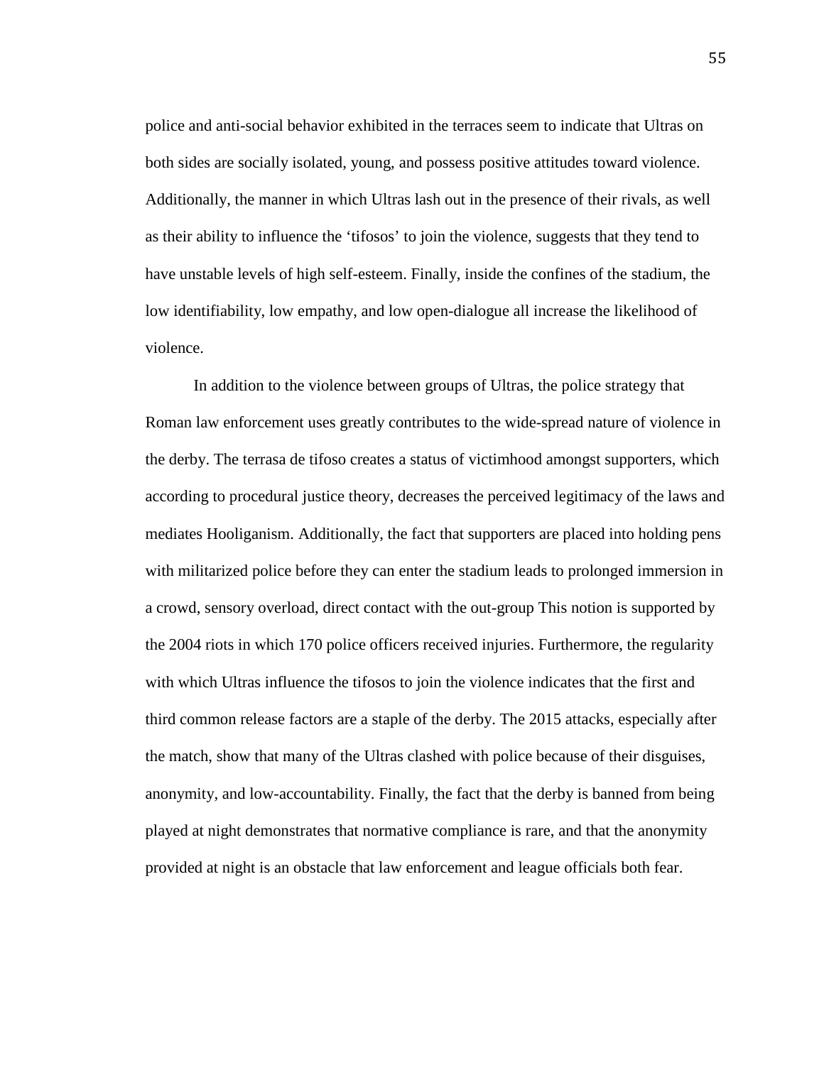police and anti-social behavior exhibited in the terraces seem to indicate that Ultras on both sides are socially isolated, young, and possess positive attitudes toward violence. Additionally, the manner in which Ultras lash out in the presence of their rivals, as well as their ability to influence the 'tifosos' to join the violence, suggests that they tend to have unstable levels of high self-esteem. Finally, inside the confines of the stadium, the low identifiability, low empathy, and low open-dialogue all increase the likelihood of violence.

In addition to the violence between groups of Ultras, the police strategy that Roman law enforcement uses greatly contributes to the wide-spread nature of violence in the derby. The terrasa de tifoso creates a status of victimhood amongst supporters, which according to procedural justice theory, decreases the perceived legitimacy of the laws and mediates Hooliganism. Additionally, the fact that supporters are placed into holding pens with militarized police before they can enter the stadium leads to prolonged immersion in a crowd, sensory overload, direct contact with the out-group This notion is supported by the 2004 riots in which 170 police officers received injuries. Furthermore, the regularity with which Ultras influence the tifosos to join the violence indicates that the first and third common release factors are a staple of the derby. The 2015 attacks, especially after the match, show that many of the Ultras clashed with police because of their disguises, anonymity, and low-accountability. Finally, the fact that the derby is banned from being played at night demonstrates that normative compliance is rare, and that the anonymity provided at night is an obstacle that law enforcement and league officials both fear.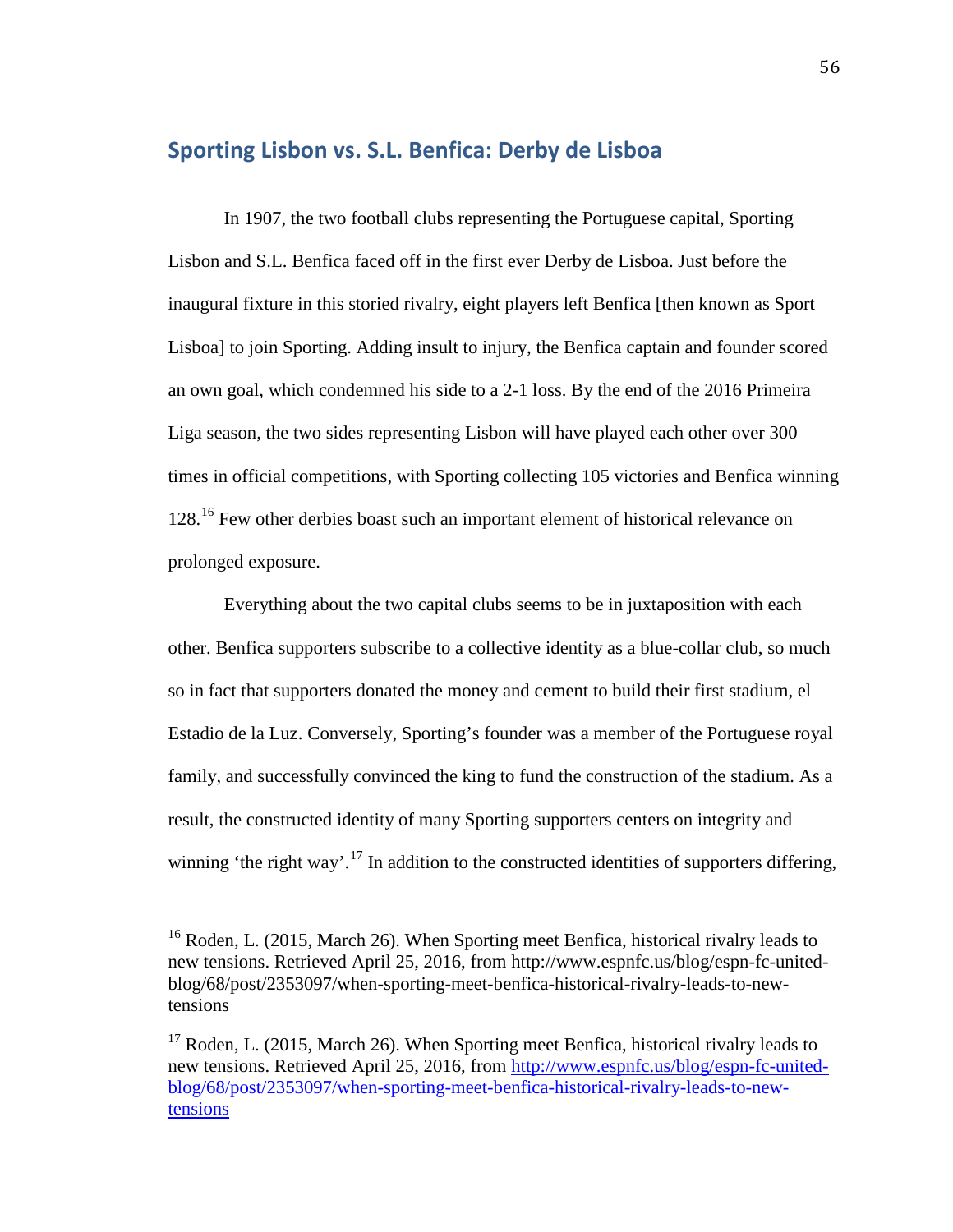## Sporting Lisbon vs. S.L. Benfica: Derby de Lisboa

In 1907, the two football clubs representing the Portuguese capital, Sporting Lisbon and S.L. Benfica faced off in the first ever Derby de Lisboa. Just before the inaugural fixture in this storied rivalry, eight players left Benfica [then known as Sport Lisboa] to join Sporting. Adding insult to injury, the Benfica captain and founder scored an own goal, which condemned his side to a 2-1 loss. By the end of the 2016 Primeira Liga season, the two sides representing Lisbon will have played each other over 300 times in official competitions, with Sporting collecting 105 victories and Benfica winning 128.[16] Few other derbies boast such an important element of historical relevance on prolonged exposure.

Everything about the two capital clubs seems to be in juxtaposition with each other. Benfica supporters subscribe to a collective identity as a blue-collar club, so much so in fact that supporters donated the money and cement to build their first stadium, el Estadio de la Luz. Conversely, Sporting's founder was a member of the Portuguese royal family, and successfully convinced the king to fund the construction of the stadium. As a result, the constructed identity of many Sporting supporters centers on integrity and winning 'the right way'.[17] In addition to the constructed identities of supporters differing,

---

[16] Roden, L. (2015, March 26). When Sporting meet Benfica, historical rivalry leads to new tensions. Retrieved April 25, 2016, from http://www.espnfc.us/blog/espn-fc-united-blog/68/post/2353097/when-sporting-meet-benfica-historical-rivalry-leads-to-new-tensions

[17] Roden, L. (2015, March 26). When Sporting meet Benfica, historical rivalry leads to new tensions. Retrieved April 25, 2016, from http://www.espnfc.us/blog/espn-fc-united-blog/68/post/2353097/when-sporting-meet-benfica-historical-rivalry-leads-to-new-tensions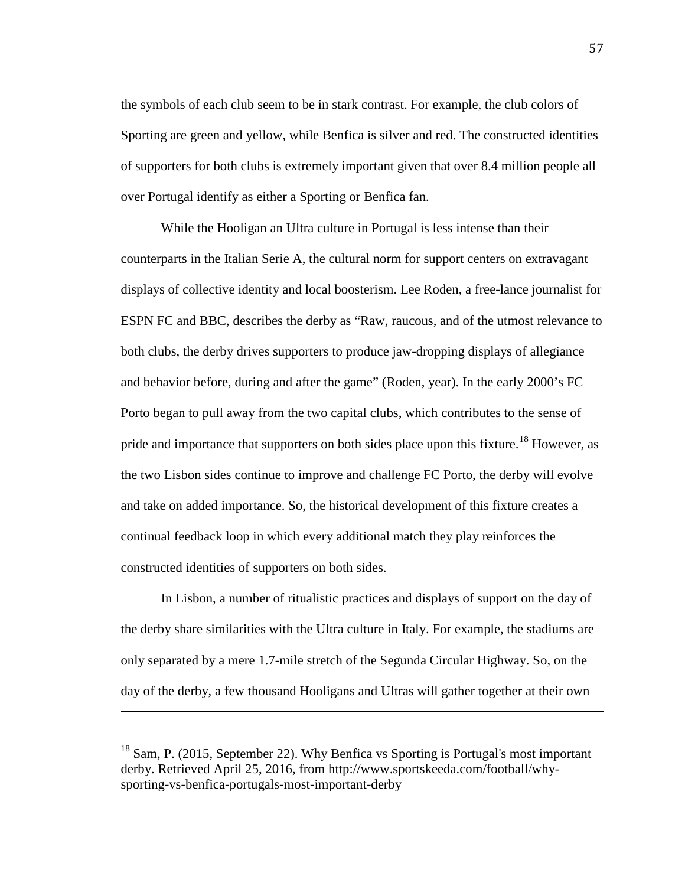the symbols of each club seem to be in stark contrast. For example, the club colors of Sporting are green and yellow, while Benfica is silver and red. The constructed identities of supporters for both clubs is extremely important given that over 8.4 million people all over Portugal identify as either a Sporting or Benfica fan.

While the Hooligan an Ultra culture in Portugal is less intense than their counterparts in the Italian Serie A, the cultural norm for support centers on extravagant displays of collective identity and local boosterism. Lee Roden, a free-lance journalist for ESPN FC and BBC, describes the derby as "Raw, raucous, and of the utmost relevance to both clubs, the derby drives supporters to produce jaw-dropping displays of allegiance and behavior before, during and after the game" (Roden, year). In the early 2000's FC Porto began to pull away from the two capital clubs, which contributes to the sense of pride and importance that supporters on both sides place upon this fixture.[18] However, as the two Lisbon sides continue to improve and challenge FC Porto, the derby will evolve and take on added importance. So, the historical development of this fixture creates a continual feedback loop in which every additional match they play reinforces the constructed identities of supporters on both sides.

In Lisbon, a number of ritualistic practices and displays of support on the day of the derby share similarities with the Ultra culture in Italy. For example, the stadiums are only separated by a mere 1.7-mile stretch of the Segunda Circular Highway. So, on the day of the derby, a few thousand Hooligans and Ultras will gather together at their own

---

[18] Sam, P. (2015, September 22). Why Benfica vs Sporting is Portugal's most important derby. Retrieved April 25, 2016, from http://www.sportskeeda.com/football/why-sporting-vs-benfica-portugals-most-important-derby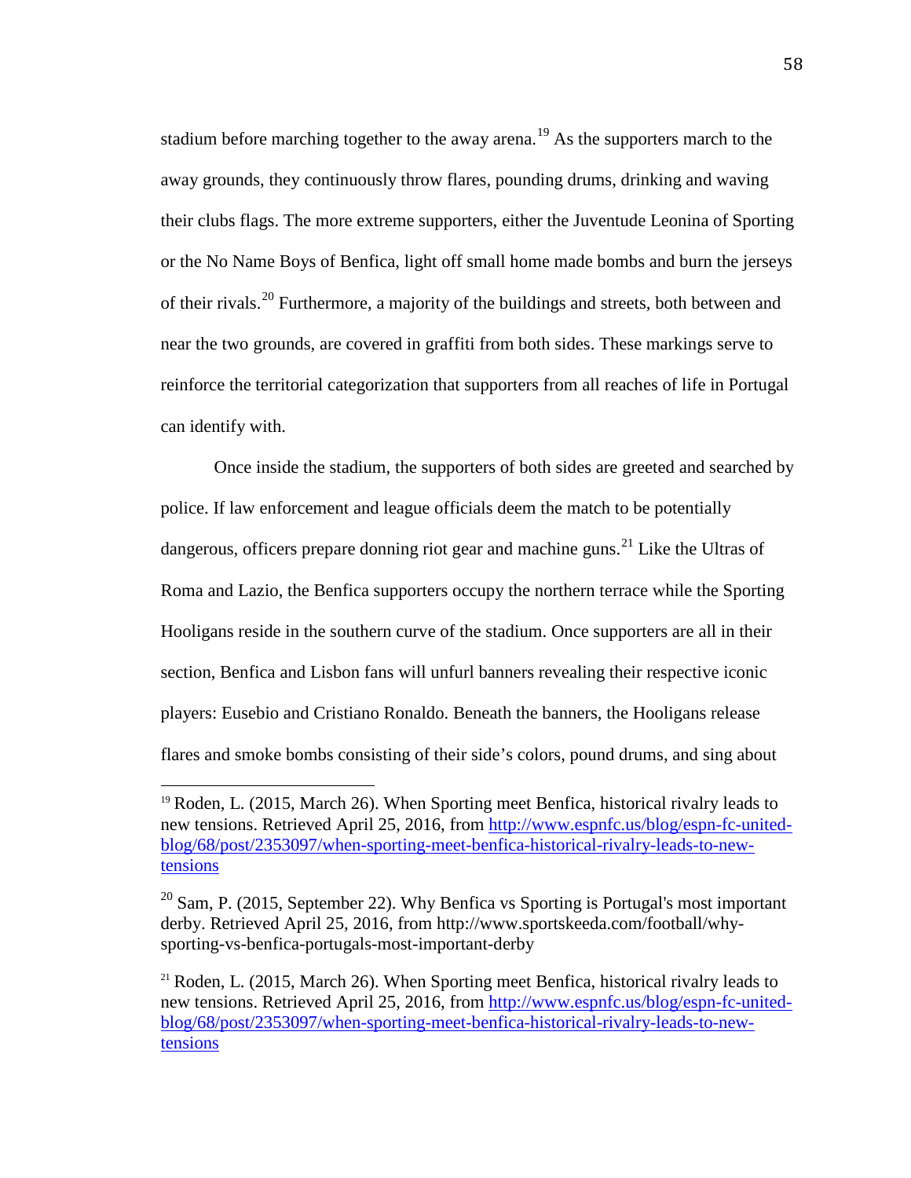stadium before marching together to the away arena.[19] As the supporters march to the away grounds, they continuously throw flares, pounding drums, drinking and waving their clubs flags. The more extreme supporters, either the Juventude Leonina of Sporting or the No Name Boys of Benfica, light off small home made bombs and burn the jerseys of their rivals.[20] Furthermore, a majority of the buildings and streets, both between and near the two grounds, are covered in graffiti from both sides. These markings serve to reinforce the territorial categorization that supporters from all reaches of life in Portugal can identify with.

Once inside the stadium, the supporters of both sides are greeted and searched by police. If law enforcement and league officials deem the match to be potentially dangerous, officers prepare donning riot gear and machine guns.[21] Like the Ultras of Roma and Lazio, the Benfica supporters occupy the northern terrace while the Sporting Hooligans reside in the southern curve of the stadium. Once supporters are all in their section, Benfica and Lisbon fans will unfurl banners revealing their respective iconic players: Eusebio and Cristiano Ronaldo. Beneath the banners, the Hooligans release flares and smoke bombs consisting of their side's colors, pound drums, and sing about

---

[19] Roden, L. (2015, March 26). When Sporting meet Benfica, historical rivalry leads to new tensions. Retrieved April 25, 2016, from http://www.espnfc.us/blog/espn-fc-united-blog/68/post/2353097/when-sporting-meet-benfica-historical-rivalry-leads-to-new-tensions

[20] Sam, P. (2015, September 22). Why Benfica vs Sporting is Portugal's most important derby. Retrieved April 25, 2016, from http://www.sportskeeda.com/football/why-sporting-vs-benfica-portugals-most-important-derby

[21] Roden, L. (2015, March 26). When Sporting meet Benfica, historical rivalry leads to new tensions. Retrieved April 25, 2016, from http://www.espnfc.us/blog/espn-fc-united-blog/68/post/2353097/when-sporting-meet-benfica-historical-rivalry-leads-to-new-tensions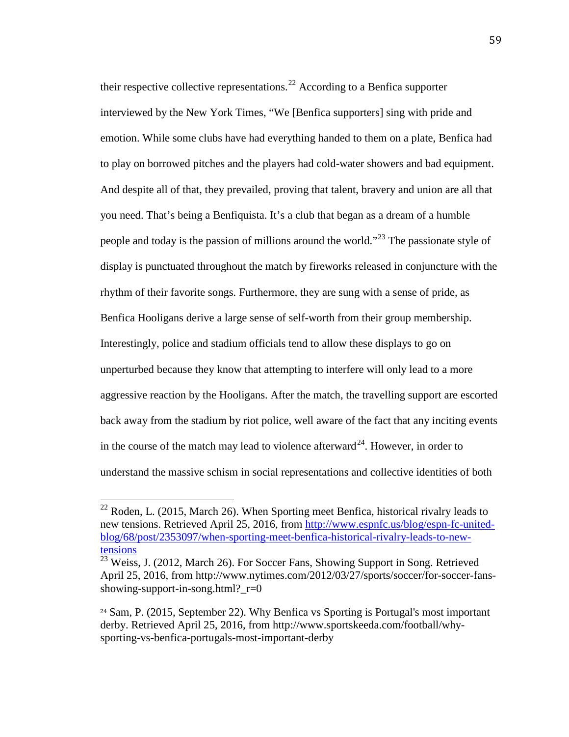their respective collective representations.[22] According to a Benfica supporter interviewed by the New York Times, "We [Benfica supporters] sing with pride and emotion. While some clubs have had everything handed to them on a plate, Benfica had to play on borrowed pitches and the players had cold-water showers and bad equipment. And despite all of that, they prevailed, proving that talent, bravery and union are all that you need. That's being a Benfiquista. It's a club that began as a dream of a humble people and today is the passion of millions around the world."[23] The passionate style of display is punctuated throughout the match by fireworks released in conjuncture with the rhythm of their favorite songs. Furthermore, they are sung with a sense of pride, as Benfica Hooligans derive a large sense of self-worth from their group membership. Interestingly, police and stadium officials tend to allow these displays to go on unperturbed because they know that attempting to interfere will only lead to a more aggressive reaction by the Hooligans. After the match, the travelling support are escorted back away from the stadium by riot police, well aware of the fact that any inciting events in the course of the match may lead to violence afterward[24]. However, in order to understand the massive schism in social representations and collective identities of both

---

[22] Roden, L. (2015, March 26). When Sporting meet Benfica, historical rivalry leads to new tensions. Retrieved April 25, 2016, from [http://www.espnfc.us/blog/espn-fc-united-blog/68/post/2353097/when-sporting-meet-benfica-historical-rivalry-leads-to-new-tensions](http://www.espnfc.us/blog/espn-fc-united-blog/68/post/2353097/when-sporting-meet-benfica-historical-rivalry-leads-to-new-tensions)

[23] Weiss, J. (2012, March 26). For Soccer Fans, Showing Support in Song. Retrieved April 25, 2016, from http://www.nytimes.com/2012/03/27/sports/soccer/for-soccer-fans-showing-support-in-song.html?_r=0

[24] Sam, P. (2015, September 22). Why Benfica vs Sporting is Portugal's most important derby. Retrieved April 25, 2016, from http://www.sportskeeda.com/football/why-sporting-vs-benfica-portugals-most-important-derby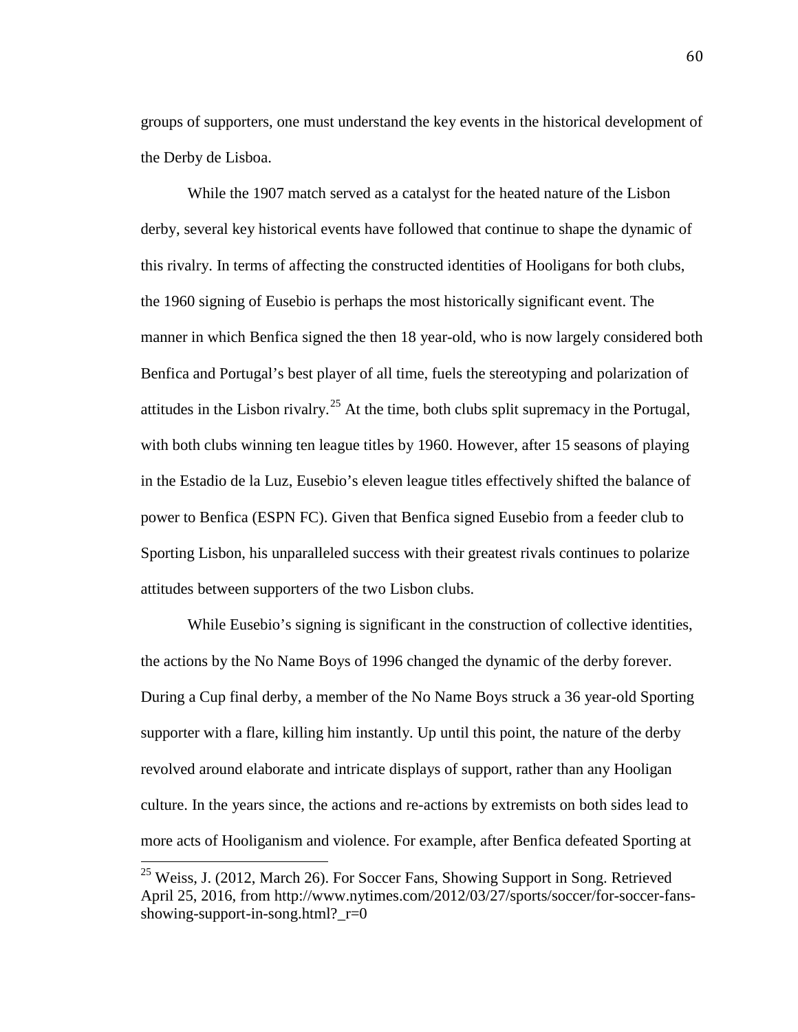groups of supporters, one must understand the key events in the historical development of the Derby de Lisboa.

While the 1907 match served as a catalyst for the heated nature of the Lisbon derby, several key historical events have followed that continue to shape the dynamic of this rivalry. In terms of affecting the constructed identities of Hooligans for both clubs, the 1960 signing of Eusebio is perhaps the most historically significant event. The manner in which Benfica signed the then 18 year-old, who is now largely considered both Benfica and Portugal's best player of all time, fuels the stereotyping and polarization of attitudes in the Lisbon rivalry.[25] At the time, both clubs split supremacy in the Portugal, with both clubs winning ten league titles by 1960. However, after 15 seasons of playing in the Estadio de la Luz, Eusebio's eleven league titles effectively shifted the balance of power to Benfica (ESPN FC). Given that Benfica signed Eusebio from a feeder club to Sporting Lisbon, his unparalleled success with their greatest rivals continues to polarize attitudes between supporters of the two Lisbon clubs.

While Eusebio's signing is significant in the construction of collective identities, the actions by the No Name Boys of 1996 changed the dynamic of the derby forever. During a Cup final derby, a member of the No Name Boys struck a 36 year-old Sporting supporter with a flare, killing him instantly. Up until this point, the nature of the derby revolved around elaborate and intricate displays of support, rather than any Hooligan culture. In the years since, the actions and re-actions by extremists on both sides lead to more acts of Hooliganism and violence. For example, after Benfica defeated Sporting at

[25] Weiss, J. (2012, March 26). For Soccer Fans, Showing Support in Song. Retrieved April 25, 2016, from http://www.nytimes.com/2012/03/27/sports/soccer/for-soccer-fans-showing-support-in-song.html?_r=0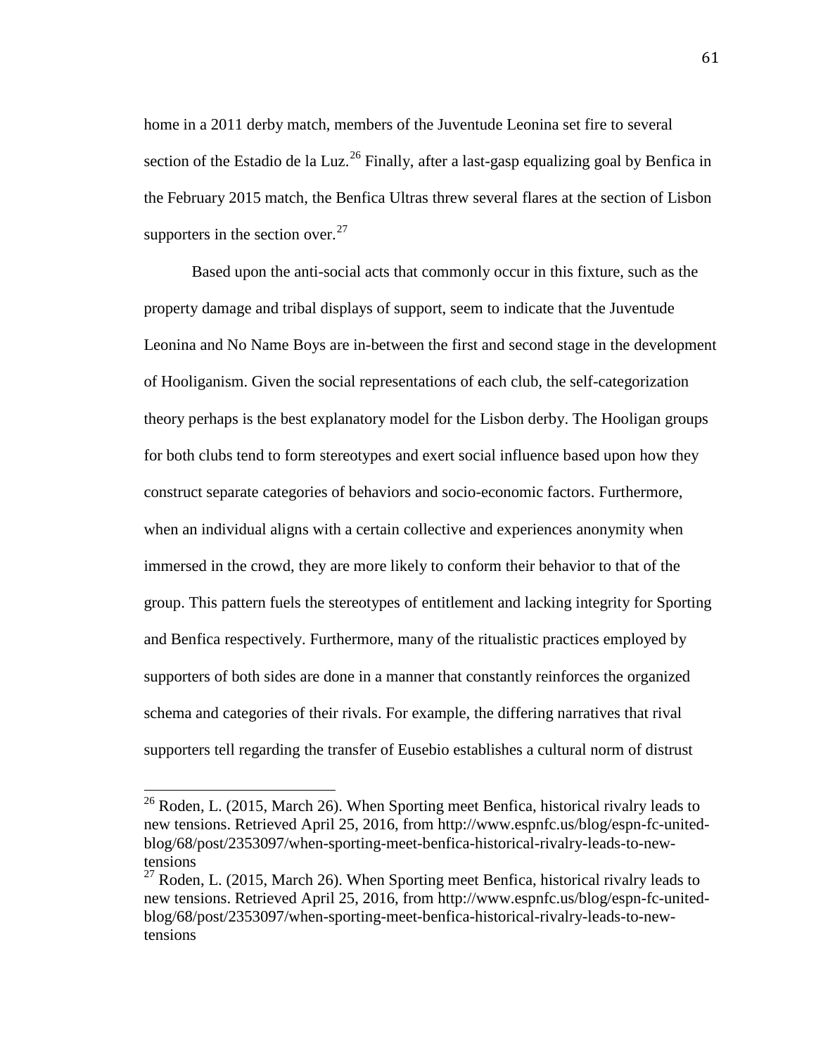home in a 2011 derby match, members of the Juventude Leonina set fire to several section of the Estadio de la Luz.[26] Finally, after a last-gasp equalizing goal by Benfica in the February 2015 match, the Benfica Ultras threw several flares at the section of Lisbon supporters in the section over.[27]

Based upon the anti-social acts that commonly occur in this fixture, such as the property damage and tribal displays of support, seem to indicate that the Juventude Leonina and No Name Boys are in-between the first and second stage in the development of Hooliganism. Given the social representations of each club, the self-categorization theory perhaps is the best explanatory model for the Lisbon derby. The Hooligan groups for both clubs tend to form stereotypes and exert social influence based upon how they construct separate categories of behaviors and socio-economic factors. Furthermore, when an individual aligns with a certain collective and experiences anonymity when immersed in the crowd, they are more likely to conform their behavior to that of the group. This pattern fuels the stereotypes of entitlement and lacking integrity for Sporting and Benfica respectively. Furthermore, many of the ritualistic practices employed by supporters of both sides are done in a manner that constantly reinforces the organized schema and categories of their rivals. For example, the differing narratives that rival supporters tell regarding the transfer of Eusebio establishes a cultural norm of distrust

[26] Roden, L. (2015, March 26). When Sporting meet Benfica, historical rivalry leads to new tensions. Retrieved April 25, 2016, from http://www.espnfc.us/blog/espn-fc-united-blog/68/post/2353097/when-sporting-meet-benfica-historical-rivalry-leads-to-new-tensions

[27] Roden, L. (2015, March 26). When Sporting meet Benfica, historical rivalry leads to new tensions. Retrieved April 25, 2016, from http://www.espnfc.us/blog/espn-fc-united-blog/68/post/2353097/when-sporting-meet-benfica-historical-rivalry-leads-to-new-tensions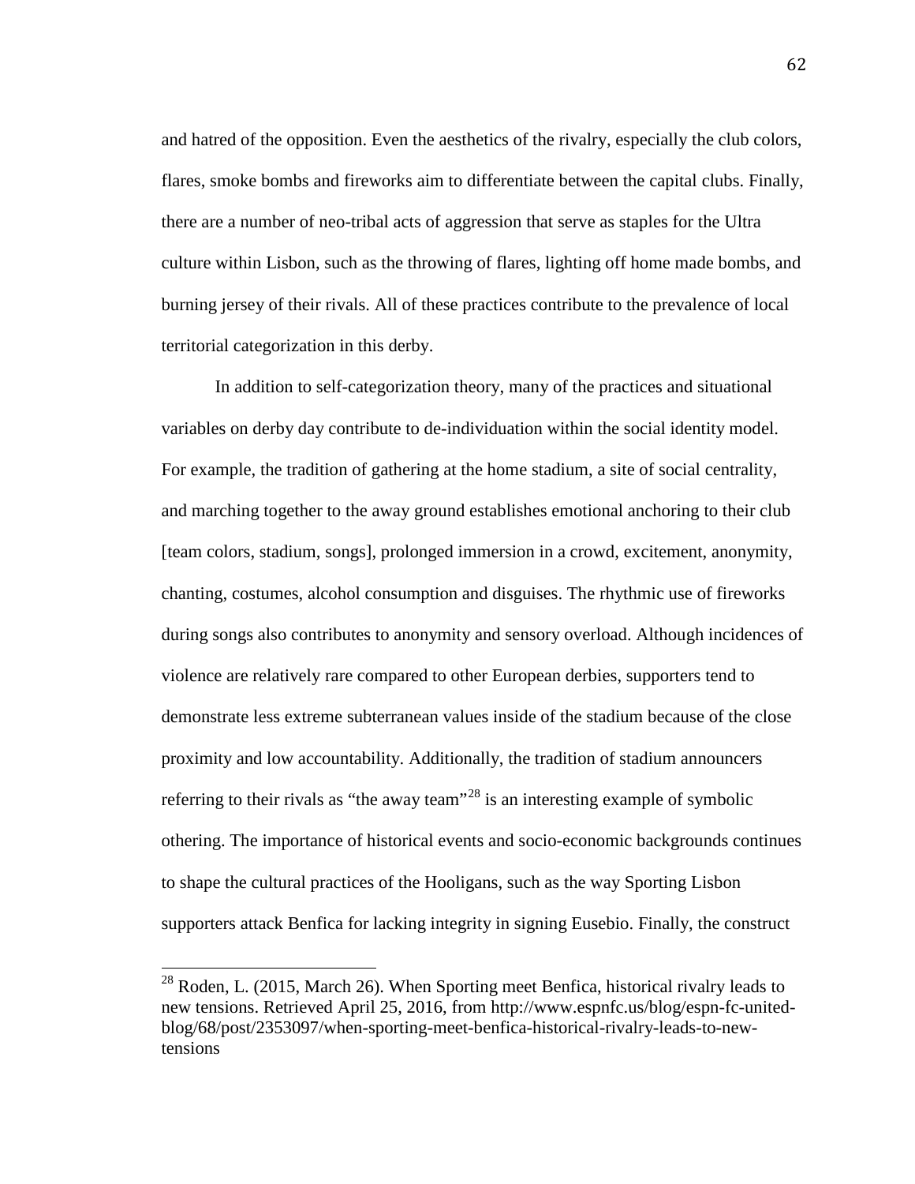and hatred of the opposition. Even the aesthetics of the rivalry, especially the club colors, flares, smoke bombs and fireworks aim to differentiate between the capital clubs. Finally, there are a number of neo-tribal acts of aggression that serve as staples for the Ultra culture within Lisbon, such as the throwing of flares, lighting off home made bombs, and burning jersey of their rivals. All of these practices contribute to the prevalence of local territorial categorization in this derby.

In addition to self-categorization theory, many of the practices and situational variables on derby day contribute to de-individuation within the social identity model. For example, the tradition of gathering at the home stadium, a site of social centrality, and marching together to the away ground establishes emotional anchoring to their club [team colors, stadium, songs], prolonged immersion in a crowd, excitement, anonymity, chanting, costumes, alcohol consumption and disguises. The rhythmic use of fireworks during songs also contributes to anonymity and sensory overload. Although incidences of violence are relatively rare compared to other European derbies, supporters tend to demonstrate less extreme subterranean values inside of the stadium because of the close proximity and low accountability. Additionally, the tradition of stadium announcers referring to their rivals as "the away team"[28] is an interesting example of symbolic othering. The importance of historical events and socio-economic backgrounds continues to shape the cultural practices of the Hooligans, such as the way Sporting Lisbon supporters attack Benfica for lacking integrity in signing Eusebio. Finally, the construct

---

[28] Roden, L. (2015, March 26). When Sporting meet Benfica, historical rivalry leads to new tensions. Retrieved April 25, 2016, from http://www.espnfc.us/blog/espn-fc-united-blog/68/post/2353097/when-sporting-meet-benfica-historical-rivalry-leads-to-new-tensions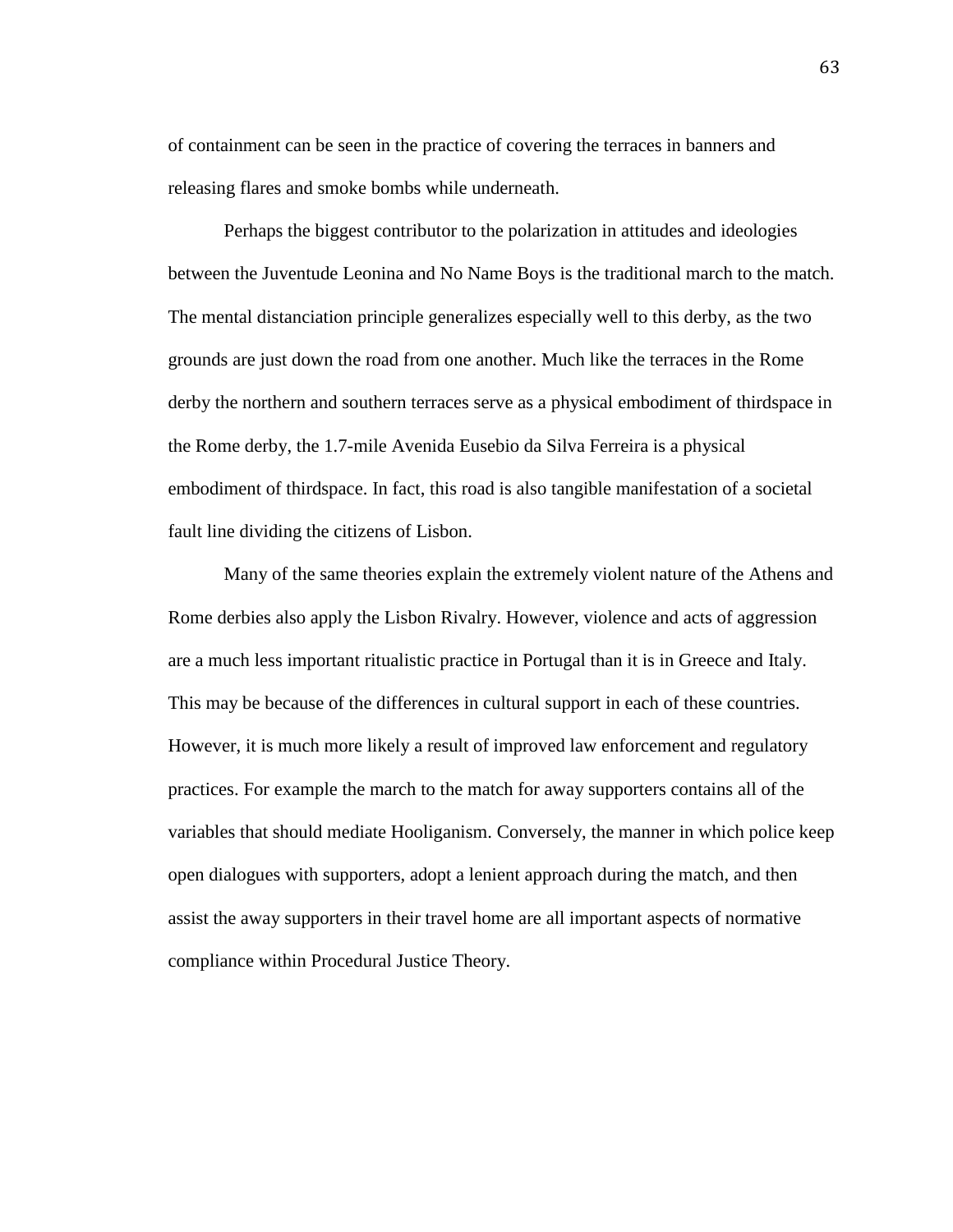of containment can be seen in the practice of covering the terraces in banners and releasing flares and smoke bombs while underneath.

Perhaps the biggest contributor to the polarization in attitudes and ideologies between the Juventude Leonina and No Name Boys is the traditional march to the match. The mental distanciation principle generalizes especially well to this derby, as the two grounds are just down the road from one another. Much like the terraces in the Rome derby the northern and southern terraces serve as a physical embodiment of thirdspace in the Rome derby, the 1.7-mile Avenida Eusebio da Silva Ferreira is a physical embodiment of thirdspace. In fact, this road is also tangible manifestation of a societal fault line dividing the citizens of Lisbon.

Many of the same theories explain the extremely violent nature of the Athens and Rome derbies also apply the Lisbon Rivalry. However, violence and acts of aggression are a much less important ritualistic practice in Portugal than it is in Greece and Italy. This may be because of the differences in cultural support in each of these countries. However, it is much more likely a result of improved law enforcement and regulatory practices. For example the march to the match for away supporters contains all of the variables that should mediate Hooliganism. Conversely, the manner in which police keep open dialogues with supporters, adopt a lenient approach during the match, and then assist the away supporters in their travel home are all important aspects of normative compliance within Procedural Justice Theory.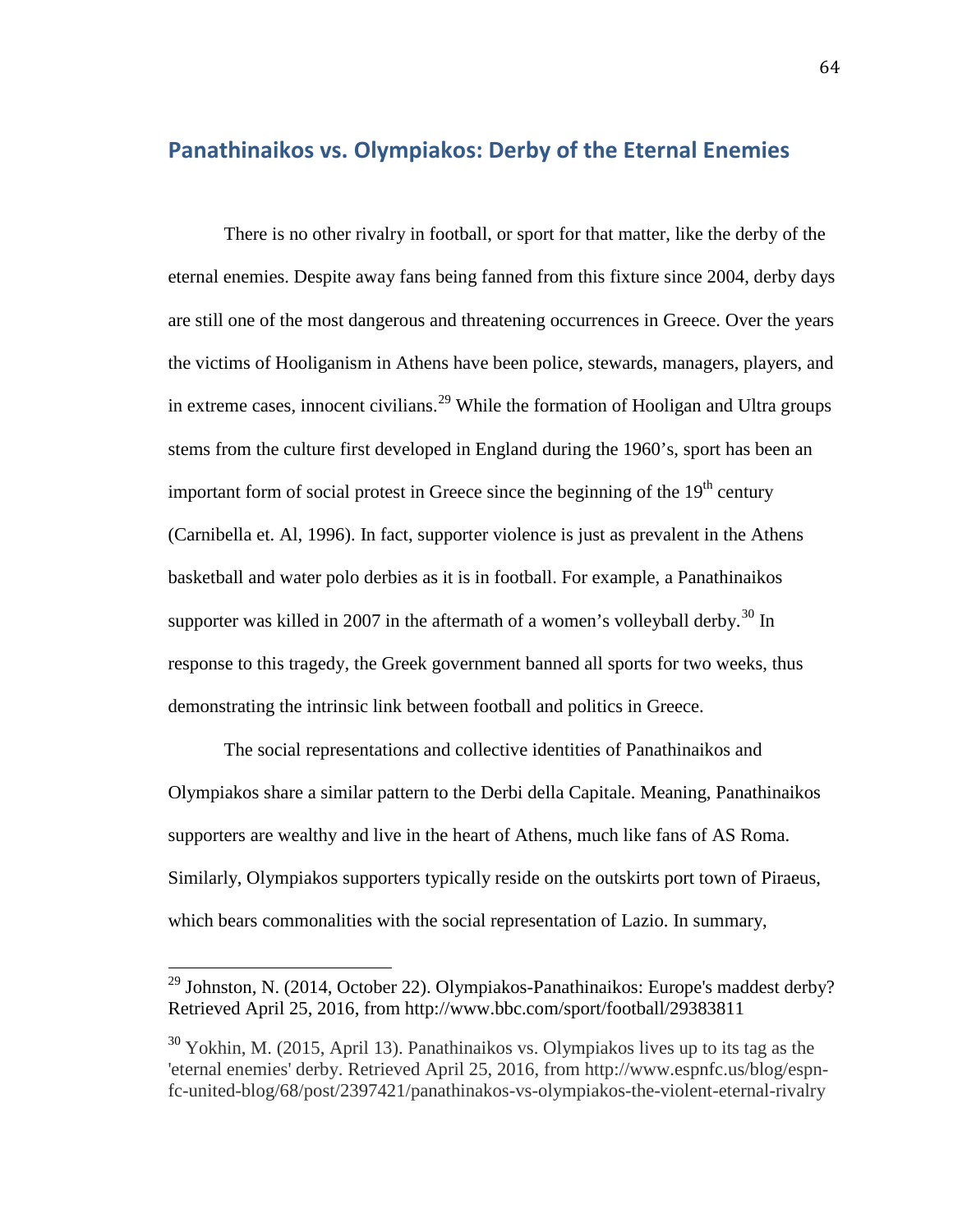## Panathinaikos vs. Olympiakos: Derby of the Eternal Enemies

There is no other rivalry in football, or sport for that matter, like the derby of the eternal enemies. Despite away fans being fanned from this fixture since 2004, derby days are still one of the most dangerous and threatening occurrences in Greece. Over the years the victims of Hooliganism in Athens have been police, stewards, managers, players, and in extreme cases, innocent civilians.[29] While the formation of Hooligan and Ultra groups stems from the culture first developed in England during the 1960's, sport has been an important form of social protest in Greece since the beginning of the 19th century (Carnibella et. Al, 1996). In fact, supporter violence is just as prevalent in the Athens basketball and water polo derbies as it is in football. For example, a Panathinaikos supporter was killed in 2007 in the aftermath of a women's volleyball derby.[30] In response to this tragedy, the Greek government banned all sports for two weeks, thus demonstrating the intrinsic link between football and politics in Greece.

The social representations and collective identities of Panathinaikos and Olympiakos share a similar pattern to the Derbi della Capitale. Meaning, Panathinaikos supporters are wealthy and live in the heart of Athens, much like fans of AS Roma. Similarly, Olympiakos supporters typically reside on the outskirts port town of Piraeus, which bears commonalities with the social representation of Lazio. In summary,

---

[29] Johnston, N. (2014, October 22). Olympiakos-Panathinaikos: Europe's maddest derby? Retrieved April 25, 2016, from http://www.bbc.com/sport/football/29383811

[30] Yokhin, M. (2015, April 13). Panathinaikos vs. Olympiakos lives up to its tag as the 'eternal enemies' derby. Retrieved April 25, 2016, from http://www.espnfc.us/blog/espn-fc-united-blog/68/post/2397421/panathinakos-vs-olympiakos-the-violent-eternal-rivalry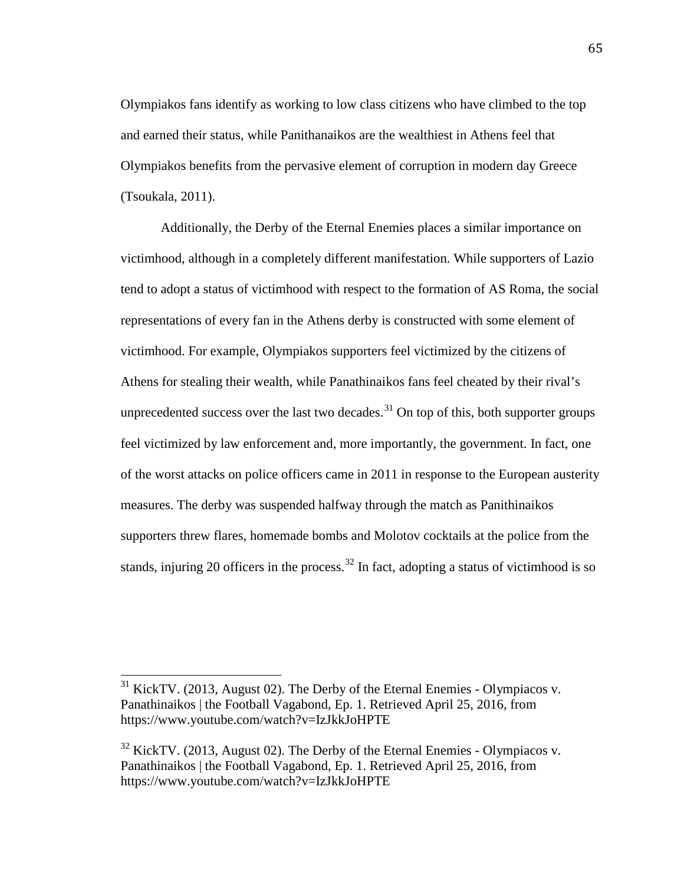Olympiakos fans identify as working to low class citizens who have climbed to the top and earned their status, while Panithanaikos are the wealthiest in Athens feel that Olympiakos benefits from the pervasive element of corruption in modern day Greece (Tsoukala, 2011).

Additionally, the Derby of the Eternal Enemies places a similar importance on victimhood, although in a completely different manifestation. While supporters of Lazio tend to adopt a status of victimhood with respect to the formation of AS Roma, the social representations of every fan in the Athens derby is constructed with some element of victimhood. For example, Olympiakos supporters feel victimized by the citizens of Athens for stealing their wealth, while Panathinaikos fans feel cheated by their rival's unprecedented success over the last two decades.[31] On top of this, both supporter groups feel victimized by law enforcement and, more importantly, the government. In fact, one of the worst attacks on police officers came in 2011 in response to the European austerity measures. The derby was suspended halfway through the match as Panithinaikos supporters threw flares, homemade bombs and Molotov cocktails at the police from the stands, injuring 20 officers in the process.[32] In fact, adopting a status of victimhood is so

[31] KickTV. (2013, August 02). The Derby of the Eternal Enemies - Olympiacos v. Panathinaikos | the Football Vagabond, Ep. 1. Retrieved April 25, 2016, from https://www.youtube.com/watch?v=IzJkkJoHPTE

[32] KickTV. (2013, August 02). The Derby of the Eternal Enemies - Olympiacos v. Panathinaikos | the Football Vagabond, Ep. 1. Retrieved April 25, 2016, from https://www.youtube.com/watch?v=IzJkkJoHPTE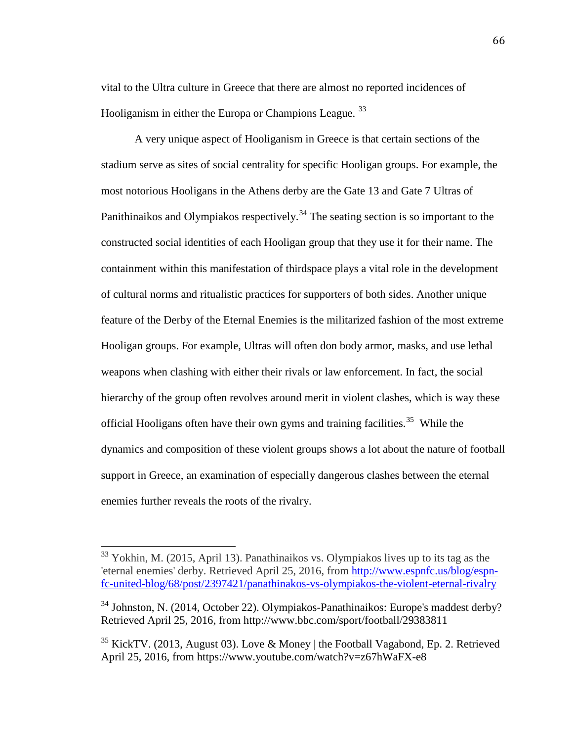vital to the Ultra culture in Greece that there are almost no reported incidences of Hooliganism in either the Europa or Champions League. [33]

A very unique aspect of Hooliganism in Greece is that certain sections of the stadium serve as sites of social centrality for specific Hooligan groups. For example, the most notorious Hooligans in the Athens derby are the Gate 13 and Gate 7 Ultras of Panithinaikos and Olympiakos respectively.[34] The seating section is so important to the constructed social identities of each Hooligan group that they use it for their name. The containment within this manifestation of thirdspace plays a vital role in the development of cultural norms and ritualistic practices for supporters of both sides. Another unique feature of the Derby of the Eternal Enemies is the militarized fashion of the most extreme Hooligan groups. For example, Ultras will often don body armor, masks, and use lethal weapons when clashing with either their rivals or law enforcement. In fact, the social hierarchy of the group often revolves around merit in violent clashes, which is way these official Hooligans often have their own gyms and training facilities.[35] While the dynamics and composition of these violent groups shows a lot about the nature of football support in Greece, an examination of especially dangerous clashes between the eternal enemies further reveals the roots of the rivalry.

---

[33] Yokhin, M. (2015, April 13). Panathinaikos vs. Olympiakos lives up to its tag as the 'eternal enemies' derby. Retrieved April 25, 2016, from http://www.espnfc.us/blog/espn-fc-united-blog/68/post/2397421/panathinakos-vs-olympiakos-the-violent-eternal-rivalry

[34] Johnston, N. (2014, October 22). Olympiakos-Panathinaikos: Europe's maddest derby? Retrieved April 25, 2016, from http://www.bbc.com/sport/football/29383811

[35] KickTV. (2013, August 03). Love & Money | the Football Vagabond, Ep. 2. Retrieved April 25, 2016, from https://www.youtube.com/watch?v=z67hWaFX-e8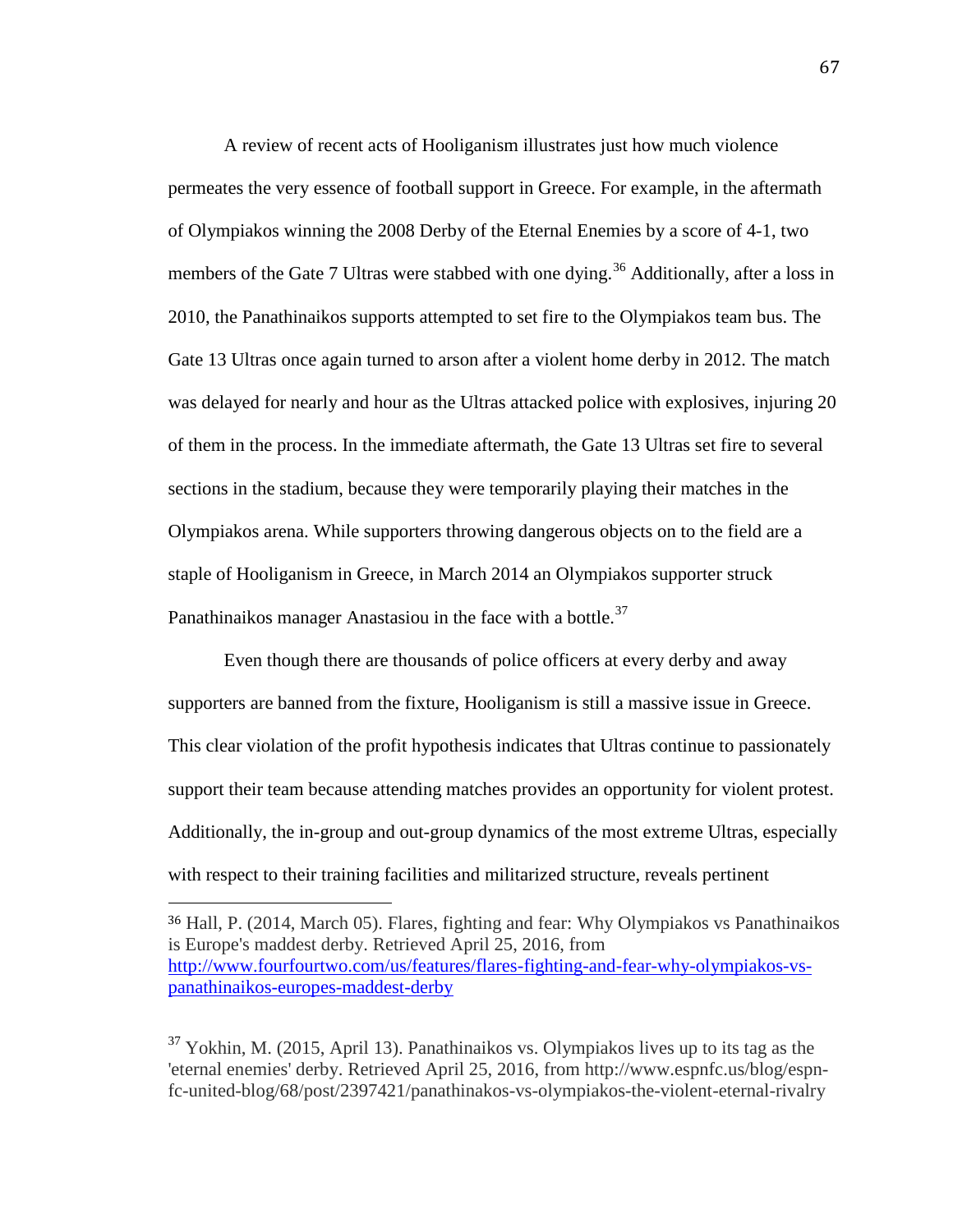A review of recent acts of Hooliganism illustrates just how much violence permeates the very essence of football support in Greece. For example, in the aftermath of Olympiakos winning the 2008 Derby of the Eternal Enemies by a score of 4-1, two members of the Gate 7 Ultras were stabbed with one dying.[36] Additionally, after a loss in 2010, the Panathinaikos supports attempted to set fire to the Olympiakos team bus. The Gate 13 Ultras once again turned to arson after a violent home derby in 2012. The match was delayed for nearly and hour as the Ultras attacked police with explosives, injuring 20 of them in the process. In the immediate aftermath, the Gate 13 Ultras set fire to several sections in the stadium, because they were temporarily playing their matches in the Olympiakos arena. While supporters throwing dangerous objects on to the field are a staple of Hooliganism in Greece, in March 2014 an Olympiakos supporter struck Panathinaikos manager Anastasiou in the face with a bottle.[37]

Even though there are thousands of police officers at every derby and away supporters are banned from the fixture, Hooliganism is still a massive issue in Greece. This clear violation of the profit hypothesis indicates that Ultras continue to passionately support their team because attending matches provides an opportunity for violent protest. Additionally, the in-group and out-group dynamics of the most extreme Ultras, especially with respect to their training facilities and militarized structure, reveals pertinent

---

[36] Hall, P. (2014, March 05). Flares, fighting and fear: Why Olympiakos vs Panathinaikos is Europe's maddest derby. Retrieved April 25, 2016, from http://www.fourfourtwo.com/us/features/flares-fighting-and-fear-why-olympiakos-vs-panathinaikos-europes-maddest-derby

[37] Yokhin, M. (2015, April 13). Panathinaikos vs. Olympiakos lives up to its tag as the 'eternal enemies' derby. Retrieved April 25, 2016, from http://www.espnfc.us/blog/espn-fc-united-blog/68/post/2397421/panathinakos-vs-olympiakos-the-violent-eternal-rivalry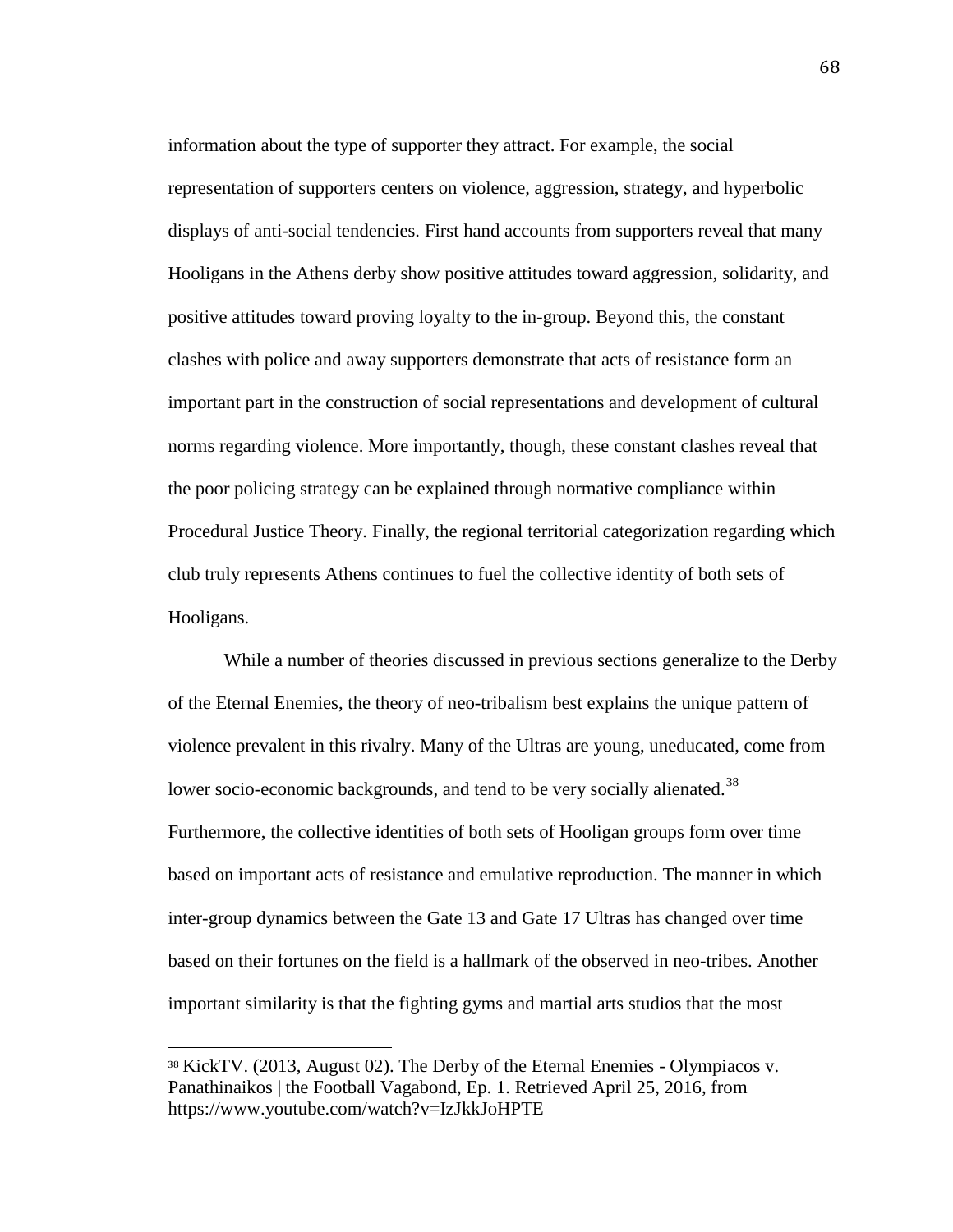information about the type of supporter they attract. For example, the social representation of supporters centers on violence, aggression, strategy, and hyperbolic displays of anti-social tendencies. First hand accounts from supporters reveal that many Hooligans in the Athens derby show positive attitudes toward aggression, solidarity, and positive attitudes toward proving loyalty to the in-group. Beyond this, the constant clashes with police and away supporters demonstrate that acts of resistance form an important part in the construction of social representations and development of cultural norms regarding violence. More importantly, though, these constant clashes reveal that the poor policing strategy can be explained through normative compliance within Procedural Justice Theory. Finally, the regional territorial categorization regarding which club truly represents Athens continues to fuel the collective identity of both sets of Hooligans.

While a number of theories discussed in previous sections generalize to the Derby of the Eternal Enemies, the theory of neo-tribalism best explains the unique pattern of violence prevalent in this rivalry. Many of the Ultras are young, uneducated, come from lower socio-economic backgrounds, and tend to be very socially alienated.[38] Furthermore, the collective identities of both sets of Hooligan groups form over time based on important acts of resistance and emulative reproduction. The manner in which inter-group dynamics between the Gate 13 and Gate 17 Ultras has changed over time based on their fortunes on the field is a hallmark of the observed in neo-tribes. Another important similarity is that the fighting gyms and martial arts studios that the most

---

[38] KickTV. (2013, August 02). The Derby of the Eternal Enemies - Olympiacos v. Panathinaikos | the Football Vagabond, Ep. 1. Retrieved April 25, 2016, from https://www.youtube.com/watch?v=IzJkkJoHPTE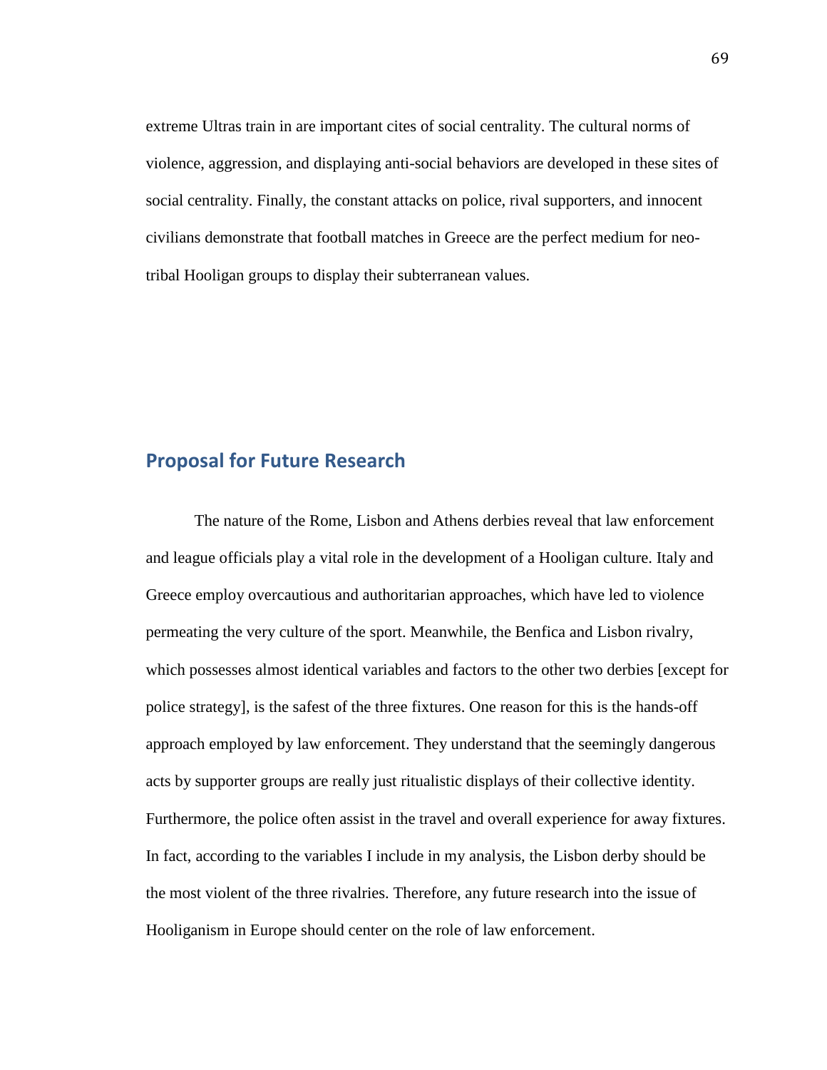extreme Ultras train in are important cites of social centrality. The cultural norms of violence, aggression, and displaying anti-social behaviors are developed in these sites of social centrality. Finally, the constant attacks on police, rival supporters, and innocent civilians demonstrate that football matches in Greece are the perfect medium for neo-tribal Hooligan groups to display their subterranean values.

## Proposal for Future Research

The nature of the Rome, Lisbon and Athens derbies reveal that law enforcement and league officials play a vital role in the development of a Hooligan culture. Italy and Greece employ overcautious and authoritarian approaches, which have led to violence permeating the very culture of the sport. Meanwhile, the Benfica and Lisbon rivalry, which possesses almost identical variables and factors to the other two derbies [except for police strategy], is the safest of the three fixtures. One reason for this is the hands-off approach employed by law enforcement. They understand that the seemingly dangerous acts by supporter groups are really just ritualistic displays of their collective identity. Furthermore, the police often assist in the travel and overall experience for away fixtures. In fact, according to the variables I include in my analysis, the Lisbon derby should be the most violent of the three rivalries. Therefore, any future research into the issue of Hooliganism in Europe should center on the role of law enforcement.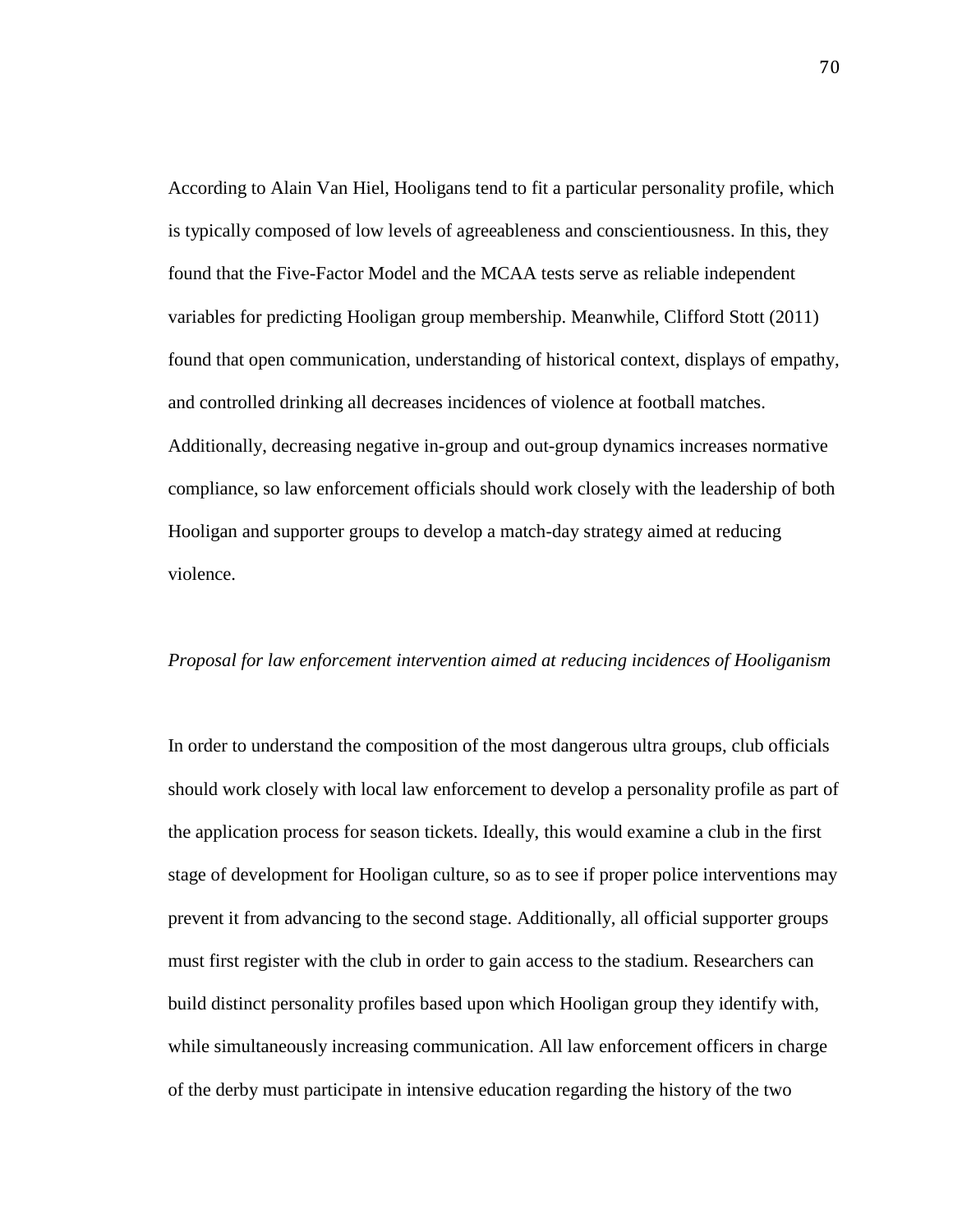According to Alain Van Hiel, Hooligans tend to fit a particular personality profile, which is typically composed of low levels of agreeableness and conscientiousness. In this, they found that the Five-Factor Model and the MCAA tests serve as reliable independent variables for predicting Hooligan group membership. Meanwhile, Clifford Stott (2011) found that open communication, understanding of historical context, displays of empathy, and controlled drinking all decreases incidences of violence at football matches. Additionally, decreasing negative in-group and out-group dynamics increases normative compliance, so law enforcement officials should work closely with the leadership of both Hooligan and supporter groups to develop a match-day strategy aimed at reducing violence.

*Proposal for law enforcement intervention aimed at reducing incidences of Hooliganism*

In order to understand the composition of the most dangerous ultra groups, club officials should work closely with local law enforcement to develop a personality profile as part of the application process for season tickets. Ideally, this would examine a club in the first stage of development for Hooligan culture, so as to see if proper police interventions may prevent it from advancing to the second stage. Additionally, all official supporter groups must first register with the club in order to gain access to the stadium. Researchers can build distinct personality profiles based upon which Hooligan group they identify with, while simultaneously increasing communication. All law enforcement officers in charge of the derby must participate in intensive education regarding the history of the two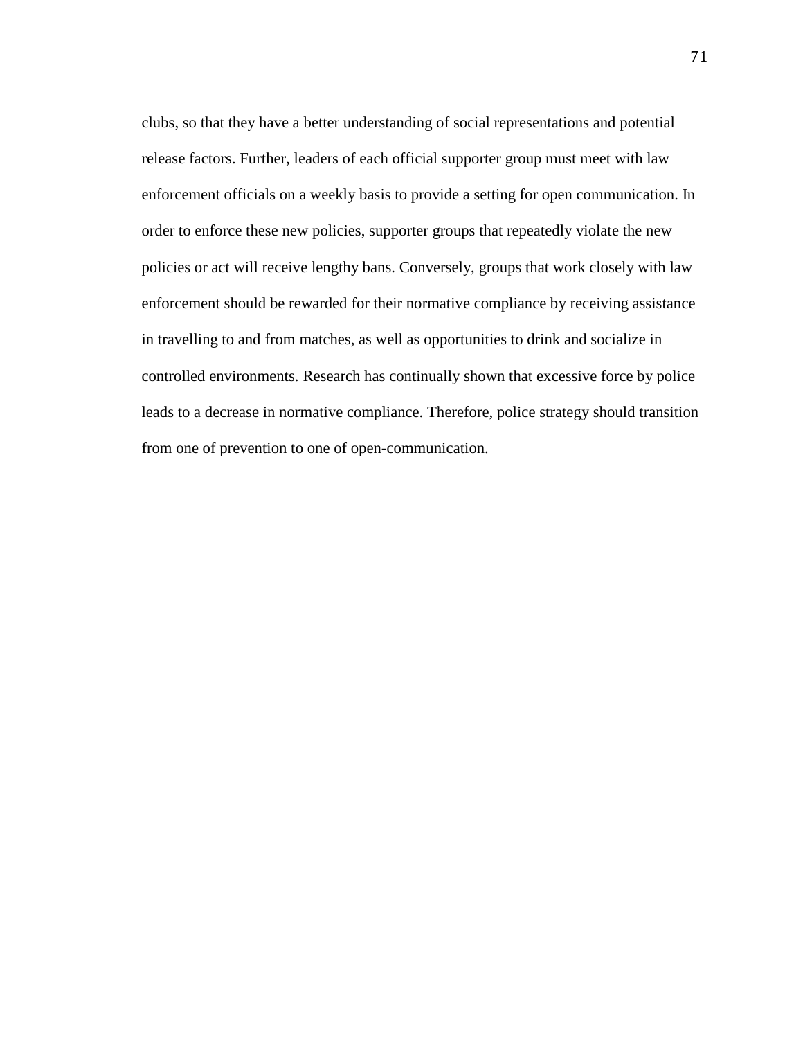clubs, so that they have a better understanding of social representations and potential release factors. Further, leaders of each official supporter group must meet with law enforcement officials on a weekly basis to provide a setting for open communication. In order to enforce these new policies, supporter groups that repeatedly violate the new policies or act will receive lengthy bans. Conversely, groups that work closely with law enforcement should be rewarded for their normative compliance by receiving assistance in travelling to and from matches, as well as opportunities to drink and socialize in controlled environments. Research has continually shown that excessive force by police leads to a decrease in normative compliance. Therefore, police strategy should transition from one of prevention to one of open-communication.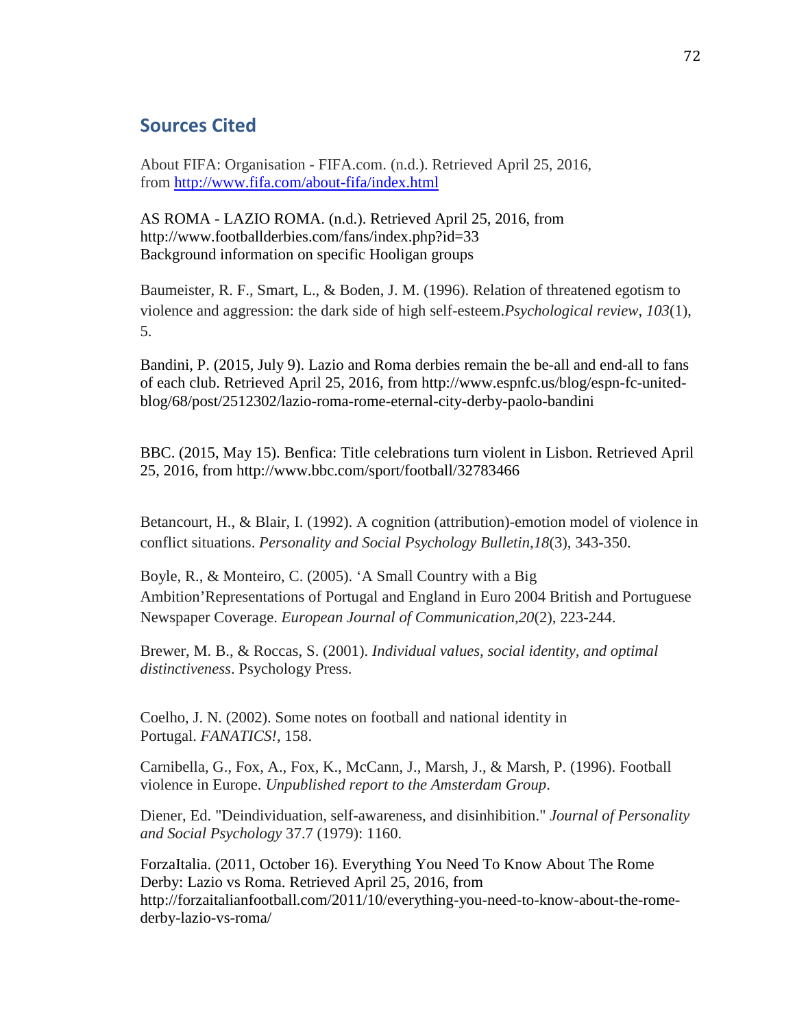## Sources Cited

About FIFA: Organisation - FIFA.com. (n.d.). Retrieved April 25, 2016, from http://www.fifa.com/about-fifa/index.html

AS ROMA - LAZIO ROMA. (n.d.). Retrieved April 25, 2016, from http://www.footballderbies.com/fans/index.php?id=33
Background information on specific Hooligan groups

Baumeister, R. F., Smart, L., & Boden, J. M. (1996). Relation of threatened egotism to violence and aggression: the dark side of high self-esteem.*Psychological review*, *103*(1), 5.

Bandini, P. (2015, July 9). Lazio and Roma derbies remain the be-all and end-all to fans of each club. Retrieved April 25, 2016, from http://www.espnfc.us/blog/espn-fc-united-blog/68/post/2512302/lazio-roma-rome-eternal-city-derby-paolo-bandini

BBC. (2015, May 15). Benfica: Title celebrations turn violent in Lisbon. Retrieved April 25, 2016, from http://www.bbc.com/sport/football/32783466

Betancourt, H., & Blair, I. (1992). A cognition (attribution)-emotion model of violence in conflict situations. *Personality and Social Psychology Bulletin*,*18*(3), 343-350.

Boyle, R., & Monteiro, C. (2005). 'A Small Country with a Big Ambition'Representations of Portugal and England in Euro 2004 British and Portuguese Newspaper Coverage. *European Journal of Communication*,*20*(2), 223-244.

Brewer, M. B., & Roccas, S. (2001). *Individual values, social identity, and optimal distinctiveness*. Psychology Press.

Coelho, J. N. (2002). Some notes on football and national identity in Portugal. *FANATICS!*, 158.

Carnibella, G., Fox, A., Fox, K., McCann, J., Marsh, J., & Marsh, P. (1996). Football violence in Europe. *Unpublished report to the Amsterdam Group*.

Diener, Ed. "Deindividuation, self-awareness, and disinhibition." *Journal of Personality and Social Psychology* 37.7 (1979): 1160.

ForzaItalia. (2011, October 16). Everything You Need To Know About The Rome Derby: Lazio vs Roma. Retrieved April 25, 2016, from http://forzaitalianfootball.com/2011/10/everything-you-need-to-know-about-the-rome-derby-lazio-vs-roma/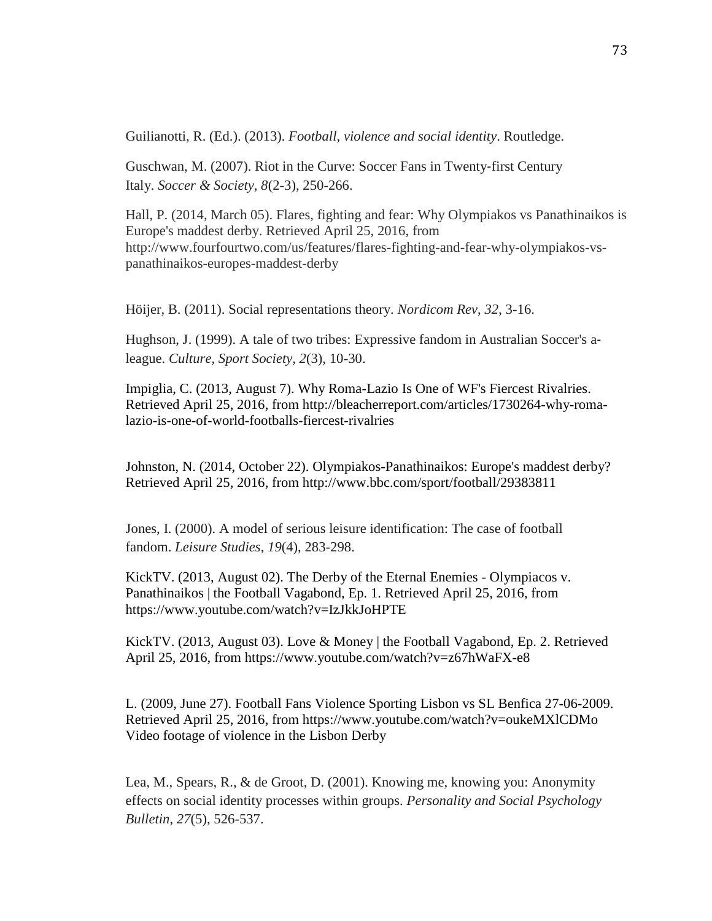Guilianotti, R. (Ed.). (2013). *Football, violence and social identity*. Routledge.

Guschwan, M. (2007). Riot in the Curve: Soccer Fans in Twenty-first Century Italy. *Soccer & Society*, *8*(2-3), 250-266.

Hall, P. (2014, March 05). Flares, fighting and fear: Why Olympiakos vs Panathinaikos is Europe's maddest derby. Retrieved April 25, 2016, from http://www.fourfourtwo.com/us/features/flares-fighting-and-fear-why-olympiakos-vs-panathinaikos-europes-maddest-derby

Höijer, B. (2011). Social representations theory. *Nordicom Rev*, *32*, 3-16.

Hughson, J. (1999). A tale of two tribes: Expressive fandom in Australian Soccer's a-league. *Culture, Sport Society*, *2*(3), 10-30.

Impiglia, C. (2013, August 7). Why Roma-Lazio Is One of WF's Fiercest Rivalries. Retrieved April 25, 2016, from http://bleacherreport.com/articles/1730264-why-roma-lazio-is-one-of-world-footballs-fiercest-rivalries

Johnston, N. (2014, October 22). Olympiakos-Panathinaikos: Europe's maddest derby? Retrieved April 25, 2016, from http://www.bbc.com/sport/football/29383811

Jones, I. (2000). A model of serious leisure identification: The case of football fandom. *Leisure Studies*, *19*(4), 283-298.

KickTV. (2013, August 02). The Derby of the Eternal Enemies - Olympiacos v. Panathinaikos | the Football Vagabond, Ep. 1. Retrieved April 25, 2016, from https://www.youtube.com/watch?v=IzJkkJoHPTE

KickTV. (2013, August 03). Love & Money | the Football Vagabond, Ep. 2. Retrieved April 25, 2016, from https://www.youtube.com/watch?v=z67hWaFX-e8

L. (2009, June 27). Football Fans Violence Sporting Lisbon vs SL Benfica 27-06-2009. Retrieved April 25, 2016, from https://www.youtube.com/watch?v=oukeMXlCDMo Video footage of violence in the Lisbon Derby

Lea, M., Spears, R., & de Groot, D. (2001). Knowing me, knowing you: Anonymity effects on social identity processes within groups. *Personality and Social Psychology Bulletin*, *27*(5), 526-537.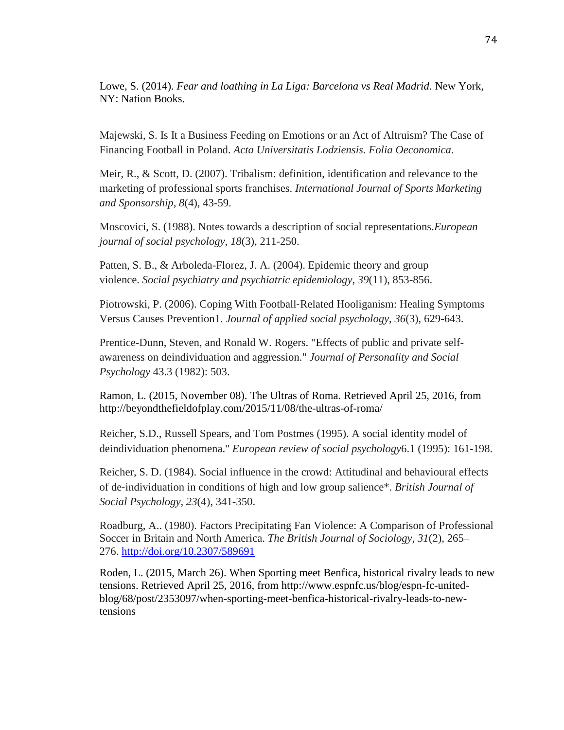Lowe, S. (2014). *Fear and loathing in La Liga: Barcelona vs Real Madrid*. New York, NY: Nation Books.

Majewski, S. Is It a Business Feeding on Emotions or an Act of Altruism? The Case of Financing Football in Poland. *Acta Universitatis Lodziensis. Folia Oeconomica*.

Meir, R., & Scott, D. (2007). Tribalism: definition, identification and relevance to the marketing of professional sports franchises. *International Journal of Sports Marketing and Sponsorship*, *8*(4), 43-59.

Moscovici, S. (1988). Notes towards a description of social representations.*European journal of social psychology*, *18*(3), 211-250.

Patten, S. B., & Arboleda-Florez, J. A. (2004). Epidemic theory and group violence. *Social psychiatry and psychiatric epidemiology*, *39*(11), 853-856.

Piotrowski, P. (2006). Coping With Football‐Related Hooliganism: Healing Symptoms Versus Causes Prevention1. *Journal of applied social psychology*, *36*(3), 629-643.

Prentice-Dunn, Steven, and Ronald W. Rogers. "Effects of public and private self-awareness on deindividuation and aggression." *Journal of Personality and Social Psychology* 43.3 (1982): 503.

Ramon, L. (2015, November 08). The Ultras of Roma. Retrieved April 25, 2016, from http://beyondthefieldofplay.com/2015/11/08/the-ultras-of-roma/

Reicher, S.D., Russell Spears, and Tom Postmes (1995). A social identity model of deindividuation phenomena." *European review of social psychology*6.1 (1995): 161-198.

Reicher, S. D. (1984). Social influence in the crowd: Attitudinal and behavioural effects of de‐individuation in conditions of high and low group salience*. *British Journal of Social Psychology*, *23*(4), 341-350.

Roadburg, A.. (1980). Factors Precipitating Fan Violence: A Comparison of Professional Soccer in Britain and North America. *The British Journal of Sociology*, *31*(2), 265–276. http://doi.org/10.2307/589691

Roden, L. (2015, March 26). When Sporting meet Benfica, historical rivalry leads to new tensions. Retrieved April 25, 2016, from http://www.espnfc.us/blog/espn-fc-united-blog/68/post/2353097/when-sporting-meet-benfica-historical-rivalry-leads-to-new-tensions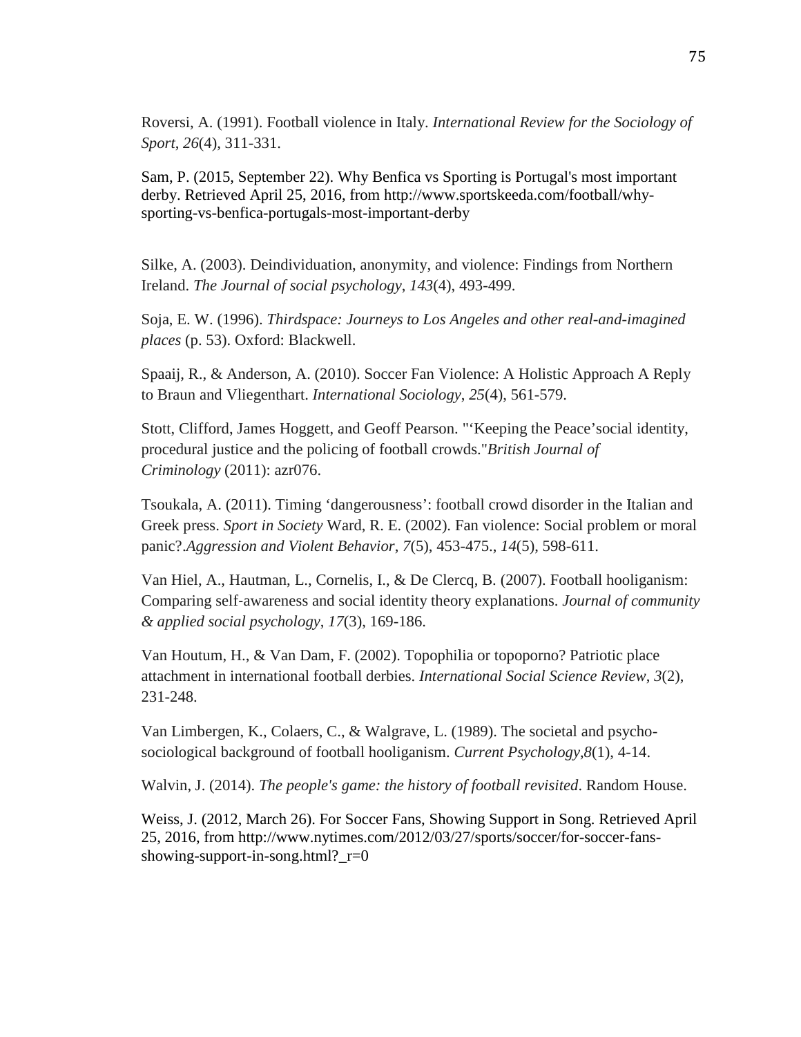Roversi, A. (1991). Football violence in Italy. *International Review for the Sociology of Sport*, *26*(4), 311-331.

Sam, P. (2015, September 22). Why Benfica vs Sporting is Portugal's most important derby. Retrieved April 25, 2016, from http://www.sportskeeda.com/football/why-sporting-vs-benfica-portugals-most-important-derby

Silke, A. (2003). Deindividuation, anonymity, and violence: Findings from Northern Ireland. *The Journal of social psychology*, *143*(4), 493-499.

Soja, E. W. (1996). *Thirdspace: Journeys to Los Angeles and other real-and-imagined places* (p. 53). Oxford: Blackwell.

Spaaij, R., & Anderson, A. (2010). Soccer Fan Violence: A Holistic Approach A Reply to Braun and Vliegenthart. *International Sociology*, *25*(4), 561-579.

Stott, Clifford, James Hoggett, and Geoff Pearson. "'Keeping the Peace'social identity, procedural justice and the policing of football crowds."*British Journal of Criminology* (2011): azr076.

Tsoukala, A. (2011). Timing 'dangerousness': football crowd disorder in the Italian and Greek press. *Sport in Society* Ward, R. E. (2002). Fan violence: Social problem or moral panic?.*Aggression and Violent Behavior*, *7*(5), 453-475., *14*(5), 598-611.

Van Hiel, A., Hautman, L., Cornelis, I., & De Clercq, B. (2007). Football hooliganism: Comparing self-awareness and social identity theory explanations. *Journal of community & applied social psychology*, *17*(3), 169-186.

Van Houtum, H., & Van Dam, F. (2002). Topophilia or topoporno? Patriotic place attachment in international football derbies. *International Social Science Review*, *3*(2), 231-248.

Van Limbergen, K., Colaers, C., & Walgrave, L. (1989). The societal and psycho-sociological background of football hooliganism. *Current Psychology*,*8*(1), 4-14.

Walvin, J. (2014). *The people's game: the history of football revisited*. Random House.

Weiss, J. (2012, March 26). For Soccer Fans, Showing Support in Song. Retrieved April 25, 2016, from http://www.nytimes.com/2012/03/27/sports/soccer/for-soccer-fans-showing-support-in-song.html?_r=0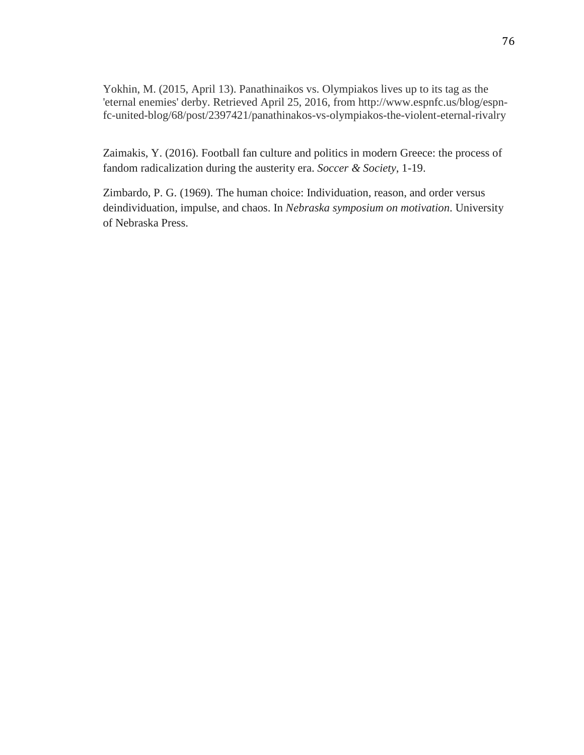Yokhin, M. (2015, April 13). Panathinaikos vs. Olympiakos lives up to its tag as the 'eternal enemies' derby. Retrieved April 25, 2016, from http://www.espnfc.us/blog/espn-fc-united-blog/68/post/2397421/panathinakos-vs-olympiakos-the-violent-eternal-rivalry

Zaimakis, Y. (2016). Football fan culture and politics in modern Greece: the process of fandom radicalization during the austerity era. *Soccer & Society*, 1-19.

Zimbardo, P. G. (1969). The human choice: Individuation, reason, and order versus deindividuation, impulse, and chaos. In *Nebraska symposium on motivation*. University of Nebraska Press.